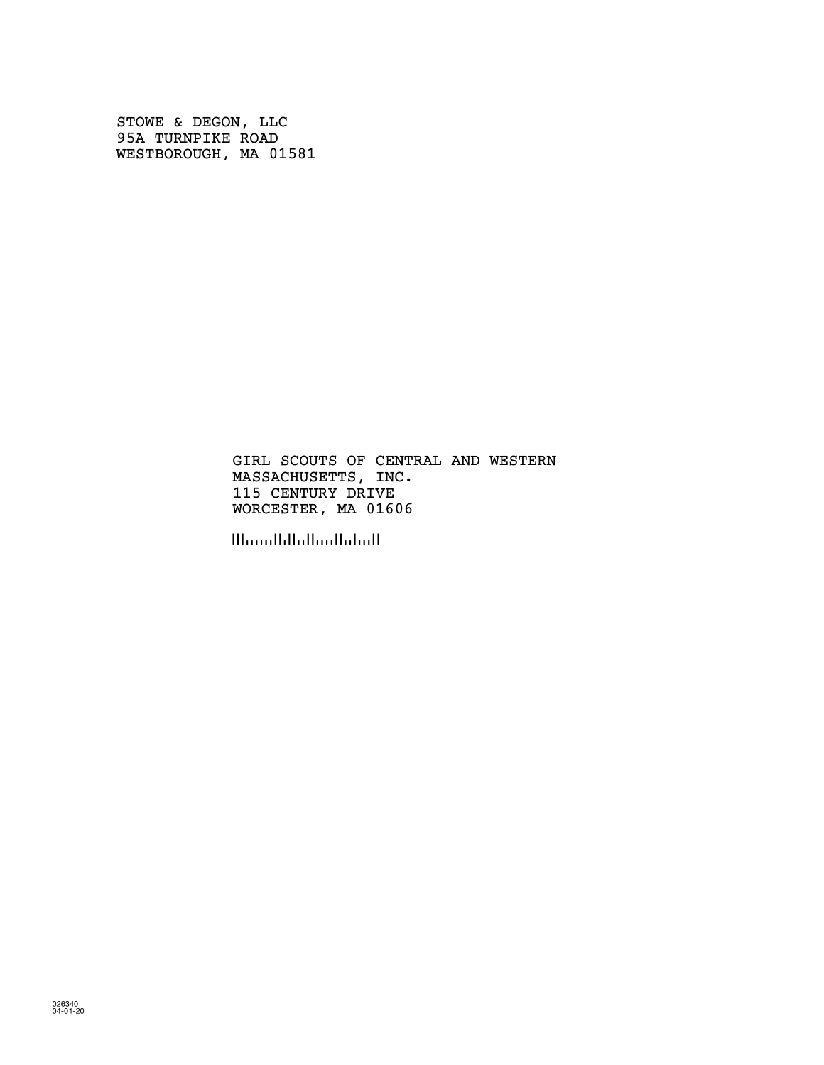STOWE & DEGON, LLC
95A TURNPIKE ROAD
WESTBOROUGH, MA 01581

GIRL SCOUTS OF CENTRAL AND WESTERN
MASSACHUSETTS, INC.
115 CENTURY DRIVE
WORCESTER, MA 01606

026340
04-01-20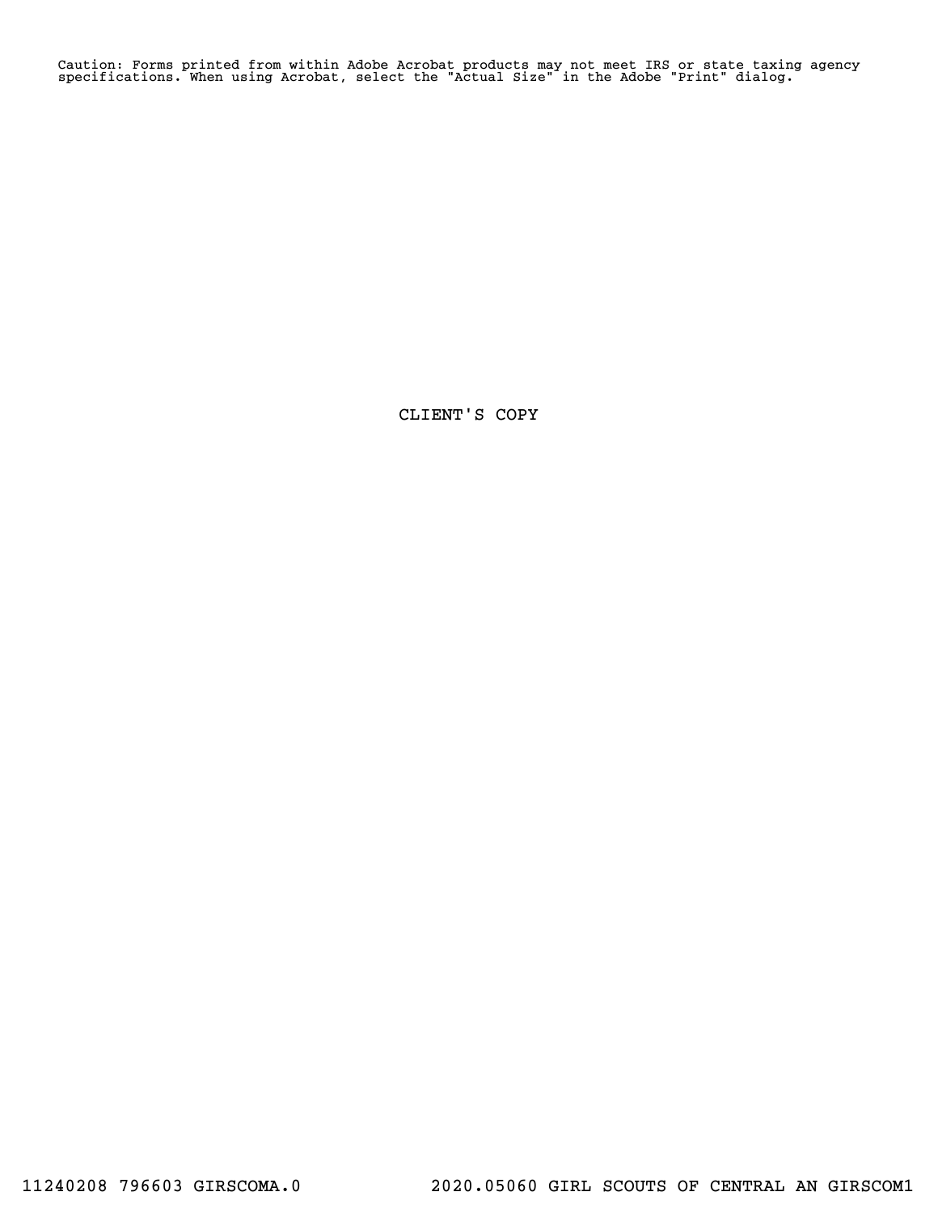Caution: Forms printed from within Adobe Acrobat products may not meet IRS or state taxing agency specifications. When using Acrobat, select the "Actual Size" in the Adobe "Print" dialog.

CLIENT'S COPY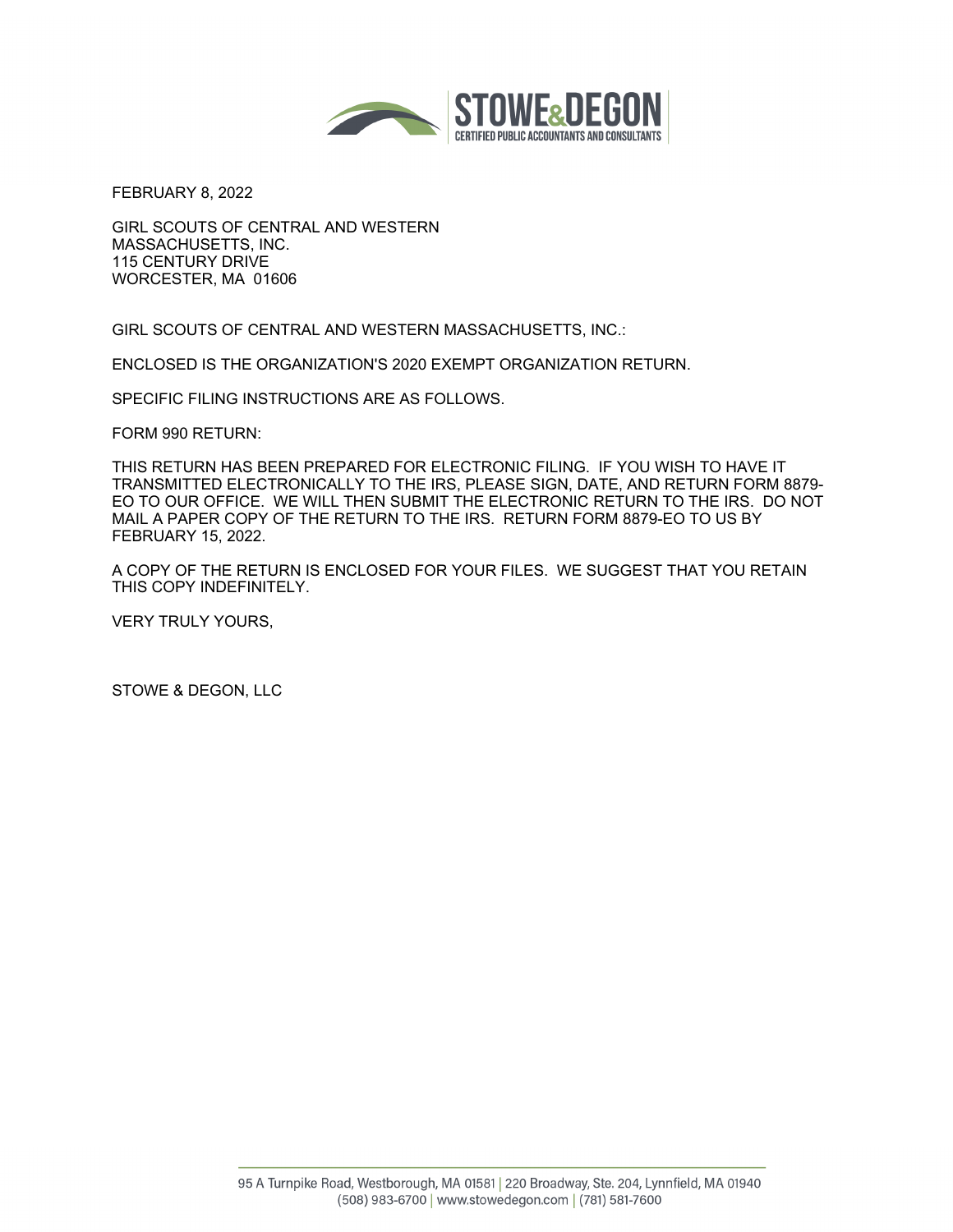STOWE&DEGON
CERTIFIED PUBLIC ACCOUNTANTS AND CONSULTANTS

FEBRUARY 8, 2022

GIRL SCOUTS OF CENTRAL AND WESTERN
MASSACHUSETTS, INC.
115 CENTURY DRIVE
WORCESTER, MA 01606

GIRL SCOUTS OF CENTRAL AND WESTERN MASSACHUSETTS, INC.:

ENCLOSED IS THE ORGANIZATION'S 2020 EXEMPT ORGANIZATION RETURN.

SPECIFIC FILING INSTRUCTIONS ARE AS FOLLOWS.

FORM 990 RETURN:

THIS RETURN HAS BEEN PREPARED FOR ELECTRONIC FILING. IF YOU WISH TO HAVE IT TRANSMITTED ELECTRONICALLY TO THE IRS, PLEASE SIGN, DATE, AND RETURN FORM 8879-EO TO OUR OFFICE. WE WILL THEN SUBMIT THE ELECTRONIC RETURN TO THE IRS. DO NOT MAIL A PAPER COPY OF THE RETURN TO THE IRS. RETURN FORM 8879-EO TO US BY FEBRUARY 15, 2022.

A COPY OF THE RETURN IS ENCLOSED FOR YOUR FILES. WE SUGGEST THAT YOU RETAIN THIS COPY INDEFINITELY.

VERY TRULY YOURS,

STOWE & DEGON, LLC

95 A Turnpike Road, Westborough, MA 01581 | 220 Broadway, Ste. 204, Lynnfield, MA 01940
(508) 983-6700 | www.stowedegon.com | (781) 581-7600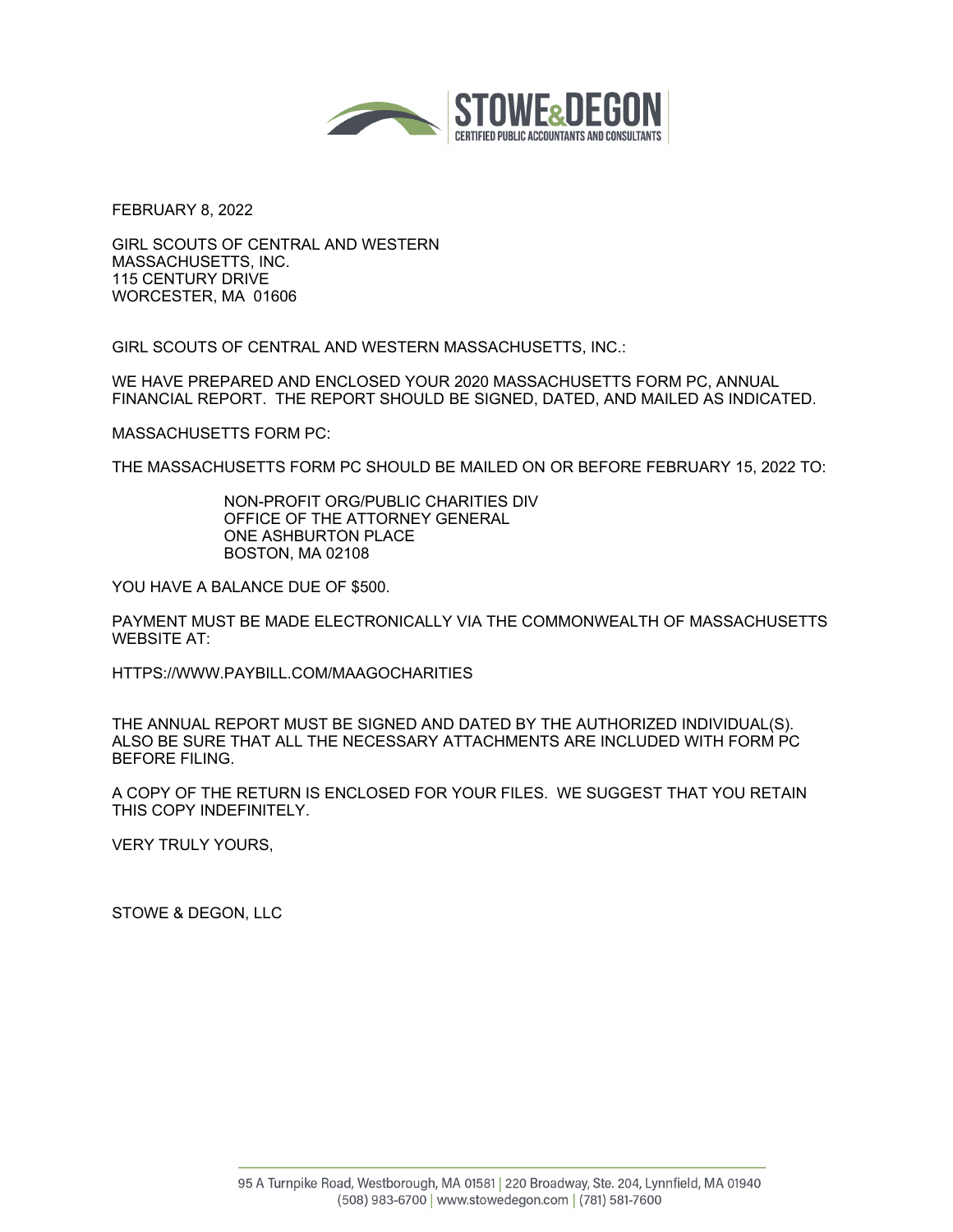STOWE&DEGON
CERTIFIED PUBLIC ACCOUNTANTS AND CONSULTANTS

FEBRUARY 8, 2022

GIRL SCOUTS OF CENTRAL AND WESTERN
MASSACHUSETTS, INC.
115 CENTURY DRIVE
WORCESTER, MA 01606

GIRL SCOUTS OF CENTRAL AND WESTERN MASSACHUSETTS, INC.:

WE HAVE PREPARED AND ENCLOSED YOUR 2020 MASSACHUSETTS FORM PC, ANNUAL FINANCIAL REPORT. THE REPORT SHOULD BE SIGNED, DATED, AND MAILED AS INDICATED.

MASSACHUSETTS FORM PC:

THE MASSACHUSETTS FORM PC SHOULD BE MAILED ON OR BEFORE FEBRUARY 15, 2022 TO:

> NON-PROFIT ORG/PUBLIC CHARITIES DIV
> OFFICE OF THE ATTORNEY GENERAL
> ONE ASHBURTON PLACE
> BOSTON, MA 02108

YOU HAVE A BALANCE DUE OF $500.

PAYMENT MUST BE MADE ELECTRONICALLY VIA THE COMMONWEALTH OF MASSACHUSETTS WEBSITE AT:

HTTPS://WWW.PAYBILL.COM/MAAGOCHARITIES

THE ANNUAL REPORT MUST BE SIGNED AND DATED BY THE AUTHORIZED INDIVIDUAL(S). ALSO BE SURE THAT ALL THE NECESSARY ATTACHMENTS ARE INCLUDED WITH FORM PC BEFORE FILING.

A COPY OF THE RETURN IS ENCLOSED FOR YOUR FILES. WE SUGGEST THAT YOU RETAIN THIS COPY INDEFINITELY.

VERY TRULY YOURS,

STOWE & DEGON, LLC

95 A Turnpike Road, Westborough, MA 01581 | 220 Broadway, Ste. 204, Lynnfield, MA 01940
(508) 983-6700 | www.stowedegon.com | (781) 581-7600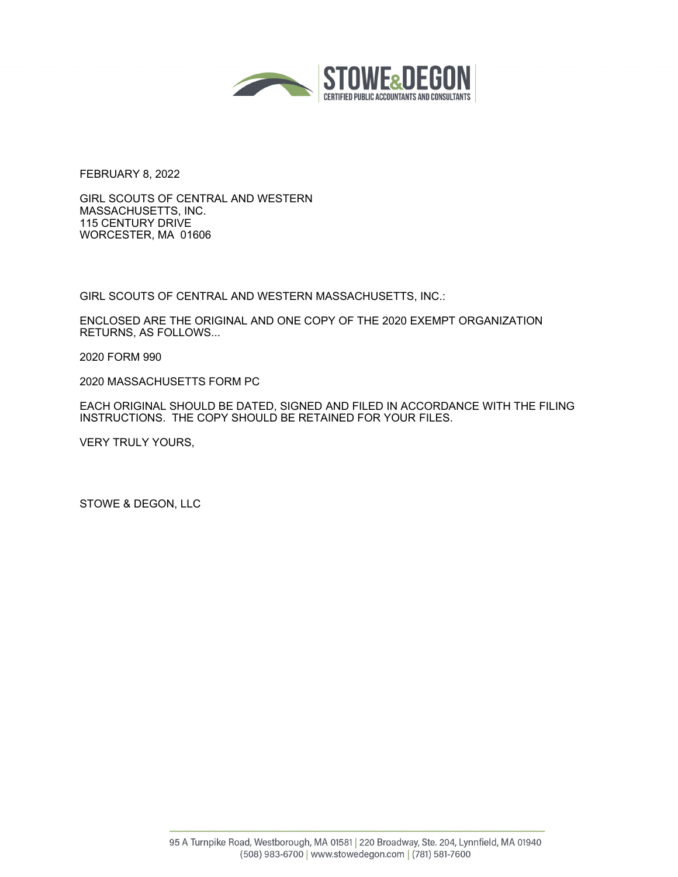STOWE&DEGON
CERTIFIED PUBLIC ACCOUNTANTS AND CONSULTANTS

FEBRUARY 8, 2022

GIRL SCOUTS OF CENTRAL AND WESTERN
MASSACHUSETTS, INC.
115 CENTURY DRIVE
WORCESTER, MA 01606

GIRL SCOUTS OF CENTRAL AND WESTERN MASSACHUSETTS, INC.:

ENCLOSED ARE THE ORIGINAL AND ONE COPY OF THE 2020 EXEMPT ORGANIZATION RETURNS, AS FOLLOWS...

2020 FORM 990

2020 MASSACHUSETTS FORM PC

EACH ORIGINAL SHOULD BE DATED, SIGNED AND FILED IN ACCORDANCE WITH THE FILING INSTRUCTIONS. THE COPY SHOULD BE RETAINED FOR YOUR FILES.

VERY TRULY YOURS,

STOWE & DEGON, LLC

95 A Turnpike Road, Westborough, MA 01581 | 220 Broadway, Ste. 204, Lynnfield, MA 01940
(508) 983-6700 | www.stowedegon.com | (781) 581-7600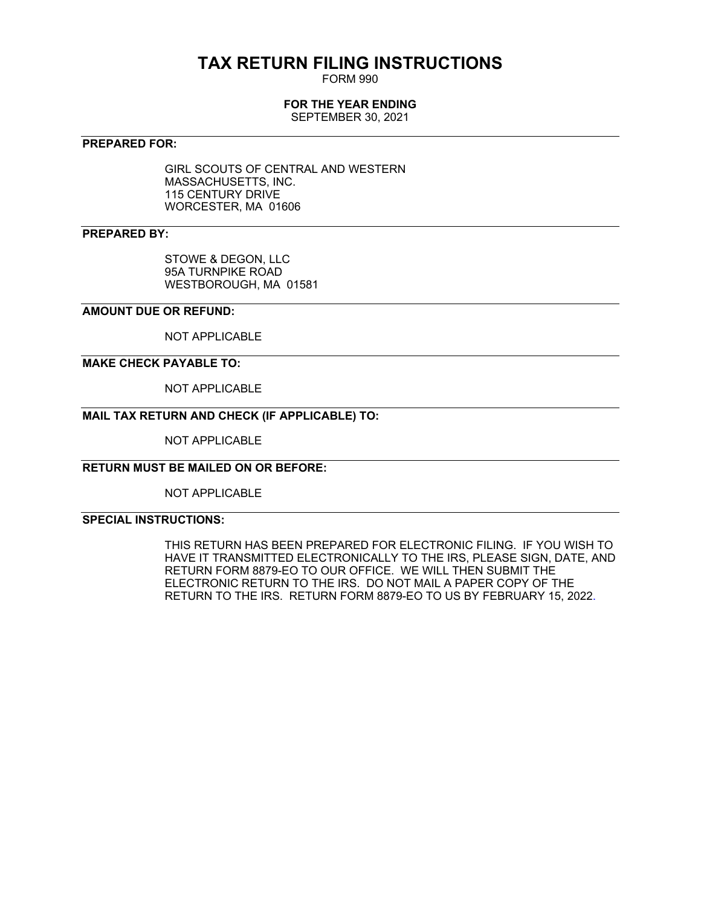# TAX RETURN FILING INSTRUCTIONS

FORM 990

**FOR THE YEAR ENDING**

SEPTEMBER 30, 2021

---

**PREPARED FOR:**

GIRL SCOUTS OF CENTRAL AND WESTERN MASSACHUSETTS, INC.
115 CENTURY DRIVE
WORCESTER, MA 01606

---

**PREPARED BY:**

STOWE & DEGON, LLC
95A TURNPIKE ROAD
WESTBOROUGH, MA 01581

---

**AMOUNT DUE OR REFUND:**

NOT APPLICABLE

---

**MAKE CHECK PAYABLE TO:**

NOT APPLICABLE

---

**MAIL TAX RETURN AND CHECK (IF APPLICABLE) TO:**

NOT APPLICABLE

---

**RETURN MUST BE MAILED ON OR BEFORE:**

NOT APPLICABLE

---

**SPECIAL INSTRUCTIONS:**

THIS RETURN HAS BEEN PREPARED FOR ELECTRONIC FILING. IF YOU WISH TO HAVE IT TRANSMITTED ELECTRONICALLY TO THE IRS, PLEASE SIGN, DATE, AND RETURN FORM 8879-EO TO OUR OFFICE. WE WILL THEN SUBMIT THE ELECTRONIC RETURN TO THE IRS. DO NOT MAIL A PAPER COPY OF THE RETURN TO THE IRS. RETURN FORM 8879-EO TO US BY FEBRUARY 15, 2022.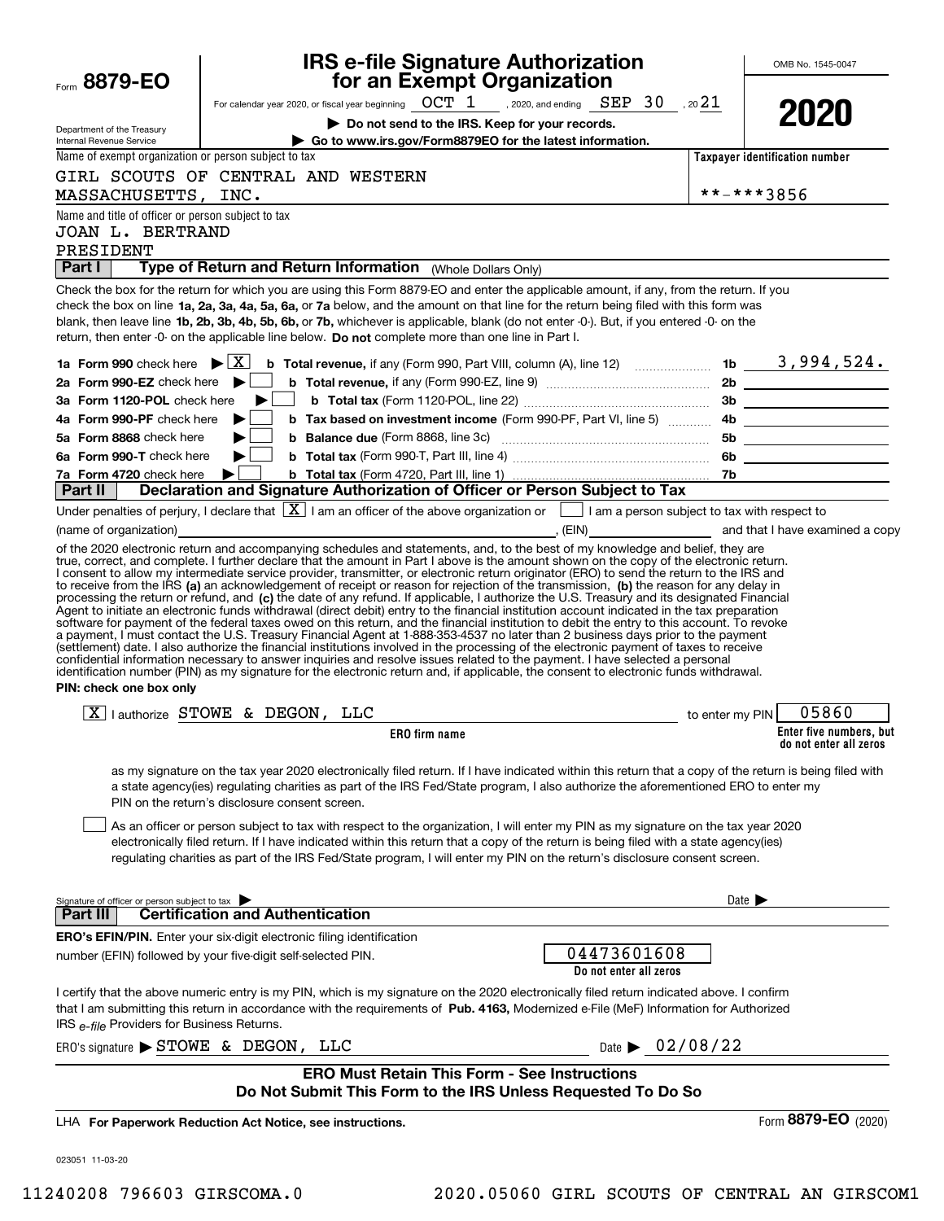Form **8879-EO**

Department of the Treasury
Internal Revenue Service

# IRS e-file Signature Authorization for an Exempt Organization

For calendar year 2020, or fiscal year beginning OCT 1, 2020, and ending SEP 30, 20 21

▶ **Do not send to the IRS. Keep for your records.**

▶ **Go to www.irs.gov/Form8879EO for the latest information.**

OMB No. 1545-0047

**2020**

Name of exempt organization or person subject to tax: GIRL SCOUTS OF CENTRAL AND WESTERN MASSACHUSETTS, INC.

**Taxpayer identification number**: **-***3856

Name and title of officer or person subject to tax: JOAN L. BERTRAND, PRESIDENT

## Part I — Type of Return and Return Information (Whole Dollars Only)

Check the box for the return for which you are using this Form 8879-EO and enter the applicable amount, if any, from the return. If you check the box on line **1a, 2a, 3a, 4a, 5a, 6a,** or **7a** below, and the amount on that line for the return being filed with this form was blank, then leave line **1b, 2b, 3b, 4b, 5b, 6b,** or **7b,** whichever is applicable, blank (do not enter -0-). But, if you entered -0- on the return, then enter -0- on the applicable line below. **Do not** complete more than one line in Part I.

| | | | |
|---|---|---|---|
| **1a Form 990** check here ▶ [X] | **b Total revenue,** if any (Form 990, Part VIII, column (A), line 12) | 1b | 3,994,524. |
| **2a Form 990-EZ** check here ▶ [ ] | **b Total revenue,** if any (Form 990-EZ, line 9) | 2b | |
| **3a Form 1120-POL** check here ▶ [ ] | **b Total tax** (Form 1120-POL, line 22) | 3b | |
| **4a Form 990-PF** check here ▶ [ ] | **b Tax based on investment income** (Form 990-PF, Part VI, line 5) | 4b | |
| **5a Form 8868** check here ▶ [ ] | **b Balance due** (Form 8868, line 3c) | 5b | |
| **6a Form 990-T** check here ▶ [ ] | **b Total tax** (Form 990-T, Part III, line 4) | 6b | |
| **7a Form 4720** check here ▶ [ ] | **b Total tax** (Form 4720, Part III, line 1) | 7b | |

## Part II — Declaration and Signature Authorization of Officer or Person Subject to Tax

Under penalties of perjury, I declare that [X] I am an officer of the above organization or [ ] I am a person subject to tax with respect to (name of organization) ______________________, (EIN) ____________ and that I have examined a copy of the 2020 electronic return and accompanying schedules and statements, and, to the best of my knowledge and belief, they are true, correct, and complete. I further declare that the amount in Part I above is the amount shown on the copy of the electronic return. I consent to allow my intermediate service provider, transmitter, or electronic return originator (ERO) to send the return to the IRS and to receive from the IRS **(a)** an acknowledgement of receipt or reason for rejection of the transmission, **(b)** the reason for any delay in processing the return or refund, and **(c)** the date of any refund. If applicable, I authorize the U.S. Treasury and its designated Financial Agent to initiate an electronic funds withdrawal (direct debit) entry to the financial institution account indicated in the tax preparation software for payment of the federal taxes owed on this return, and the financial institution to debit the entry to this account. To revoke a payment, I must contact the U.S. Treasury Financial Agent at 1-888-353-4537 no later than 2 business days prior to the payment (settlement) date. I also authorize the financial institutions involved in the processing of the electronic payment of taxes to receive confidential information necessary to answer inquiries and resolve issues related to the payment. I have selected a personal identification number (PIN) as my signature for the electronic return and, if applicable, the consent to electronic funds withdrawal.

**PIN: check one box only**

[X] I authorize STOWE & DEGON, LLC (**ERO firm name**) to enter my PIN 05860 (**Enter five numbers, but do not enter all zeros**)

as my signature on the tax year 2020 electronically filed return. If I have indicated within this return that a copy of the return is being filed with a state agency(ies) regulating charities as part of the IRS Fed/State program, I also authorize the aforementioned ERO to enter my PIN on the return's disclosure consent screen.

[ ] As an officer or person subject to tax with respect to the organization, I will enter my PIN as my signature on the tax year 2020 electronically filed return. If I have indicated within this return that a copy of the return is being filed with a state agency(ies) regulating charities as part of the IRS Fed/State program, I will enter my PIN on the return's disclosure consent screen.

Signature of officer or person subject to tax ▶ ____________________ Date ▶ ________

## Part III — Certification and Authentication

**ERO's EFIN/PIN.** Enter your six-digit electronic filing identification number (EFIN) followed by your five-digit self-selected PIN. 04473601608 (**Do not enter all zeros**)

I certify that the above numeric entry is my PIN, which is my signature on the 2020 electronically filed return indicated above. I confirm that I am submitting this return in accordance with the requirements of **Pub. 4163,** Modernized e-File (MeF) Information for Authorized IRS *e-file* Providers for Business Returns.

ERO's signature ▶ STOWE & DEGON, LLC Date ▶ 02/08/22

**ERO Must Retain This Form - See Instructions**
**Do Not Submit This Form to the IRS Unless Requested To Do So**

LHA **For Paperwork Reduction Act Notice, see instructions.** Form **8879-EO** (2020)

023051 11-03-20

11240208 796603 GIRSCOMA.0 2020.05060 GIRL SCOUTS OF CENTRAL AN GIRSCOM1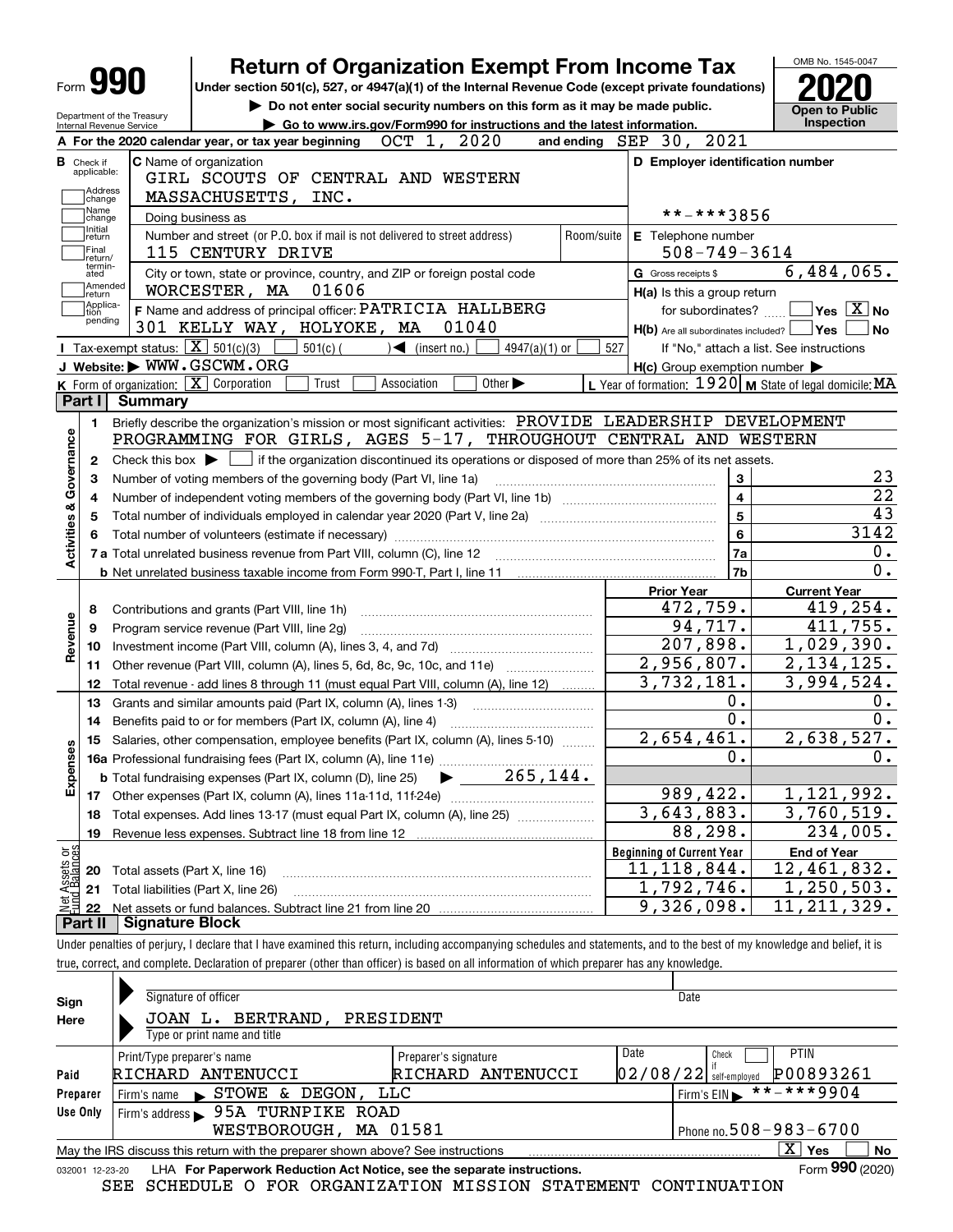# Form 990 — Return of Organization Exempt From Income Tax — 2020

Under section 501(c), 527, or 4947(a)(1) of the Internal Revenue Code (except private foundations)

▶ Do not enter social security numbers on this form as it may be made public.

▶ Go to www.irs.gov/Form990 for instructions and the latest information.

Department of the Treasury, Internal Revenue Service

OMB No. 1545-0047 — Open to Public Inspection

**A** For the 2020 calendar year, or tax year beginning OCT 1, 2020 and ending SEP 30, 2021

**B** Check if applicable: Address change, Name change, Initial return, Final return/terminated, Amended return, Application pending

**C** Name of organization: GIRL SCOUTS OF CENTRAL AND WESTERN MASSACHUSETTS, INC.

Doing business as

Number and street (or P.O. box if mail is not delivered to street address): 115 CENTURY DRIVE — Room/suite

City or town, state or province, country, and ZIP or foreign postal code: WORCESTER, MA 01606

**D** Employer identification number: **-***3856

**E** Telephone number: 508-749-3614

**G** Gross receipts $ 6,484,065.

**F** Name and address of principal officer: PATRICIA HALLBERG, 301 KELLY WAY, HOLYOKE, MA 01040

**H(a)** Is this a group return for subordinates? ☐ Yes ☒ No

**H(b)** Are all subordinates included? ☐ Yes ☐ No — If "No," attach a list. See instructions

**H(c)** Group exemption number ▶

**I** Tax-exempt status: ☒ 501(c)(3) ☐ 501(c) ( ) ◀ (insert no.) ☐ 4947(a)(1) or ☐ 527

**J** Website: ▶ WWW.GSCWM.ORG

**K** Form of organization: ☒ Corporation ☐ Trust ☐ Association ☐ Other ▶

**L** Year of formation: 1920 **M** State of legal domicile: MA

## Part I Summary

**Activities & Governance**

1 Briefly describe the organization's mission or most significant activities: PROVIDE LEADERSHIP DEVELOPMENT PROGRAMMING FOR GIRLS, AGES 5-17, THROUGHOUT CENTRAL AND WESTERN

2 Check this box ▶ ☐ if the organization discontinued its operations or disposed of more than 25% of its net assets.

| | | | |
|---|---|---|---|
| 3 | Number of voting members of the governing body (Part VI, line 1a) | 3 | 23 |
| 4 | Number of independent voting members of the governing body (Part VI, line 1b) | 4 | 22 |
| 5 | Total number of individuals employed in calendar year 2020 (Part V, line 2a) | 5 | 43 |
| 6 | Total number of volunteers (estimate if necessary) | 6 | 3142 |
| 7a | Total unrelated business revenue from Part VIII, column (C), line 12 | 7a | 0. |
| b | Net unrelated business taxable income from Form 990-T, Part I, line 11 | 7b | 0. |

| | | Prior Year | Current Year |
|---|---|---|---|
| **Revenue** | | | |
| 8 | Contributions and grants (Part VIII, line 1h) | 472,759. | 419,254. |
| 9 | Program service revenue (Part VIII, line 2g) | 94,717. | 411,755. |
| 10 | Investment income (Part VIII, column (A), lines 3, 4, and 7d) | 207,898. | 1,029,390. |
| 11 | Other revenue (Part VIII, column (A), lines 5, 6d, 8c, 9c, 10c, and 11e) | 2,956,807. | 2,134,125. |
| 12 | Total revenue - add lines 8 through 11 (must equal Part VIII, column (A), line 12) | 3,732,181. | 3,994,524. |
| **Expenses** | | | |
| 13 | Grants and similar amounts paid (Part IX, column (A), lines 1-3) | 0. | 0. |
| 14 | Benefits paid to or for members (Part IX, column (A), line 4) | 0. | 0. |
| 15 | Salaries, other compensation, employee benefits (Part IX, column (A), lines 5-10) | 2,654,461. | 2,638,527. |
| 16a | Professional fundraising fees (Part IX, column (A), line 11e) | 0. | 0. |
| b | Total fundraising expenses (Part IX, column (D), line 25) ▶ 265,144. | | |
| 17 | Other expenses (Part IX, column (A), lines 11a-11d, 11f-24e) | 989,422. | 1,121,992. |
| 18 | Total expenses. Add lines 13-17 (must equal Part IX, column (A), line 25) | 3,643,883. | 3,760,519. |
| 19 | Revenue less expenses. Subtract line 18 from line 12 | 88,298. | 234,005. |

| **Net Assets or Fund Balances** | | Beginning of Current Year | End of Year |
|---|---|---|---|
| 20 | Total assets (Part X, line 16) | 11,118,844. | 12,461,832. |
| 21 | Total liabilities (Part X, line 26) | 1,792,746. | 1,250,503. |
| 22 | Net assets or fund balances. Subtract line 21 from line 20 | 9,326,098. | 11,211,329. |

## Part II Signature Block

Under penalties of perjury, I declare that I have examined this return, including accompanying schedules and statements, and to the best of my knowledge and belief, it is true, correct, and complete. Declaration of preparer (other than officer) is based on all information of which preparer has any knowledge.

**Sign Here**

Signature of officer — Date

JOAN L. BERTRAND, PRESIDENT

Type or print name and title

**Paid Preparer Use Only**

| Print/Type preparer's name | Preparer's signature | Date | Check ☐ if self-employed | PTIN |
|---|---|---|---|---|
| RICHARD ANTENUCCI | RICHARD ANTENUCCI | 02/08/22 | | P00893261 |

Firm's name ▶ STOWE & DEGON, LLC — Firm's EIN ▶ **-***9904

Firm's address ▶ 95A TURNPIKE ROAD, WESTBOROUGH, MA 01581 — Phone no. 508-983-6700

May the IRS discuss this return with the preparer shown above? See instructions ☒ Yes ☐ No

032001 12-23-20 LHA For Paperwork Reduction Act Notice, see the separate instructions. Form **990** (2020)

SEE SCHEDULE O FOR ORGANIZATION MISSION STATEMENT CONTINUATION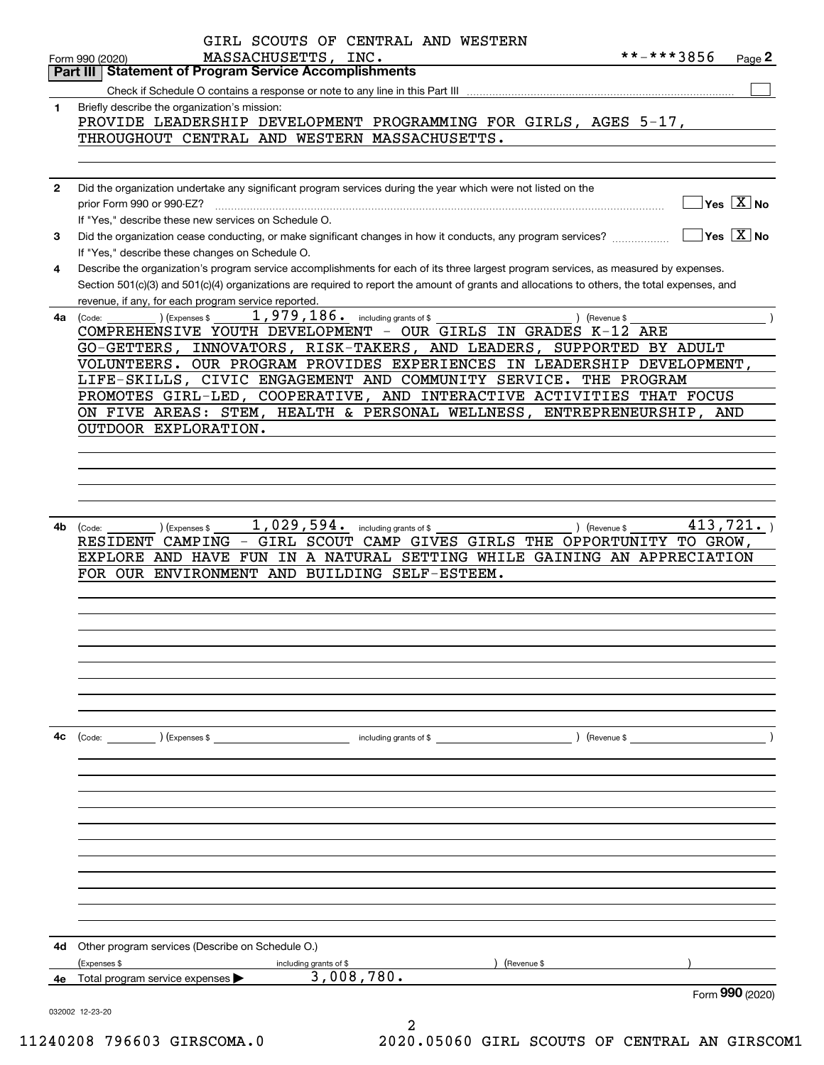GIRL SCOUTS OF CENTRAL AND WESTERN MASSACHUSETTS, INC. **-***3856

Form 990 (2020) Page 2

## Part III Statement of Program Service Accomplishments

Check if Schedule O contains a response or note to any line in this Part III ☐

**1** Briefly describe the organization's mission:

PROVIDE LEADERSHIP DEVELOPMENT PROGRAMMING FOR GIRLS, AGES 5-17, THROUGHOUT CENTRAL AND WESTERN MASSACHUSETTS.

**2** Did the organization undertake any significant program services during the year which were not listed on the prior Form 990 or 990-EZ? ☐ Yes ☒ No

If "Yes," describe these new services on Schedule O.

**3** Did the organization cease conducting, or make significant changes in how it conducts, any program services? ☐ Yes ☒ No

If "Yes," describe these changes on Schedule O.

**4** Describe the organization's program service accomplishments for each of its three largest program services, as measured by expenses. Section 501(c)(3) and 501(c)(4) organizations are required to report the amount of grants and allocations to others, the total expenses, and revenue, if any, for each program service reported.

**4a** (Code: ) (Expenses $ 1,979,186. including grants of $ ) (Revenue $ )

COMPREHENSIVE YOUTH DEVELOPMENT - OUR GIRLS IN GRADES K-12 ARE GO-GETTERS, INNOVATORS, RISK-TAKERS, AND LEADERS, SUPPORTED BY ADULT VOLUNTEERS. OUR PROGRAM PROVIDES EXPERIENCES IN LEADERSHIP DEVELOPMENT, LIFE-SKILLS, CIVIC ENGAGEMENT AND COMMUNITY SERVICE. THE PROGRAM PROMOTES GIRL-LED, COOPERATIVE, AND INTERACTIVE ACTIVITIES THAT FOCUS ON FIVE AREAS: STEM, HEALTH & PERSONAL WELLNESS, ENTREPRENEURSHIP, AND OUTDOOR EXPLORATION.

**4b** (Code: ) (Expenses $ 1,029,594. including grants of $ ) (Revenue $ 413,721. )

RESIDENT CAMPING - GIRL SCOUT CAMP GIVES GIRLS THE OPPORTUNITY TO GROW, EXPLORE AND HAVE FUN IN A NATURAL SETTING WHILE GAINING AN APPRECIATION FOR OUR ENVIRONMENT AND BUILDING SELF-ESTEEM.

**4c** (Code: ) (Expenses $ including grants of $ ) (Revenue $ )

**4d** Other program services (Describe on Schedule O.)

(Expenses $ including grants of $ ) (Revenue $ )

**4e** Total program service expenses ▶ 3,008,780.

Form **990** (2020)

032002 12-23-20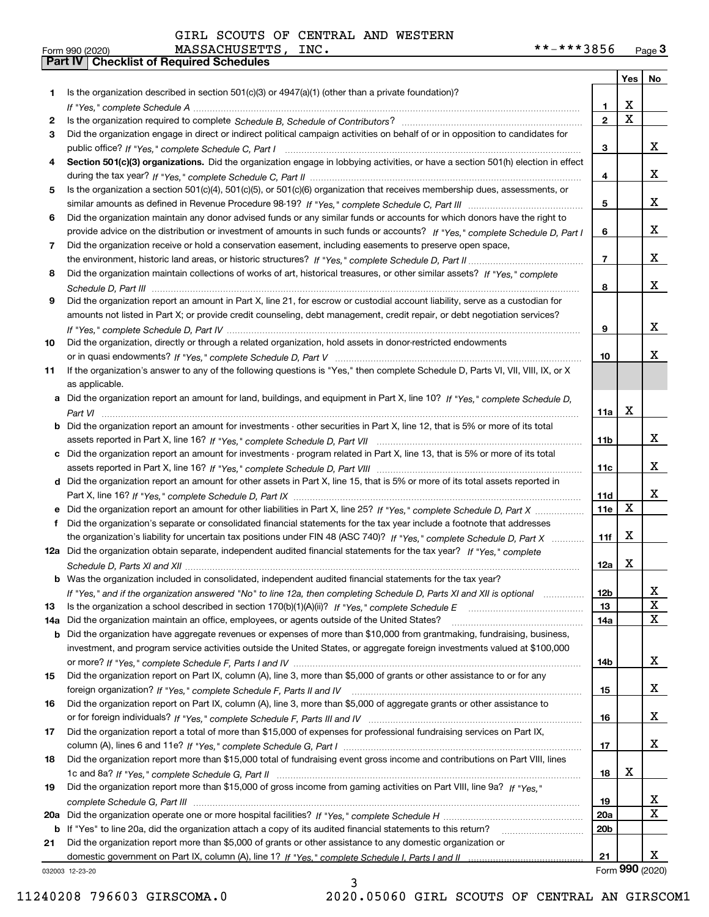GIRL SCOUTS OF CENTRAL AND WESTERN MASSACHUSETTS, INC. **-***3856

Form 990 (2020) Page **3**

## Part IV Checklist of Required Schedules

| | | | Yes | No |
|---|---|---|---|---|
| 1 | Is the organization described in section 501(c)(3) or 4947(a)(1) (other than a private foundation)? *If "Yes," complete Schedule A* | 1 | X | |
| 2 | Is the organization required to complete *Schedule B, Schedule of Contributors*? | 2 | X | |
| 3 | Did the organization engage in direct or indirect political campaign activities on behalf of or in opposition to candidates for public office? *If "Yes," complete Schedule C, Part I* | 3 | | X |
| 4 | **Section 501(c)(3) organizations.** Did the organization engage in lobbying activities, or have a section 501(h) election in effect during the tax year? *If "Yes," complete Schedule C, Part II* | 4 | | X |
| 5 | Is the organization a section 501(c)(4), 501(c)(5), or 501(c)(6) organization that receives membership dues, assessments, or similar amounts as defined in Revenue Procedure 98-19? *If "Yes," complete Schedule C, Part III* | 5 | | X |
| 6 | Did the organization maintain any donor advised funds or any similar funds or accounts for which donors have the right to provide advice on the distribution or investment of amounts in such funds or accounts? *If "Yes," complete Schedule D, Part I* | 6 | | X |
| 7 | Did the organization receive or hold a conservation easement, including easements to preserve open space, the environment, historic land areas, or historic structures? *If "Yes," complete Schedule D, Part II* | 7 | | X |
| 8 | Did the organization maintain collections of works of art, historical treasures, or other similar assets? *If "Yes," complete Schedule D, Part III* | 8 | | X |
| 9 | Did the organization report an amount in Part X, line 21, for escrow or custodial account liability, serve as a custodian for amounts not listed in Part X; or provide credit counseling, debt management, credit repair, or debt negotiation services? *If "Yes," complete Schedule D, Part IV* | 9 | | X |
| 10 | Did the organization, directly or through a related organization, hold assets in donor-restricted endowments or in quasi endowments? *If "Yes," complete Schedule D, Part V* | 10 | | X |
| 11 | If the organization's answer to any of the following questions is "Yes," then complete Schedule D, Parts VI, VII, VIII, IX, or X as applicable. | | | |
| a | Did the organization report an amount for land, buildings, and equipment in Part X, line 10? *If "Yes," complete Schedule D, Part VI* | 11a | X | |
| b | Did the organization report an amount for investments - other securities in Part X, line 12, that is 5% or more of its total assets reported in Part X, line 16? *If "Yes," complete Schedule D, Part VII* | 11b | | X |
| c | Did the organization report an amount for investments - program related in Part X, line 13, that is 5% or more of its total assets reported in Part X, line 16? *If "Yes," complete Schedule D, Part VIII* | 11c | | X |
| d | Did the organization report an amount for other assets in Part X, line 15, that is 5% or more of its total assets reported in Part X, line 16? *If "Yes," complete Schedule D, Part IX* | 11d | | X |
| e | Did the organization report an amount for other liabilities in Part X, line 25? *If "Yes," complete Schedule D, Part X* | 11e | X | |
| f | Did the organization's separate or consolidated financial statements for the tax year include a footnote that addresses the organization's liability for uncertain tax positions under FIN 48 (ASC 740)? *If "Yes," complete Schedule D, Part X* | 11f | X | |
| 12a | Did the organization obtain separate, independent audited financial statements for the tax year? *If "Yes," complete Schedule D, Parts XI and XII* | 12a | X | |
| b | Was the organization included in consolidated, independent audited financial statements for the tax year? *If "Yes," and if the organization answered "No" to line 12a, then completing Schedule D, Parts XI and XII is optional* | 12b | | X |
| 13 | Is the organization a school described in section 170(b)(1)(A)(ii)? *If "Yes," complete Schedule E* | 13 | | X |
| 14a | Did the organization maintain an office, employees, or agents outside of the United States? | 14a | | X |
| b | Did the organization have aggregate revenues or expenses of more than $10,000 from grantmaking, fundraising, business, investment, and program service activities outside the United States, or aggregate foreign investments valued at $100,000 or more? *If "Yes," complete Schedule F, Parts I and IV* | 14b | | X |
| 15 | Did the organization report on Part IX, column (A), line 3, more than $5,000 of grants or other assistance to or for any foreign organization? *If "Yes," complete Schedule F, Parts II and IV* | 15 | | X |
| 16 | Did the organization report on Part IX, column (A), line 3, more than $5,000 of aggregate grants or other assistance to or for foreign individuals? *If "Yes," complete Schedule F, Parts III and IV* | 16 | | X |
| 17 | Did the organization report a total of more than $15,000 of expenses for professional fundraising services on Part IX, column (A), lines 6 and 11e? *If "Yes," complete Schedule G, Part I* | 17 | | X |
| 18 | Did the organization report more than $15,000 total of fundraising event gross income and contributions on Part VIII, lines 1c and 8a? *If "Yes," complete Schedule G, Part II* | 18 | X | |
| 19 | Did the organization report more than $15,000 of gross income from gaming activities on Part VIII, line 9a? *If "Yes," complete Schedule G, Part III* | 19 | | X |
| 20a | Did the organization operate one or more hospital facilities? *If "Yes," complete Schedule H* | 20a | | X |
| b | If "Yes" to line 20a, did the organization attach a copy of its audited financial statements to this return? | 20b | | |
| 21 | Did the organization report more than $5,000 of grants or other assistance to any domestic organization or domestic government on Part IX, column (A), line 1? *If "Yes," complete Schedule I, Parts I and II* | 21 | | X |

032003 12-23-20 Form **990** (2020)

11240208 796603 GIRSCOMA.0 2020.05060 GIRL SCOUTS OF CENTRAL AN GIRSCOM1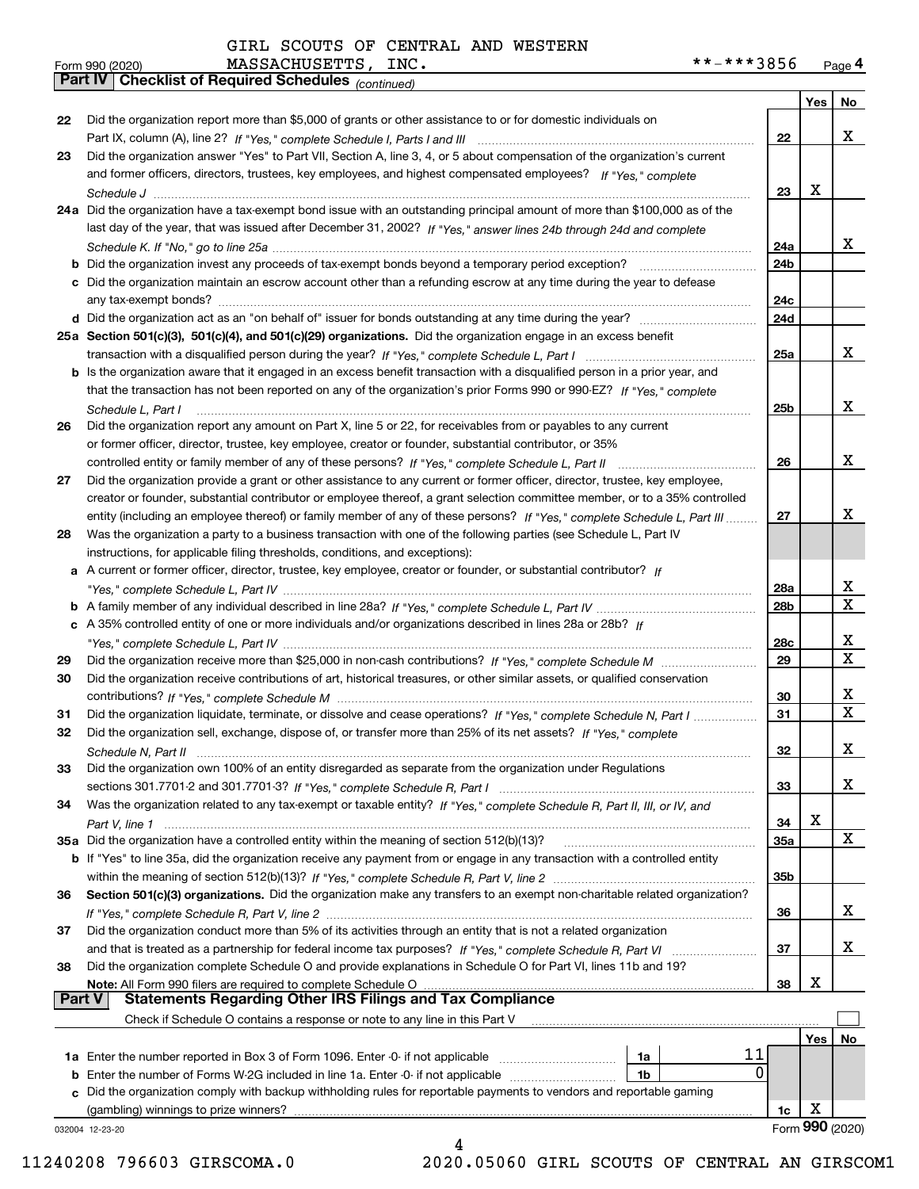GIRL SCOUTS OF CENTRAL AND WESTERN MASSACHUSETTS, INC. **-***3856

Form 990 (2020) Page 4

**Part IV Checklist of Required Schedules** *(continued)*

| | | | Yes | No |
|---|---|---|---|---|
| 22 | Did the organization report more than $5,000 of grants or other assistance to or for domestic individuals on Part IX, column (A), line 2? *If "Yes," complete Schedule I, Parts I and III* | 22 | | X |
| 23 | Did the organization answer "Yes" to Part VII, Section A, line 3, 4, or 5 about compensation of the organization's current and former officers, directors, trustees, key employees, and highest compensated employees? *If "Yes," complete Schedule J* | 23 | X | |
| 24a | Did the organization have a tax-exempt bond issue with an outstanding principal amount of more than $100,000 as of the last day of the year, that was issued after December 31, 2002? *If "Yes," answer lines 24b through 24d and complete Schedule K. If "No," go to line 25a* | 24a | | X |
| b | Did the organization invest any proceeds of tax-exempt bonds beyond a temporary period exception? | 24b | | |
| c | Did the organization maintain an escrow account other than a refunding escrow at any time during the year to defease any tax-exempt bonds? | 24c | | |
| d | Did the organization act as an "on behalf of" issuer for bonds outstanding at any time during the year? | 24d | | |
| 25a | **Section 501(c)(3), 501(c)(4), and 501(c)(29) organizations.** Did the organization engage in an excess benefit transaction with a disqualified person during the year? *If "Yes," complete Schedule L, Part I* | 25a | | X |
| b | Is the organization aware that it engaged in an excess benefit transaction with a disqualified person in a prior year, and that the transaction has not been reported on any of the organization's prior Forms 990 or 990-EZ? *If "Yes," complete Schedule L, Part I* | 25b | | X |
| 26 | Did the organization report any amount on Part X, line 5 or 22, for receivables from or payables to any current or former officer, director, trustee, key employee, creator or founder, substantial contributor, or 35% controlled entity or family member of any of these persons? *If "Yes," complete Schedule L, Part II* | 26 | | X |
| 27 | Did the organization provide a grant or other assistance to any current or former officer, director, trustee, key employee, creator or founder, substantial contributor or employee thereof, a grant selection committee member, or to a 35% controlled entity (including an employee thereof) or family member of any of these persons? *If "Yes," complete Schedule L, Part III* | 27 | | X |
| 28 | Was the organization a party to a business transaction with one of the following parties (see Schedule L, Part IV instructions, for applicable filing thresholds, conditions, and exceptions): | | | |
| a | A current or former officer, director, trustee, key employee, creator or founder, or substantial contributor? *If "Yes," complete Schedule L, Part IV* | 28a | | X |
| b | A family member of any individual described in line 28a? *If "Yes," complete Schedule L, Part IV* | 28b | | X |
| c | A 35% controlled entity of one or more individuals and/or organizations described in lines 28a or 28b? *If "Yes," complete Schedule L, Part IV* | 28c | | X |
| 29 | Did the organization receive more than $25,000 in non-cash contributions? *If "Yes," complete Schedule M* | 29 | | X |
| 30 | Did the organization receive contributions of art, historical treasures, or other similar assets, or qualified conservation contributions? *If "Yes," complete Schedule M* | 30 | | X |
| 31 | Did the organization liquidate, terminate, or dissolve and cease operations? *If "Yes," complete Schedule N, Part I* | 31 | | X |
| 32 | Did the organization sell, exchange, dispose of, or transfer more than 25% of its net assets? *If "Yes," complete Schedule N, Part II* | 32 | | X |
| 33 | Did the organization own 100% of an entity disregarded as separate from the organization under Regulations sections 301.7701-2 and 301.7701-3? *If "Yes," complete Schedule R, Part I* | 33 | | X |
| 34 | Was the organization related to any tax-exempt or taxable entity? *If "Yes," complete Schedule R, Part II, III, or IV, and Part V, line 1* | 34 | X | |
| 35a | Did the organization have a controlled entity within the meaning of section 512(b)(13)? | 35a | | X |
| b | If "Yes" to line 35a, did the organization receive any payment from or engage in any transaction with a controlled entity within the meaning of section 512(b)(13)? *If "Yes," complete Schedule R, Part V, line 2* | 35b | | |
| 36 | **Section 501(c)(3) organizations.** Did the organization make any transfers to an exempt non-charitable related organization? *If "Yes," complete Schedule R, Part V, line 2* | 36 | | X |
| 37 | Did the organization conduct more than 5% of its activities through an entity that is not a related organization and that is treated as a partnership for federal income tax purposes? *If "Yes," complete Schedule R, Part VI* | 37 | | X |
| 38 | Did the organization complete Schedule O and provide explanations in Schedule O for Part VI, lines 11b and 19? **Note:** All Form 990 filers are required to complete Schedule O | 38 | X | |

**Part V Statements Regarding Other IRS Filings and Tax Compliance**

Check if Schedule O contains a response or note to any line in this Part V ☐

| | | | | | Yes | No |
|---|---|---|---|---|---|---|
| 1a | Enter the number reported in Box 3 of Form 1096. Enter -0- if not applicable | 1a | 11 | | | |
| b | Enter the number of Forms W-2G included in line 1a. Enter -0- if not applicable | 1b | 0 | | | |
| c | Did the organization comply with backup withholding rules for reportable payments to vendors and reportable gaming (gambling) winnings to prize winners? | | | 1c | X | |

032004 12-23-20 Form **990** (2020)

11240208 796603 GIRSCOMA.0 2020.05060 GIRL SCOUTS OF CENTRAL AN GIRSCOM1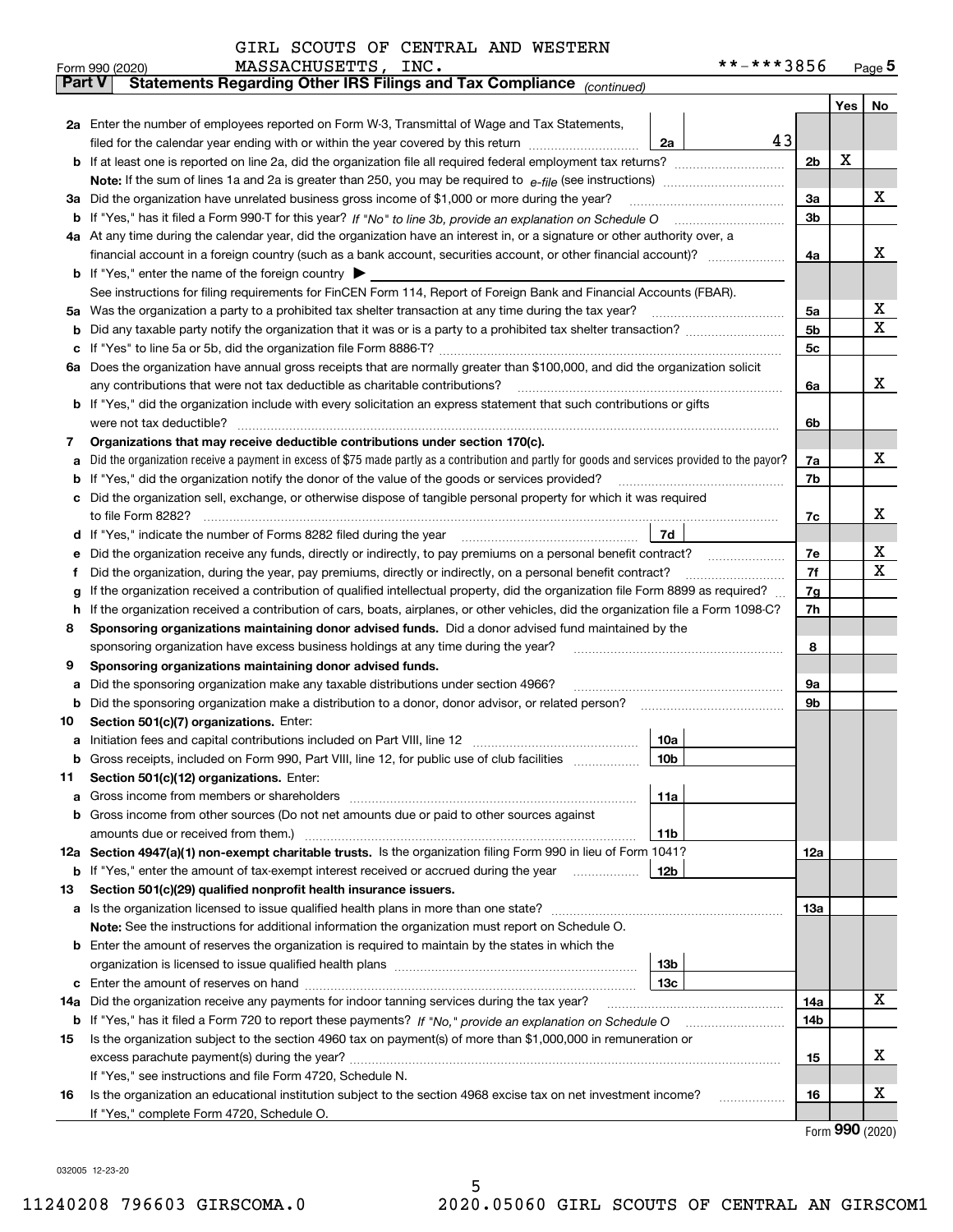GIRL SCOUTS OF CENTRAL AND WESTERN MASSACHUSETTS, INC. **-***3856

Form 990 (2020) Page 5

**Part V Statements Regarding Other IRS Filings and Tax Compliance** *(continued)*

| | | | | | Yes | No |
|---|---|---|---|---|---|---|
| **2a** | Enter the number of employees reported on Form W-3, Transmittal of Wage and Tax Statements, filed for the calendar year ending with or within the year covered by this return | 2a | 43 | | | |
| **b** | If at least one is reported on line 2a, did the organization file all required federal employment tax returns? | | | 2b | X | |
| | **Note:** If the sum of lines 1a and 2a is greater than 250, you may be required to *e-file* (see instructions) | | | | | |
| **3a** | Did the organization have unrelated business gross income of $1,000 or more during the year? | | | 3a | | X |
| **b** | If "Yes," has it filed a Form 990-T for this year? *If "No" to line 3b, provide an explanation on Schedule O* | | | 3b | | |
| **4a** | At any time during the calendar year, did the organization have an interest in, or a signature or other authority over, a financial account in a foreign country (such as a bank account, securities account, or other financial account)? | | | 4a | | X |
| **b** | If "Yes," enter the name of the foreign country ▶ | | | | | |
| | See instructions for filing requirements for FinCEN Form 114, Report of Foreign Bank and Financial Accounts (FBAR). | | | | | |
| **5a** | Was the organization a party to a prohibited tax shelter transaction at any time during the tax year? | | | 5a | | X |
| **b** | Did any taxable party notify the organization that it was or is a party to a prohibited tax shelter transaction? | | | 5b | | X |
| **c** | If "Yes" to line 5a or 5b, did the organization file Form 8886-T? | | | 5c | | |
| **6a** | Does the organization have annual gross receipts that are normally greater than $100,000, and did the organization solicit any contributions that were not tax deductible as charitable contributions? | | | 6a | | X |
| **b** | If "Yes," did the organization include with every solicitation an express statement that such contributions or gifts were not tax deductible? | | | 6b | | |
| **7** | **Organizations that may receive deductible contributions under section 170(c).** | | | | | |
| **a** | Did the organization receive a payment in excess of $75 made partly as a contribution and partly for goods and services provided to the payor? | | | 7a | | X |
| **b** | If "Yes," did the organization notify the donor of the value of the goods or services provided? | | | 7b | | |
| **c** | Did the organization sell, exchange, or otherwise dispose of tangible personal property for which it was required to file Form 8282? | | | 7c | | X |
| **d** | If "Yes," indicate the number of Forms 8282 filed during the year | 7d | | | | |
| **e** | Did the organization receive any funds, directly or indirectly, to pay premiums on a personal benefit contract? | | | 7e | | X |
| **f** | Did the organization, during the year, pay premiums, directly or indirectly, on a personal benefit contract? | | | 7f | | X |
| **g** | If the organization received a contribution of qualified intellectual property, did the organization file Form 8899 as required? | | | 7g | | |
| **h** | If the organization received a contribution of cars, boats, airplanes, or other vehicles, did the organization file a Form 1098-C? | | | 7h | | |
| **8** | **Sponsoring organizations maintaining donor advised funds.** Did a donor advised fund maintained by the sponsoring organization have excess business holdings at any time during the year? | | | 8 | | |
| **9** | **Sponsoring organizations maintaining donor advised funds.** | | | | | |
| **a** | Did the sponsoring organization make any taxable distributions under section 4966? | | | 9a | | |
| **b** | Did the sponsoring organization make a distribution to a donor, donor advisor, or related person? | | | 9b | | |
| **10** | **Section 501(c)(7) organizations.** Enter: | | | | | |
| **a** | Initiation fees and capital contributions included on Part VIII, line 12 | 10a | | | | |
| **b** | Gross receipts, included on Form 990, Part VIII, line 12, for public use of club facilities | 10b | | | | |
| **11** | **Section 501(c)(12) organizations.** Enter: | | | | | |
| **a** | Gross income from members or shareholders | 11a | | | | |
| **b** | Gross income from other sources (Do not net amounts due or paid to other sources against amounts due or received from them.) | 11b | | | | |
| **12a** | **Section 4947(a)(1) non-exempt charitable trusts.** Is the organization filing Form 990 in lieu of Form 1041? | | | 12a | | |
| **b** | If "Yes," enter the amount of tax-exempt interest received or accrued during the year | 12b | | | | |
| **13** | **Section 501(c)(29) qualified nonprofit health insurance issuers.** | | | | | |
| **a** | Is the organization licensed to issue qualified health plans in more than one state? | | | 13a | | |
| | **Note:** See the instructions for additional information the organization must report on Schedule O. | | | | | |
| **b** | Enter the amount of reserves the organization is required to maintain by the states in which the organization is licensed to issue qualified health plans | 13b | | | | |
| **c** | Enter the amount of reserves on hand | 13c | | | | |
| **14a** | Did the organization receive any payments for indoor tanning services during the tax year? | | | 14a | | X |
| **b** | If "Yes," has it filed a Form 720 to report these payments? *If "No," provide an explanation on Schedule O* | | | 14b | | |
| **15** | Is the organization subject to the section 4960 tax on payment(s) of more than $1,000,000 in remuneration or excess parachute payment(s) during the year? | | | 15 | | X |
| | If "Yes," see instructions and file Form 4720, Schedule N. | | | | | |
| **16** | Is the organization an educational institution subject to the section 4968 excise tax on net investment income? | | | 16 | | X |
| | If "Yes," complete Form 4720, Schedule O. | | | | | |

Form **990** (2020)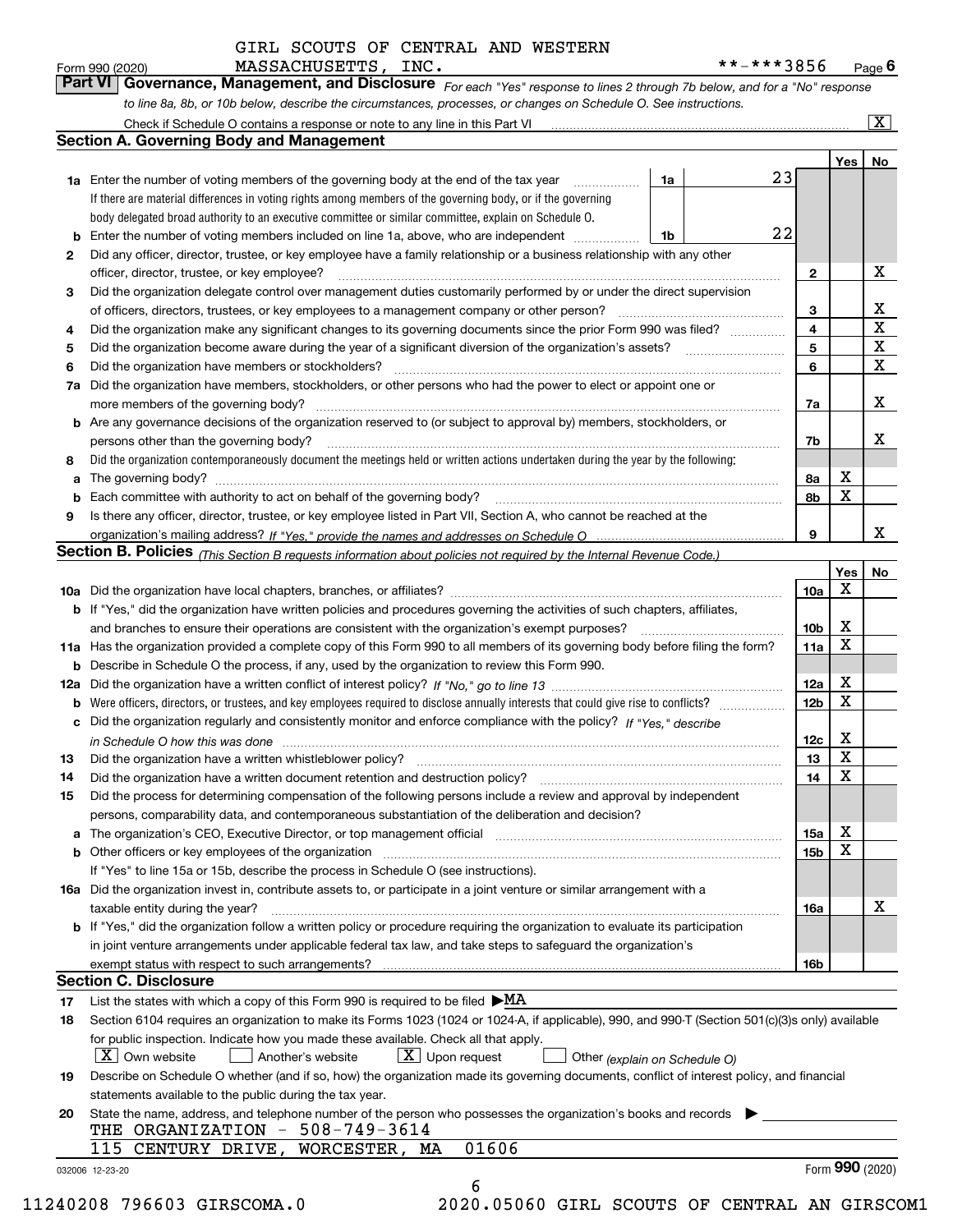GIRL SCOUTS OF CENTRAL AND WESTERN MASSACHUSETTS, INC.

Form 990 (2020) **-***3856 Page 6

**Part VI Governance, Management, and Disclosure** *For each "Yes" response to lines 2 through 7b below, and for a "No" response to line 8a, 8b, or 10b below, describe the circumstances, processes, or changes on Schedule O. See instructions.*

Check if Schedule O contains a response or note to any line in this Part VI ..... [X]

**Section A. Governing Body and Management**

| | | | | Yes | No |
|---|---|---|---|---|---|
| **1a** | Enter the number of voting members of the governing body at the end of the tax year ..... **1a** 23 | | | | |
| | If there are material differences in voting rights among members of the governing body, or if the governing body delegated broad authority to an executive committee or similar committee, explain on Schedule O. | | | | |
| **b** | Enter the number of voting members included on line 1a, above, who are independent ..... **1b** 22 | | | | |
| **2** | Did any officer, director, trustee, or key employee have a family relationship or a business relationship with any other officer, director, trustee, or key employee? | | **2** | | X |
| **3** | Did the organization delegate control over management duties customarily performed by or under the direct supervision of officers, directors, trustees, or key employees to a management company or other person? | | **3** | | X |
| **4** | Did the organization make any significant changes to its governing documents since the prior Form 990 was filed? | | **4** | | X |
| **5** | Did the organization become aware during the year of a significant diversion of the organization's assets? | | **5** | | X |
| **6** | Did the organization have members or stockholders? | | **6** | | X |
| **7a** | Did the organization have members, stockholders, or other persons who had the power to elect or appoint one or more members of the governing body? | | **7a** | | X |
| **b** | Are any governance decisions of the organization reserved to (or subject to approval by) members, stockholders, or persons other than the governing body? | | **7b** | | X |
| **8** | Did the organization contemporaneously document the meetings held or written actions undertaken during the year by the following: | | | | |
| **a** | The governing body? | | **8a** | X | |
| **b** | Each committee with authority to act on behalf of the governing body? | | **8b** | X | |
| **9** | Is there any officer, director, trustee, or key employee listed in Part VII, Section A, who cannot be reached at the organization's mailing address? *If "Yes," provide the names and addresses on Schedule O* | | **9** | | X |

**Section B. Policies** *(This Section B requests information about policies not required by the Internal Revenue Code.)*

| | | | Yes | No |
|---|---|---|---|---|
| **10a** | Did the organization have local chapters, branches, or affiliates? | **10a** | X | |
| **b** | If "Yes," did the organization have written policies and procedures governing the activities of such chapters, affiliates, and branches to ensure their operations are consistent with the organization's exempt purposes? | **10b** | X | |
| **11a** | Has the organization provided a complete copy of this Form 990 to all members of its governing body before filing the form? | **11a** | X | |
| **b** | Describe in Schedule O the process, if any, used by the organization to review this Form 990. | | | |
| **12a** | Did the organization have a written conflict of interest policy? *If "No," go to line 13* | **12a** | X | |
| **b** | Were officers, directors, or trustees, and key employees required to disclose annually interests that could give rise to conflicts? | **12b** | X | |
| **c** | Did the organization regularly and consistently monitor and enforce compliance with the policy? *If "Yes," describe in Schedule O how this was done* | **12c** | X | |
| **13** | Did the organization have a written whistleblower policy? | **13** | X | |
| **14** | Did the organization have a written document retention and destruction policy? | **14** | X | |
| **15** | Did the process for determining compensation of the following persons include a review and approval by independent persons, comparability data, and contemporaneous substantiation of the deliberation and decision? | | | |
| **a** | The organization's CEO, Executive Director, or top management official | **15a** | X | |
| **b** | Other officers or key employees of the organization | **15b** | X | |
| | If "Yes" to line 15a or 15b, describe the process in Schedule O (see instructions). | | | |
| **16a** | Did the organization invest in, contribute assets to, or participate in a joint venture or similar arrangement with a taxable entity during the year? | **16a** | | X |
| **b** | If "Yes," did the organization follow a written policy or procedure requiring the organization to evaluate its participation in joint venture arrangements under applicable federal tax law, and take steps to safeguard the organization's exempt status with respect to such arrangements? | **16b** | | |

**Section C. Disclosure**

**17** List the states with which a copy of this Form 990 is required to be filed ▶ MA

**18** Section 6104 requires an organization to make its Forms 1023 (1024 or 1024-A, if applicable), 990, and 990-T (Section 501(c)(3)s only) available for public inspection. Indicate how you made these available. Check all that apply.

[X] Own website [ ] Another's website [X] Upon request [ ] Other *(explain on Schedule O)*

**19** Describe on Schedule O whether (and if so, how) the organization made its governing documents, conflict of interest policy, and financial statements available to the public during the tax year.

**20** State the name, address, and telephone number of the person who possesses the organization's books and records ▶

THE ORGANIZATION - 508-749-3614
115 CENTURY DRIVE, WORCESTER, MA 01606

032006 12-23-20 Form **990** (2020)

11240208 796603 GIRSCOMA.0 2020.05060 GIRL SCOUTS OF CENTRAL AN GIRSCOM1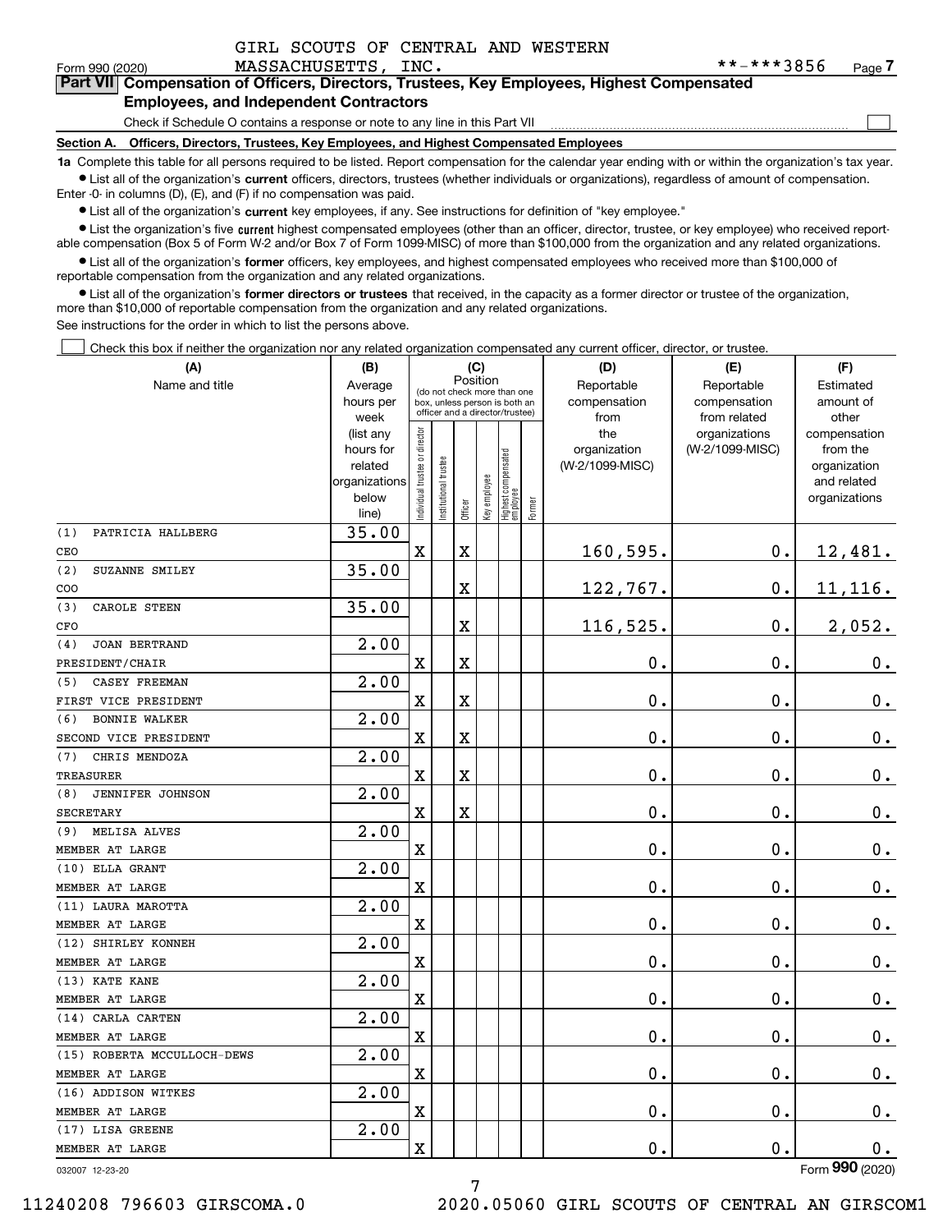GIRL SCOUTS OF CENTRAL AND WESTERN MASSACHUSETTS, INC. **-***3856

Form 990 (2020) Page 7

## Part VII Compensation of Officers, Directors, Trustees, Key Employees, Highest Compensated Employees, and Independent Contractors

Check if Schedule O contains a response or note to any line in this Part VII

### Section A. Officers, Directors, Trustees, Key Employees, and Highest Compensated Employees

**1a** Complete this table for all persons required to be listed. Report compensation for the calendar year ending with or within the organization's tax year.

- List all of the organization's **current** officers, directors, trustees (whether individuals or organizations), regardless of amount of compensation. Enter -0- in columns (D), (E), and (F) if no compensation was paid.
- List all of the organization's **current** key employees, if any. See instructions for definition of "key employee."
- List the organization's five **current** highest compensated employees (other than an officer, director, trustee, or key employee) who received reportable compensation (Box 5 of Form W-2 and/or Box 7 of Form 1099-MISC) of more than $100,000 from the organization and any related organizations.
- List all of the organization's **former** officers, key employees, and highest compensated employees who received more than $100,000 of reportable compensation from the organization and any related organizations.
- List all of the organization's **former directors or trustees** that received, in the capacity as a former director or trustee of the organization, more than $10,000 of reportable compensation from the organization and any related organizations.

See instructions for the order in which to list the persons above.

Check this box if neither the organization nor any related organization compensated any current officer, director, or trustee.

| (A) Name and title | (B) Average hours per week (list any hours for related organizations below line) | (C) Position: Individual trustee or director | Institutional trustee | Officer | Key employee | Highest compensated employee | Former | (D) Reportable compensation from the organization (W-2/1099-MISC) | (E) Reportable compensation from related organizations (W-2/1099-MISC) | (F) Estimated amount of other compensation from the organization and related organizations |
|---|---|---|---|---|---|---|---|---|---|---|
| (1) PATRICIA HALLBERG<br>CEO | 35.00 | X | | X | | | | 160,595. | 0. | 12,481. |
| (2) SUZANNE SMILEY<br>COO | 35.00 | | | X | | | | 122,767. | 0. | 11,116. |
| (3) CAROLE STEEN<br>CFO | 35.00 | | | X | | | | 116,525. | 0. | 2,052. |
| (4) JOAN BERTRAND<br>PRESIDENT/CHAIR | 2.00 | X | | X | | | | 0. | 0. | 0. |
| (5) CASEY FREEMAN<br>FIRST VICE PRESIDENT | 2.00 | X | | X | | | | 0. | 0. | 0. |
| (6) BONNIE WALKER<br>SECOND VICE PRESIDENT | 2.00 | X | | X | | | | 0. | 0. | 0. |
| (7) CHRIS MENDOZA<br>TREASURER | 2.00 | X | | X | | | | 0. | 0. | 0. |
| (8) JENNIFER JOHNSON<br>SECRETARY | 2.00 | X | | X | | | | 0. | 0. | 0. |
| (9) MELISA ALVES<br>MEMBER AT LARGE | 2.00 | X | | | | | | 0. | 0. | 0. |
| (10) ELLA GRANT<br>MEMBER AT LARGE | 2.00 | X | | | | | | 0. | 0. | 0. |
| (11) LAURA MAROTTA<br>MEMBER AT LARGE | 2.00 | X | | | | | | 0. | 0. | 0. |
| (12) SHIRLEY KONNEH<br>MEMBER AT LARGE | 2.00 | X | | | | | | 0. | 0. | 0. |
| (13) KATE KANE<br>MEMBER AT LARGE | 2.00 | X | | | | | | 0. | 0. | 0. |
| (14) CARLA CARTEN<br>MEMBER AT LARGE | 2.00 | X | | | | | | 0. | 0. | 0. |
| (15) ROBERTA MCCULLOCH-DEWS<br>MEMBER AT LARGE | 2.00 | X | | | | | | 0. | 0. | 0. |
| (16) ADDISON WITKES<br>MEMBER AT LARGE | 2.00 | X | | | | | | 0. | 0. | 0. |
| (17) LISA GREENE<br>MEMBER AT LARGE | 2.00 | X | | | | | | 0. | 0. | 0. |

032007 12-23-20 Form **990** (2020)

11240208 796603 GIRSCOMA.0 2020.05060 GIRL SCOUTS OF CENTRAL AN GIRSCOM1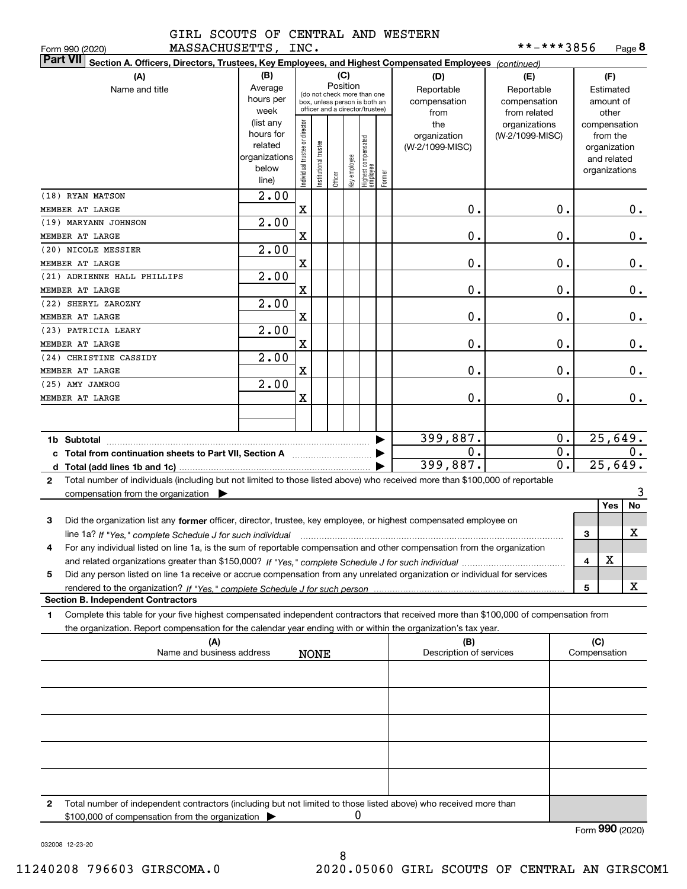GIRL SCOUTS OF CENTRAL AND WESTERN MASSACHUSETTS, INC.

Form 990 (2020) **-***3856 Page 8

**Part VII Section A. Officers, Directors, Trustees, Key Employees, and Highest Compensated Employees** *(continued)*

| (A) Name and title | (B) Average hours per week (list any hours for related organizations below line) | (C) Position: Individual trustee or director | Institutional trustee | Officer | Key employee | Highest compensated employee | Former | (D) Reportable compensation from the organization (W-2/1099-MISC) | (E) Reportable compensation from related organizations (W-2/1099-MISC) | (F) Estimated amount of other compensation from the organization and related organizations |
|---|---|---|---|---|---|---|---|---|---|---|
| (18) RYAN MATSON<br>MEMBER AT LARGE | 2.00 | X | | | | | | 0. | 0. | 0. |
| (19) MARYANN JOHNSON<br>MEMBER AT LARGE | 2.00 | X | | | | | | 0. | 0. | 0. |
| (20) NICOLE MESSIER<br>MEMBER AT LARGE | 2.00 | X | | | | | | 0. | 0. | 0. |
| (21) ADRIENNE HALL PHILLIPS<br>MEMBER AT LARGE | 2.00 | X | | | | | | 0. | 0. | 0. |
| (22) SHERYL ZAROZNY<br>MEMBER AT LARGE | 2.00 | X | | | | | | 0. | 0. | 0. |
| (23) PATRICIA LEARY<br>MEMBER AT LARGE | 2.00 | X | | | | | | 0. | 0. | 0. |
| (24) CHRISTINE CASSIDY<br>MEMBER AT LARGE | 2.00 | X | | | | | | 0. | 0. | 0. |
| (25) AMY JAMROG<br>MEMBER AT LARGE | 2.00 | X | | | | | | 0. | 0. | 0. |
| | | | | | | | | | | |
| **1b Subtotal** | | | | | | | | 399,887. | 0. | 25,649. |
| **c Total from continuation sheets to Part VII, Section A** | | | | | | | | 0. | 0. | 0. |
| **d Total (add lines 1b and 1c)** | | | | | | | | 399,887. | 0. | 25,649. |

**2** Total number of individuals (including but not limited to those listed above) who received more than $100,000 of reportable compensation from the organization ▶ 3

| | | Yes | No |
|---|---|---|---|
| **3** Did the organization list any **former** officer, director, trustee, key employee, or highest compensated employee on line 1a? *If "Yes," complete Schedule J for such individual* | 3 | | X |
| **4** For any individual listed on line 1a, is the sum of reportable compensation and other compensation from the organization and related organizations greater than $150,000? *If "Yes," complete Schedule J for such individual* | 4 | X | |
| **5** Did any person listed on line 1a receive or accrue compensation from any unrelated organization or individual for services rendered to the organization? *If "Yes," complete Schedule J for such person* | 5 | | X |

**Section B. Independent Contractors**

**1** Complete this table for your five highest compensated independent contractors that received more than $100,000 of compensation from the organization. Report compensation for the calendar year ending with or within the organization's tax year.

| (A) Name and business address | (B) Description of services | (C) Compensation |
|---|---|---|
| NONE | | |
| | | |
| | | |
| | | |
| | | |

**2** Total number of independent contractors (including but not limited to those listed above) who received more than $100,000 of compensation from the organization ▶ 0

Form **990** (2020)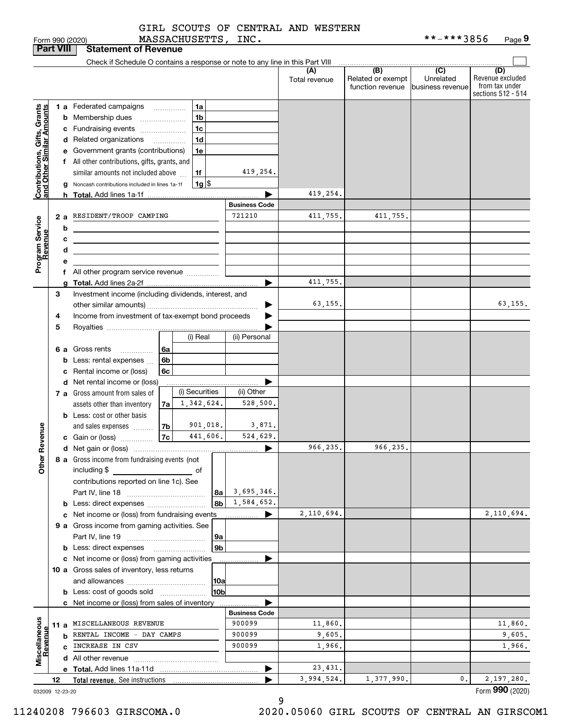GIRL SCOUTS OF CENTRAL AND WESTERN MASSACHUSETTS, INC. **-***3856

Form 990 (2020) Page 9

## Part VIII Statement of Revenue

Check if Schedule O contains a response or note to any line in this Part VIII

| | | | | (A) Total revenue | (B) Related or exempt function revenue | (C) Unrelated business revenue | (D) Revenue excluded from tax under sections 512 - 514 |
|---|---|---|---|---|---|---|---|
| **Contributions, Gifts, Grants and Other Similar Amounts** | 1 a Federated campaigns | 1a | | | | | |
| | b Membership dues | 1b | | | | | |
| | c Fundraising events | 1c | | | | | |
| | d Related organizations | 1d | | | | | |
| | e Government grants (contributions) | 1e | | | | | |
| | f All other contributions, gifts, grants, and similar amounts not included above | 1f | 419,254. | | | | |
| | g Noncash contributions included in lines 1a-1f | 1g | $ | | | | |
| | h **Total.** Add lines 1a-1f | | | 419,254. | | | |
| **Program Service Revenue** | | | Business Code | | | | |
| | 2 a RESIDENT/TROOP CAMPING | | 721210 | 411,755. | 411,755. | | |
| | b | | | | | | |
| | c | | | | | | |
| | d | | | | | | |
| | e | | | | | | |
| | f All other program service revenue | | | | | | |
| | g **Total.** Add lines 2a-2f | | | 411,755. | | | |
| **Other Revenue** | 3 Investment income (including dividends, interest, and other similar amounts) | | | 63,155. | | | 63,155. |
| | 4 Income from investment of tax-exempt bond proceeds | | | | | | |
| | 5 Royalties | | | | | | |
| | | | (i) Real / (ii) Personal | | | | |
| | 6 a Gross rents | 6a | | | | | |
| | b Less: rental expenses | 6b | | | | | |
| | c Rental income or (loss) | 6c | | | | | |
| | d Net rental income or (loss) | | | | | | |
| | | | (i) Securities / (ii) Other | | | | |
| | 7 a Gross amount from sales of assets other than inventory | 7a | 1,342,624. / 528,500. | | | | |
| | b Less: cost or other basis and sales expenses | 7b | 901,018. / 3,871. | | | | |
| | c Gain or (loss) | 7c | 441,606. / 524,629. | | | | |
| | d Net gain or (loss) | | | 966,235. | 966,235. | | |
| | 8 a Gross income from fundraising events (not including $ of contributions reported on line 1c). See Part IV, line 18 | 8a | 3,695,346. | | | | |
| | b Less: direct expenses | 8b | 1,584,652. | | | | |
| | c Net income or (loss) from fundraising events | | | 2,110,694. | | | 2,110,694. |
| | 9 a Gross income from gaming activities. See Part IV, line 19 | 9a | | | | | |
| | b Less: direct expenses | 9b | | | | | |
| | c Net income or (loss) from gaming activities | | | | | | |
| | 10 a Gross sales of inventory, less returns and allowances | 10a | | | | | |
| | b Less: cost of goods sold | 10b | | | | | |
| | c Net income or (loss) from sales of inventory | | | | | | |
| **Miscellaneous Revenue** | | | Business Code | | | | |
| | 11 a MISCELLANEOUS REVENUE | | 900099 | 11,860. | | | 11,860. |
| | b RENTAL INCOME - DAY CAMPS | | 900099 | 9,605. | | | 9,605. |
| | c INCREASE IN CSV | | 900099 | 1,966. | | | 1,966. |
| | d All other revenue | | | | | | |
| | e **Total.** Add lines 11a-11d | | | 23,431. | | | |
| | 12 **Total revenue.** See instructions | | | 3,994,524. | 1,377,990. | 0. | 2,197,280. |

032009 12-23-20

Form **990** (2020)

11240208 796603 GIRSCOMA.0 2020.05060 GIRL SCOUTS OF CENTRAL AN GIRSCOM1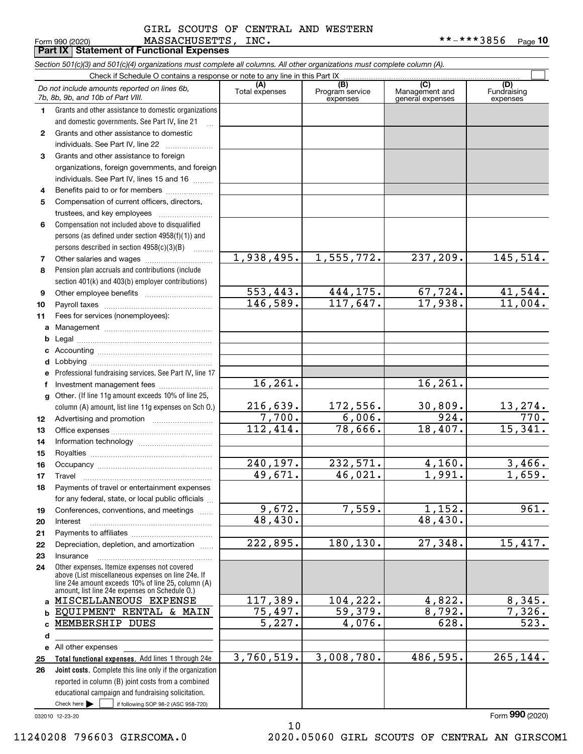GIRL SCOUTS OF CENTRAL AND WESTERN MASSACHUSETTS, INC.

Form 990 (2020) **-***3856 Page 10

## Part IX Statement of Functional Expenses

*Section 501(c)(3) and 501(c)(4) organizations must complete all columns. All other organizations must complete column (A).*

Check if Schedule O contains a response or note to any line in this Part IX ☐

| *Do not include amounts reported on lines 6b, 7b, 8b, 9b, and 10b of Part VIII.* | (A) Total expenses | (B) Program service expenses | (C) Management and general expenses | (D) Fundraising expenses |
|---|---|---|---|---|
| **1** Grants and other assistance to domestic organizations and domestic governments. See Part IV, line 21 | | | | |
| **2** Grants and other assistance to domestic individuals. See Part IV, line 22 | | | | |
| **3** Grants and other assistance to foreign organizations, foreign governments, and foreign individuals. See Part IV, lines 15 and 16 | | | | |
| **4** Benefits paid to or for members | | | | |
| **5** Compensation of current officers, directors, trustees, and key employees | | | | |
| **6** Compensation not included above to disqualified persons (as defined under section 4958(f)(1)) and persons described in section 4958(c)(3)(B) | | | | |
| **7** Other salaries and wages | 1,938,495. | 1,555,772. | 237,209. | 145,514. |
| **8** Pension plan accruals and contributions (include section 401(k) and 403(b) employer contributions) | | | | |
| **9** Other employee benefits | 553,443. | 444,175. | 67,724. | 41,544. |
| **10** Payroll taxes | 146,589. | 117,647. | 17,938. | 11,004. |
| **11** Fees for services (nonemployees): | | | | |
| **a** Management | | | | |
| **b** Legal | | | | |
| **c** Accounting | | | | |
| **d** Lobbying | | | | |
| **e** Professional fundraising services. See Part IV, line 17 | | | | |
| **f** Investment management fees | 16,261. | | 16,261. | |
| **g** Other. (If line 11g amount exceeds 10% of line 25, column (A) amount, list line 11g expenses on Sch O.) | 216,639. | 172,556. | 30,809. | 13,274. |
| **12** Advertising and promotion | 7,700. | 6,006. | 924. | 770. |
| **13** Office expenses | 112,414. | 78,666. | 18,407. | 15,341. |
| **14** Information technology | | | | |
| **15** Royalties | | | | |
| **16** Occupancy | 240,197. | 232,571. | 4,160. | 3,466. |
| **17** Travel | 49,671. | 46,021. | 1,991. | 1,659. |
| **18** Payments of travel or entertainment expenses for any federal, state, or local public officials | | | | |
| **19** Conferences, conventions, and meetings | 9,672. | 7,559. | 1,152. | 961. |
| **20** Interest | 48,430. | | 48,430. | |
| **21** Payments to affiliates | | | | |
| **22** Depreciation, depletion, and amortization | 222,895. | 180,130. | 27,348. | 15,417. |
| **23** Insurance | | | | |
| **24** Other expenses. Itemize expenses not covered above (List miscellaneous expenses on line 24e. If line 24e amount exceeds 10% of line 25, column (A) amount, list line 24e expenses on Schedule O.) | | | | |
| **a** MISCELLANEOUS EXPENSE | 117,389. | 104,222. | 4,822. | 8,345. |
| **b** EQUIPMENT RENTAL & MAIN | 75,497. | 59,379. | 8,792. | 7,326. |
| **c** MEMBERSHIP DUES | 5,227. | 4,076. | 628. | 523. |
| **d** | | | | |
| **e** All other expenses | | | | |
| **25 Total functional expenses.** Add lines 1 through 24e | 3,760,519. | 3,008,780. | 486,595. | 265,144. |
| **26 Joint costs.** Complete this line only if the organization reported in column (B) joint costs from a combined educational campaign and fundraising solicitation. Check here ☐ if following SOP 98-2 (ASC 958-720) | | | | |

032010 12-23-20

Form **990** (2020)

11240208 796603 GIRSCOMA.0 2020.05060 GIRL SCOUTS OF CENTRAL AN GIRSCOM1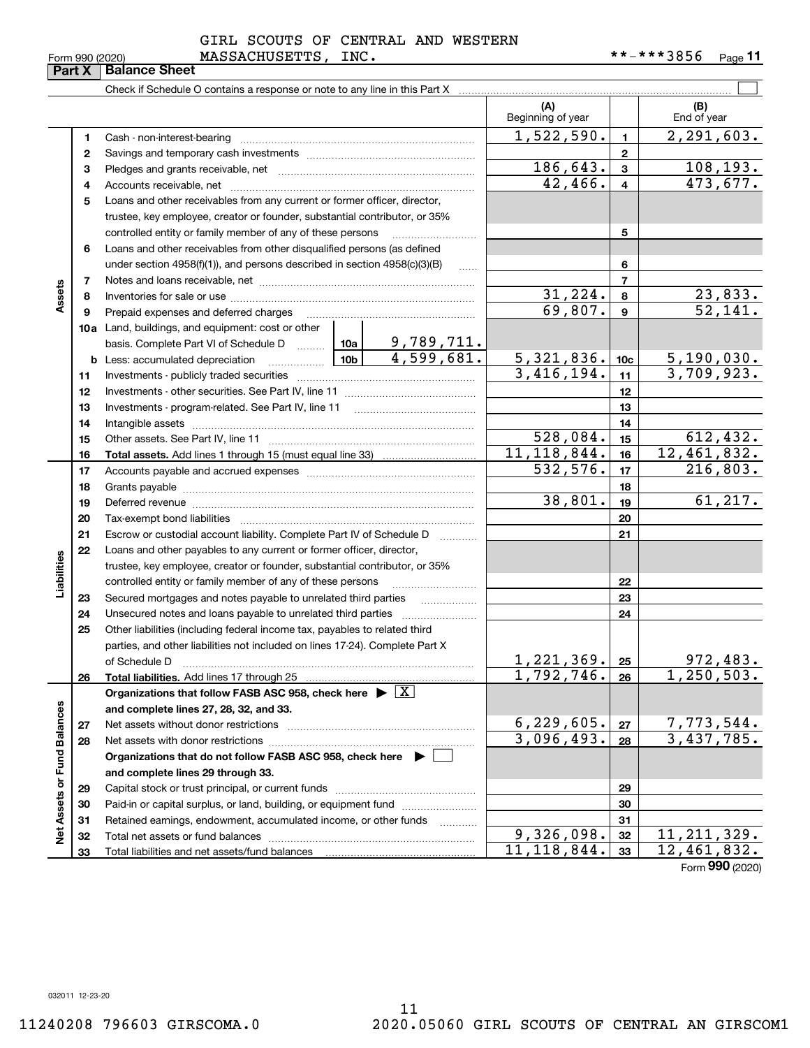GIRL SCOUTS OF CENTRAL AND WESTERN MASSACHUSETTS, INC.

Form 990 (2020) **-***3856

## Part X Balance Sheet

Check if Schedule O contains a response or note to any line in this Part X

| | | | | (A) Beginning of year | | (B) End of year |
|---|---|---|---|---|---|---|
| **Assets** | 1 | Cash - non-interest-bearing | | 1,522,590. | 1 | 2,291,603. |
| | 2 | Savings and temporary cash investments | | | 2 | |
| | 3 | Pledges and grants receivable, net | | 186,643. | 3 | 108,193. |
| | 4 | Accounts receivable, net | | 42,466. | 4 | 473,677. |
| | 5 | Loans and other receivables from any current or former officer, director, trustee, key employee, creator or founder, substantial contributor, or 35% controlled entity or family member of any of these persons | | | 5 | |
| | 6 | Loans and other receivables from other disqualified persons (as defined under section 4958(f)(1)), and persons described in section 4958(c)(3)(B) | | | 6 | |
| | 7 | Notes and loans receivable, net | | | 7 | |
| | 8 | Inventories for sale or use | | 31,224. | 8 | 23,833. |
| | 9 | Prepaid expenses and deferred charges | | 69,807. | 9 | 52,141. |
| | 10a | Land, buildings, and equipment: cost or other basis. Complete Part VI of Schedule D | 10a 9,789,711. | | | |
| | b | Less: accumulated depreciation | 10b 4,599,681. | 5,321,836. | 10c | 5,190,030. |
| | 11 | Investments - publicly traded securities | | 3,416,194. | 11 | 3,709,923. |
| | 12 | Investments - other securities. See Part IV, line 11 | | | 12 | |
| | 13 | Investments - program-related. See Part IV, line 11 | | | 13 | |
| | 14 | Intangible assets | | | 14 | |
| | 15 | Other assets. See Part IV, line 11 | | 528,084. | 15 | 612,432. |
| | 16 | **Total assets.** Add lines 1 through 15 (must equal line 33) | | 11,118,844. | 16 | 12,461,832. |
| **Liabilities** | 17 | Accounts payable and accrued expenses | | 532,576. | 17 | 216,803. |
| | 18 | Grants payable | | | 18 | |
| | 19 | Deferred revenue | | 38,801. | 19 | 61,217. |
| | 20 | Tax-exempt bond liabilities | | | 20 | |
| | 21 | Escrow or custodial account liability. Complete Part IV of Schedule D | | | 21 | |
| | 22 | Loans and other payables to any current or former officer, director, trustee, key employee, creator or founder, substantial contributor, or 35% controlled entity or family member of any of these persons | | | 22 | |
| | 23 | Secured mortgages and notes payable to unrelated third parties | | | 23 | |
| | 24 | Unsecured notes and loans payable to unrelated third parties | | | 24 | |
| | 25 | Other liabilities (including federal income tax, payables to related third parties, and other liabilities not included on lines 17-24). Complete Part X of Schedule D | | 1,221,369. | 25 | 972,483. |
| | 26 | **Total liabilities.** Add lines 17 through 25 | | 1,792,746. | 26 | 1,250,503. |
| **Net Assets or Fund Balances** | | **Organizations that follow FASB ASC 958, check here ▶ [X] and complete lines 27, 28, 32, and 33.** | | | | |
| | 27 | Net assets without donor restrictions | | 6,229,605. | 27 | 7,773,544. |
| | 28 | Net assets with donor restrictions | | 3,096,493. | 28 | 3,437,785. |
| | | **Organizations that do not follow FASB ASC 958, check here ▶ [ ] and complete lines 29 through 33.** | | | | |
| | 29 | Capital stock or trust principal, or current funds | | | 29 | |
| | 30 | Paid-in or capital surplus, or land, building, or equipment fund | | | 30 | |
| | 31 | Retained earnings, endowment, accumulated income, or other funds | | | 31 | |
| | 32 | Total net assets or fund balances | | 9,326,098. | 32 | 11,211,329. |
| | 33 | Total liabilities and net assets/fund balances | | 11,118,844. | 33 | 12,461,832. |

Form **990** (2020)

032011 12-23-20

11240208 796603 GIRSCOMA.0 2020.05060 GIRL SCOUTS OF CENTRAL AN GIRSCOM1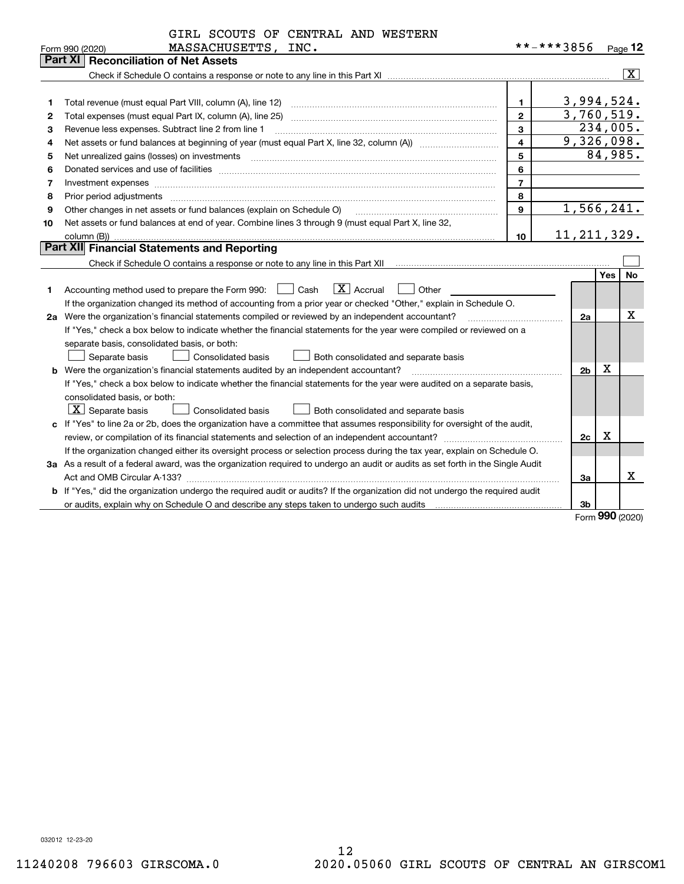GIRL SCOUTS OF CENTRAL AND WESTERN MASSACHUSETTS, INC. **-***3856

Form 990 (2020) Page 12

## Part XI Reconciliation of Net Assets

Check if Schedule O contains a response or note to any line in this Part XI ..... [X]

| | | | |
|---|---|---|---|
| 1 | Total revenue (must equal Part VIII, column (A), line 12) | 1 | 3,994,524. |
| 2 | Total expenses (must equal Part IX, column (A), line 25) | 2 | 3,760,519. |
| 3 | Revenue less expenses. Subtract line 2 from line 1 | 3 | 234,005. |
| 4 | Net assets or fund balances at beginning of year (must equal Part X, line 32, column (A)) | 4 | 9,326,098. |
| 5 | Net unrealized gains (losses) on investments | 5 | 84,985. |
| 6 | Donated services and use of facilities | 6 | |
| 7 | Investment expenses | 7 | |
| 8 | Prior period adjustments | 8 | |
| 9 | Other changes in net assets or fund balances (explain on Schedule O) | 9 | 1,566,241. |
| 10 | Net assets or fund balances at end of year. Combine lines 3 through 9 (must equal Part X, line 32, column (B)) | 10 | 11,211,329. |

## Part XII Financial Statements and Reporting

Check if Schedule O contains a response or note to any line in this Part XII ..... [ ]

| | | | Yes | No |
|---|---|---|---|---|
| 1 | Accounting method used to prepare the Form 990: [ ] Cash [X] Accrual [ ] Other<br>If the organization changed its method of accounting from a prior year or checked "Other," explain in Schedule O. | | | |
| 2a | Were the organization's financial statements compiled or reviewed by an independent accountant?<br>If "Yes," check a box below to indicate whether the financial statements for the year were compiled or reviewed on a separate basis, consolidated basis, or both:<br>[ ] Separate basis [ ] Consolidated basis [ ] Both consolidated and separate basis | 2a | | X |
| b | Were the organization's financial statements audited by an independent accountant?<br>If "Yes," check a box below to indicate whether the financial statements for the year were audited on a separate basis, consolidated basis, or both:<br>[X] Separate basis [ ] Consolidated basis [ ] Both consolidated and separate basis | 2b | X | |
| c | If "Yes" to line 2a or 2b, does the organization have a committee that assumes responsibility for oversight of the audit, review, or compilation of its financial statements and selection of an independent accountant?<br>If the organization changed either its oversight process or selection process during the tax year, explain on Schedule O. | 2c | X | |
| 3a | As a result of a federal award, was the organization required to undergo an audit or audits as set forth in the Single Audit Act and OMB Circular A-133? | 3a | | X |
| b | If "Yes," did the organization undergo the required audit or audits? If the organization did not undergo the required audit or audits, explain why on Schedule O and describe any steps taken to undergo such audits | 3b | | |

Form **990** (2020)

032012 12-23-20

11240208 796603 GIRSCOMA.0 2020.05060 GIRL SCOUTS OF CENTRAL AN GIRSCOM1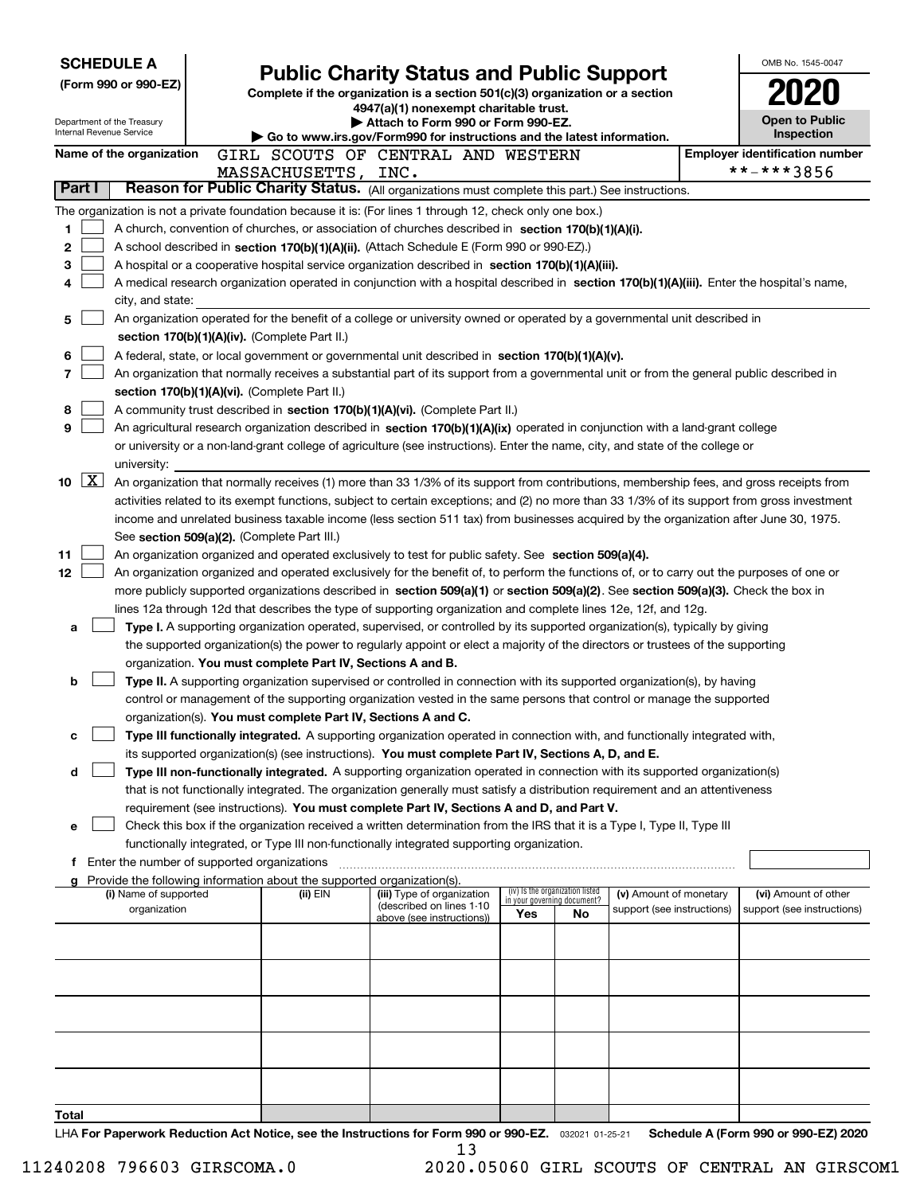**SCHEDULE A**
**(Form 990 or 990-EZ)**

Department of the Treasury
Internal Revenue Service

# Public Charity Status and Public Support

**Complete if the organization is a section 501(c)(3) organization or a section 4947(a)(1) nonexempt charitable trust.**
**▶ Attach to Form 990 or Form 990-EZ.**
**▶ Go to www.irs.gov/Form990 for instructions and the latest information.**

OMB No. 1545-0047
**2020**
**Open to Public Inspection**

**Name of the organization** GIRL SCOUTS OF CENTRAL AND WESTERN MASSACHUSETTS, INC.

**Employer identification number** **-***3856

**Part I** **Reason for Public Charity Status.** (All organizations must complete this part.) See instructions.

The organization is not a private foundation because it is: (For lines 1 through 12, check only one box.)

1 [ ] A church, convention of churches, or association of churches described in **section 170(b)(1)(A)(i).**

2 [ ] A school described in **section 170(b)(1)(A)(ii).** (Attach Schedule E (Form 990 or 990-EZ).)

3 [ ] A hospital or a cooperative hospital service organization described in **section 170(b)(1)(A)(iii).**

4 [ ] A medical research organization operated in conjunction with a hospital described in **section 170(b)(1)(A)(iii).** Enter the hospital's name, city, and state:

5 [ ] An organization operated for the benefit of a college or university owned or operated by a governmental unit described in **section 170(b)(1)(A)(iv).** (Complete Part II.)

6 [ ] A federal, state, or local government or governmental unit described in **section 170(b)(1)(A)(v).**

7 [ ] An organization that normally receives a substantial part of its support from a governmental unit or from the general public described in **section 170(b)(1)(A)(vi).** (Complete Part II.)

8 [ ] A community trust described in **section 170(b)(1)(A)(vi).** (Complete Part II.)

9 [ ] An agricultural research organization described in **section 170(b)(1)(A)(ix)** operated in conjunction with a land-grant college or university or a non-land-grant college of agriculture (see instructions). Enter the name, city, and state of the college or university:

10 [X] An organization that normally receives (1) more than 33 1/3% of its support from contributions, membership fees, and gross receipts from activities related to its exempt functions, subject to certain exceptions; and (2) no more than 33 1/3% of its support from gross investment income and unrelated business taxable income (less section 511 tax) from businesses acquired by the organization after June 30, 1975. See **section 509(a)(2).** (Complete Part III.)

11 [ ] An organization organized and operated exclusively to test for public safety. See **section 509(a)(4).**

12 [ ] An organization organized and operated exclusively for the benefit of, to perform the functions of, or to carry out the purposes of one or more publicly supported organizations described in **section 509(a)(1)** or **section 509(a)(2)**. See **section 509(a)(3).** Check the box in lines 12a through 12d that describes the type of supporting organization and complete lines 12e, 12f, and 12g.

a [ ] **Type I.** A supporting organization operated, supervised, or controlled by its supported organization(s), typically by giving the supported organization(s) the power to regularly appoint or elect a majority of the directors or trustees of the supporting organization. **You must complete Part IV, Sections A and B.**

b [ ] **Type II.** A supporting organization supervised or controlled in connection with its supported organization(s), by having control or management of the supporting organization vested in the same persons that control or manage the supported organization(s). **You must complete Part IV, Sections A and C.**

c [ ] **Type III functionally integrated.** A supporting organization operated in connection with, and functionally integrated with, its supported organization(s) (see instructions). **You must complete Part IV, Sections A, D, and E.**

d [ ] **Type III non-functionally integrated.** A supporting organization operated in connection with its supported organization(s) that is not functionally integrated. The organization generally must satisfy a distribution requirement and an attentiveness requirement (see instructions). **You must complete Part IV, Sections A and D, and Part V.**

e [ ] Check this box if the organization received a written determination from the IRS that it is a Type I, Type II, Type III functionally integrated, or Type III non-functionally integrated supporting organization.

f Enter the number of supported organizations

g Provide the following information about the supported organization(s).

| (i) Name of supported organization | (ii) EIN | (iii) Type of organization (described on lines 1-10 above (see instructions)) | (iv) Is the organization listed in your governing document? Yes | No | (v) Amount of monetary support (see instructions) | (vi) Amount of other support (see instructions) |
|---|---|---|---|---|---|---|
| | | | | | | |
| | | | | | | |
| | | | | | | |
| | | | | | | |
| | | | | | | |
| **Total** | | | | | | |

LHA **For Paperwork Reduction Act Notice, see the Instructions for Form 990 or 990-EZ.** 032021 01-25-21 **Schedule A (Form 990 or 990-EZ) 2020**

11240208 796603 GIRSCOMA.0 2020.05060 GIRL SCOUTS OF CENTRAL AN GIRSCOM1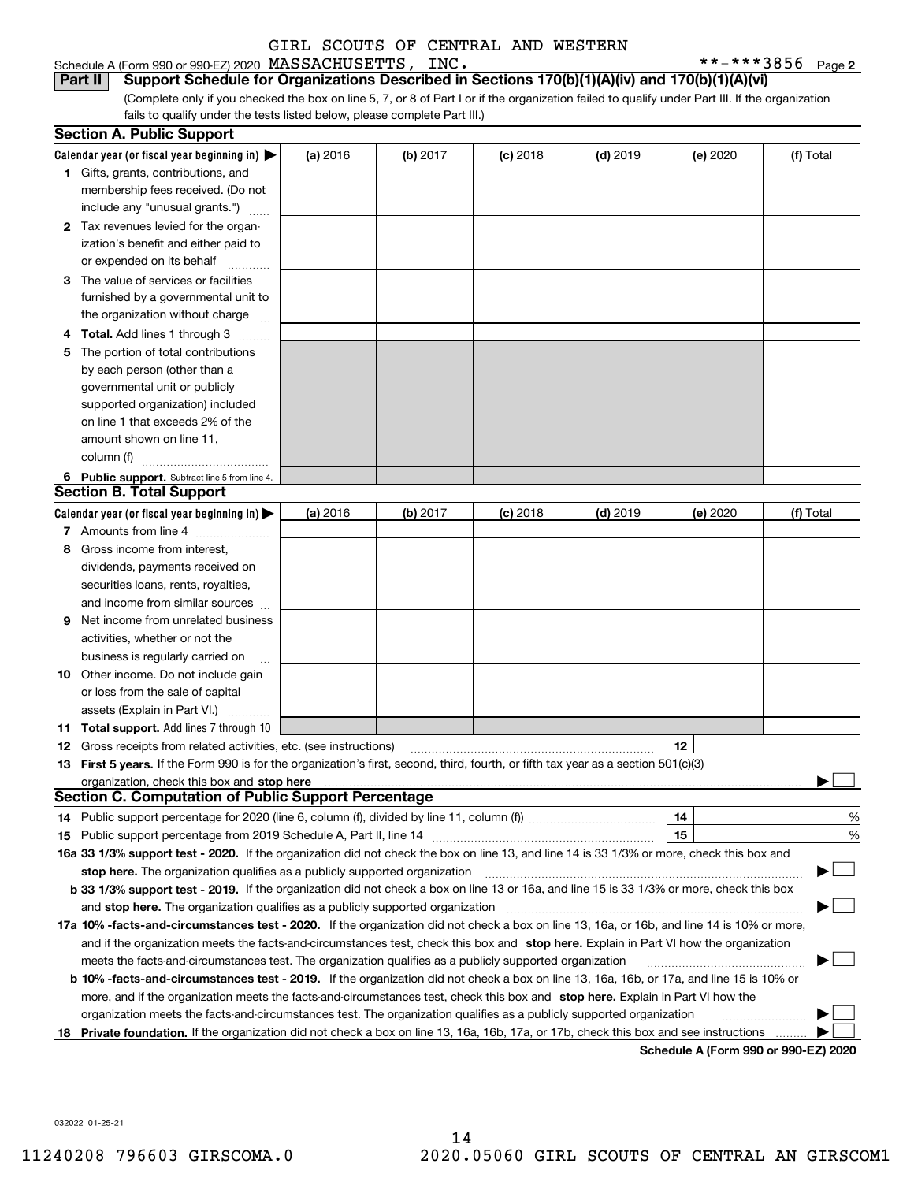GIRL SCOUTS OF CENTRAL AND WESTERN

Schedule A (Form 990 or 990-EZ) 2020 MASSACHUSETTS, INC. **-***3856 Page 2

## Part II Support Schedule for Organizations Described in Sections 170(b)(1)(A)(iv) and 170(b)(1)(A)(vi)

(Complete only if you checked the box on line 5, 7, or 8 of Part I or if the organization failed to qualify under Part III. If the organization fails to qualify under the tests listed below, please complete Part III.)

### Section A. Public Support

| Calendar year (or fiscal year beginning in) ▶ | (a) 2016 | (b) 2017 | (c) 2018 | (d) 2019 | (e) 2020 | (f) Total |
|---|---|---|---|---|---|---|
| **1** Gifts, grants, contributions, and membership fees received. (Do not include any "unusual grants.") | | | | | | |
| **2** Tax revenues levied for the organization's benefit and either paid to or expended on its behalf | | | | | | |
| **3** The value of services or facilities furnished by a governmental unit to the organization without charge | | | | | | |
| **4 Total.** Add lines 1 through 3 | | | | | | |
| **5** The portion of total contributions by each person (other than a governmental unit or publicly supported organization) included on line 1 that exceeds 2% of the amount shown on line 11, column (f) | | | | | | |
| **6 Public support.** Subtract line 5 from line 4. | | | | | | |

### Section B. Total Support

| Calendar year (or fiscal year beginning in) ▶ | (a) 2016 | (b) 2017 | (c) 2018 | (d) 2019 | (e) 2020 | (f) Total |
|---|---|---|---|---|---|---|
| **7** Amounts from line 4 | | | | | | |
| **8** Gross income from interest, dividends, payments received on securities loans, rents, royalties, and income from similar sources | | | | | | |
| **9** Net income from unrelated business activities, whether or not the business is regularly carried on | | | | | | |
| **10** Other income. Do not include gain or loss from the sale of capital assets (Explain in Part VI.) | | | | | | |
| **11 Total support.** Add lines 7 through 10 | | | | | | |

**12** Gross receipts from related activities, etc. (see instructions) **12**

**13 First 5 years.** If the Form 990 is for the organization's first, second, third, fourth, or fifth tax year as a section 501(c)(3) organization, check this box and **stop here** ▶ ☐

### Section C. Computation of Public Support Percentage

**14** Public support percentage for 2020 (line 6, column (f), divided by line 11, column (f)) **14** %

**15** Public support percentage from 2019 Schedule A, Part II, line 14 **15** %

**16a 33 1/3% support test - 2020.** If the organization did not check the box on line 13, and line 14 is 33 1/3% or more, check this box and **stop here.** The organization qualifies as a publicly supported organization ▶ ☐

**b 33 1/3% support test - 2019.** If the organization did not check a box on line 13 or 16a, and line 15 is 33 1/3% or more, check this box and **stop here.** The organization qualifies as a publicly supported organization ▶ ☐

**17a 10% -facts-and-circumstances test - 2020.** If the organization did not check a box on line 13, 16a, or 16b, and line 14 is 10% or more, and if the organization meets the facts-and-circumstances test, check this box and **stop here.** Explain in Part VI how the organization meets the facts-and-circumstances test. The organization qualifies as a publicly supported organization ▶ ☐

**b 10% -facts-and-circumstances test - 2019.** If the organization did not check a box on line 13, 16a, 16b, or 17a, and line 15 is 10% or more, and if the organization meets the facts-and-circumstances test, check this box and **stop here.** Explain in Part VI how the organization meets the facts-and-circumstances test. The organization qualifies as a publicly supported organization ▶ ☐

**18 Private foundation.** If the organization did not check a box on line 13, 16a, 16b, 17a, or 17b, check this box and see instructions ▶ ☐

**Schedule A (Form 990 or 990-EZ) 2020**

032022 01-25-21

11240208 796603 GIRSCOMA.0 2020.05060 GIRL SCOUTS OF CENTRAL AN GIRSCOM1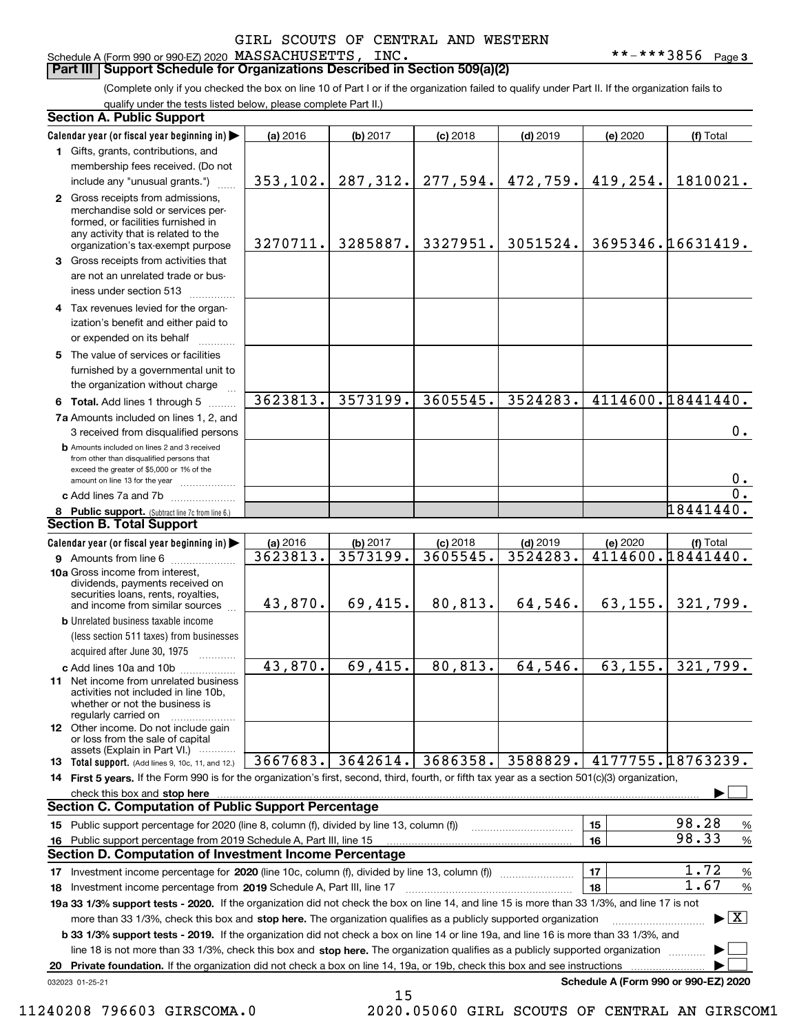GIRL SCOUTS OF CENTRAL AND WESTERN

Schedule A (Form 990 or 990-EZ) 2020 MASSACHUSETTS, INC. **-***3856 Page 3

## Part III Support Schedule for Organizations Described in Section 509(a)(2)

(Complete only if you checked the box on line 10 of Part I or if the organization failed to qualify under Part II. If the organization fails to qualify under the tests listed below, please complete Part II.)

### Section A. Public Support

| Calendar year (or fiscal year beginning in) ▶ | (a) 2016 | (b) 2017 | (c) 2018 | (d) 2019 | (e) 2020 | (f) Total |
|---|---|---|---|---|---|---|
| 1 Gifts, grants, contributions, and membership fees received. (Do not include any "unusual grants.") | 353,102. | 287,312. | 277,594. | 472,759. | 419,254. | 1810021. |
| 2 Gross receipts from admissions, merchandise sold or services performed, or facilities furnished in any activity that is related to the organization's tax-exempt purpose | 3270711. | 3285887. | 3327951. | 3051524. | 3695346. | 16631419. |
| 3 Gross receipts from activities that are not an unrelated trade or business under section 513 | | | | | | |
| 4 Tax revenues levied for the organization's benefit and either paid to or expended on its behalf | | | | | | |
| 5 The value of services or facilities furnished by a governmental unit to the organization without charge | | | | | | |
| 6 **Total.** Add lines 1 through 5 | 3623813. | 3573199. | 3605545. | 3524283. | 4114600. | 18441440. |
| 7a Amounts included on lines 1, 2, and 3 received from disqualified persons | | | | | | 0. |
| b Amounts included on lines 2 and 3 received from other than disqualified persons that exceed the greater of $5,000 or 1% of the amount on line 13 for the year | | | | | | 0. |
| c Add lines 7a and 7b | | | | | | 0. |
| 8 **Public support.** (Subtract line 7c from line 6.) | | | | | | 18441440. |

### Section B. Total Support

| Calendar year (or fiscal year beginning in) ▶ | (a) 2016 | (b) 2017 | (c) 2018 | (d) 2019 | (e) 2020 | (f) Total |
|---|---|---|---|---|---|---|
| 9 Amounts from line 6 | 3623813. | 3573199. | 3605545. | 3524283. | 4114600. | 18441440. |
| 10a Gross income from interest, dividends, payments received on securities loans, rents, royalties, and income from similar sources | 43,870. | 69,415. | 80,813. | 64,546. | 63,155. | 321,799. |
| b Unrelated business taxable income (less section 511 taxes) from businesses acquired after June 30, 1975 | | | | | | |
| c Add lines 10a and 10b | 43,870. | 69,415. | 80,813. | 64,546. | 63,155. | 321,799. |
| 11 Net income from unrelated business activities not included in line 10b, whether or not the business is regularly carried on | | | | | | |
| 12 Other income. Do not include gain or loss from the sale of capital assets (Explain in Part VI.) | | | | | | |
| 13 **Total support.** (Add lines 9, 10c, 11, and 12.) | 3667683. | 3642614. | 3686358. | 3588829. | 4177755. | 18763239. |

14 **First 5 years.** If the Form 990 is for the organization's first, second, third, fourth, or fifth tax year as a section 501(c)(3) organization, check this box and **stop here** ▶ ☐

### Section C. Computation of Public Support Percentage

| | | | |
|---|---|---|---|
| 15 Public support percentage for 2020 (line 8, column (f), divided by line 13, column (f)) | 15 | 98.28 | % |
| 16 Public support percentage from 2019 Schedule A, Part III, line 15 | 16 | 98.33 | % |

### Section D. Computation of Investment Income Percentage

| | | | |
|---|---|---|---|
| 17 Investment income percentage for **2020** (line 10c, column (f), divided by line 13, column (f)) | 17 | 1.72 | % |
| 18 Investment income percentage from **2019** Schedule A, Part III, line 17 | 18 | 1.67 | % |

19a **33 1/3% support tests - 2020.** If the organization did not check the box on line 14, and line 15 is more than 33 1/3%, and line 17 is not more than 33 1/3%, check this box and **stop here.** The organization qualifies as a publicly supported organization ▶ ☒

b **33 1/3% support tests - 2019.** If the organization did not check a box on line 14 or line 19a, and line 16 is more than 33 1/3%, and line 18 is not more than 33 1/3%, check this box and **stop here.** The organization qualifies as a publicly supported organization ▶ ☐

20 **Private foundation.** If the organization did not check a box on line 14, 19a, or 19b, check this box and see instructions ▶ ☐

032023 01-25-21 **Schedule A (Form 990 or 990-EZ) 2020**

11240208 796603 GIRSCOMA.0 2020.05060 GIRL SCOUTS OF CENTRAL AN GIRSCOM1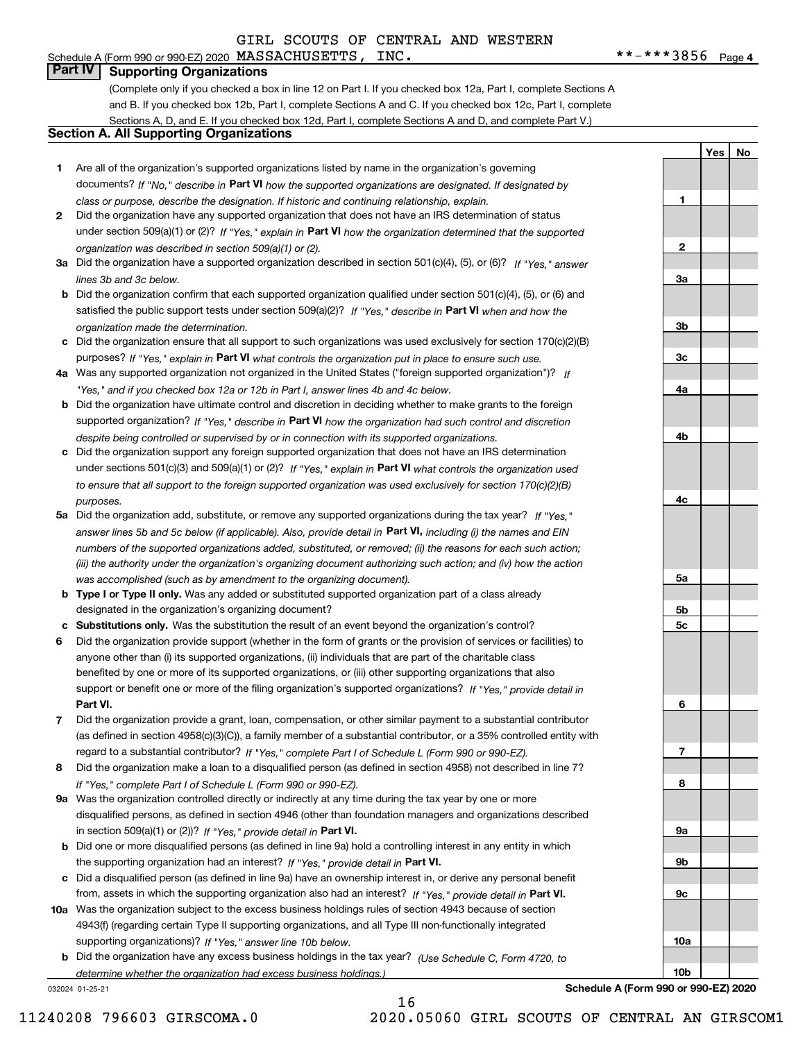GIRL SCOUTS OF CENTRAL AND WESTERN

Schedule A (Form 990 or 990-EZ) 2020 MASSACHUSETTS, INC. **-***3856 Page 4

## Part IV Supporting Organizations

(Complete only if you checked a box in line 12 on Part I. If you checked box 12a, Part I, complete Sections A and B. If you checked box 12b, Part I, complete Sections A and C. If you checked box 12c, Part I, complete Sections A, D, and E. If you checked box 12d, Part I, complete Sections A and D, and complete Part V.)

### Section A. All Supporting Organizations

| | | Line | Yes | No |
|---|---|---|---|---|
| **1** | Are all of the organization's supported organizations listed by name in the organization's governing documents? *If "No," describe in* **Part VI** *how the supported organizations are designated. If designated by class or purpose, describe the designation. If historic and continuing relationship, explain.* | **1** | | |
| **2** | Did the organization have any supported organization that does not have an IRS determination of status under section 509(a)(1) or (2)? *If "Yes," explain in* **Part VI** *how the organization determined that the supported organization was described in section 509(a)(1) or (2).* | **2** | | |
| **3a** | Did the organization have a supported organization described in section 501(c)(4), (5), or (6)? *If "Yes," answer lines 3b and 3c below.* | **3a** | | |
| **b** | Did the organization confirm that each supported organization qualified under section 501(c)(4), (5), or (6) and satisfied the public support tests under section 509(a)(2)? *If "Yes," describe in* **Part VI** *when and how the organization made the determination.* | **3b** | | |
| **c** | Did the organization ensure that all support to such organizations was used exclusively for section 170(c)(2)(B) purposes? *If "Yes," explain in* **Part VI** *what controls the organization put in place to ensure such use.* | **3c** | | |
| **4a** | Was any supported organization not organized in the United States ("foreign supported organization")? *If "Yes," and if you checked box 12a or 12b in Part I, answer lines 4b and 4c below.* | **4a** | | |
| **b** | Did the organization have ultimate control and discretion in deciding whether to make grants to the foreign supported organization? *If "Yes," describe in* **Part VI** *how the organization had such control and discretion despite being controlled or supervised by or in connection with its supported organizations.* | **4b** | | |
| **c** | Did the organization support any foreign supported organization that does not have an IRS determination under sections 501(c)(3) and 509(a)(1) or (2)? *If "Yes," explain in* **Part VI** *what controls the organization used to ensure that all support to the foreign supported organization was used exclusively for section 170(c)(2)(B) purposes.* | **4c** | | |
| **5a** | Did the organization add, substitute, or remove any supported organizations during the tax year? *If "Yes," answer lines 5b and 5c below (if applicable). Also, provide detail in* **Part VI,** *including (i) the names and EIN numbers of the supported organizations added, substituted, or removed; (ii) the reasons for each such action; (iii) the authority under the organization's organizing document authorizing such action; and (iv) how the action was accomplished (such as by amendment to the organizing document).* | **5a** | | |
| **b** | **Type I or Type II only.** Was any added or substituted supported organization part of a class already designated in the organization's organizing document? | **5b** | | |
| **c** | **Substitutions only.** Was the substitution the result of an event beyond the organization's control? | **5c** | | |
| **6** | Did the organization provide support (whether in the form of grants or the provision of services or facilities) to anyone other than (i) its supported organizations, (ii) individuals that are part of the charitable class benefited by one or more of its supported organizations, or (iii) other supporting organizations that also support or benefit one or more of the filing organization's supported organizations? *If "Yes," provide detail in* **Part VI.** | **6** | | |
| **7** | Did the organization provide a grant, loan, compensation, or other similar payment to a substantial contributor (as defined in section 4958(c)(3)(C)), a family member of a substantial contributor, or a 35% controlled entity with regard to a substantial contributor? *If "Yes," complete Part I of Schedule L (Form 990 or 990-EZ).* | **7** | | |
| **8** | Did the organization make a loan to a disqualified person (as defined in section 4958) not described in line 7? *If "Yes," complete Part I of Schedule L (Form 990 or 990-EZ).* | **8** | | |
| **9a** | Was the organization controlled directly or indirectly at any time during the tax year by one or more disqualified persons, as defined in section 4946 (other than foundation managers and organizations described in section 509(a)(1) or (2))? *If "Yes," provide detail in* **Part VI.** | **9a** | | |
| **b** | Did one or more disqualified persons (as defined in line 9a) hold a controlling interest in any entity in which the supporting organization had an interest? *If "Yes," provide detail in* **Part VI.** | **9b** | | |
| **c** | Did a disqualified person (as defined in line 9a) have an ownership interest in, or derive any personal benefit from, assets in which the supporting organization also had an interest? *If "Yes," provide detail in* **Part VI.** | **9c** | | |
| **10a** | Was the organization subject to the excess business holdings rules of section 4943 because of section 4943(f) (regarding certain Type II supporting organizations, and all Type III non-functionally integrated supporting organizations)? *If "Yes," answer line 10b below.* | **10a** | | |
| **b** | Did the organization have any excess business holdings in the tax year? *(Use Schedule C, Form 4720, to determine whether the organization had excess business holdings.)* | **10b** | | |

032024 01-25-21 **Schedule A (Form 990 or 990-EZ) 2020**

11240208 796603 GIRSCOMA.0 2020.05060 GIRL SCOUTS OF CENTRAL AN GIRSCOM1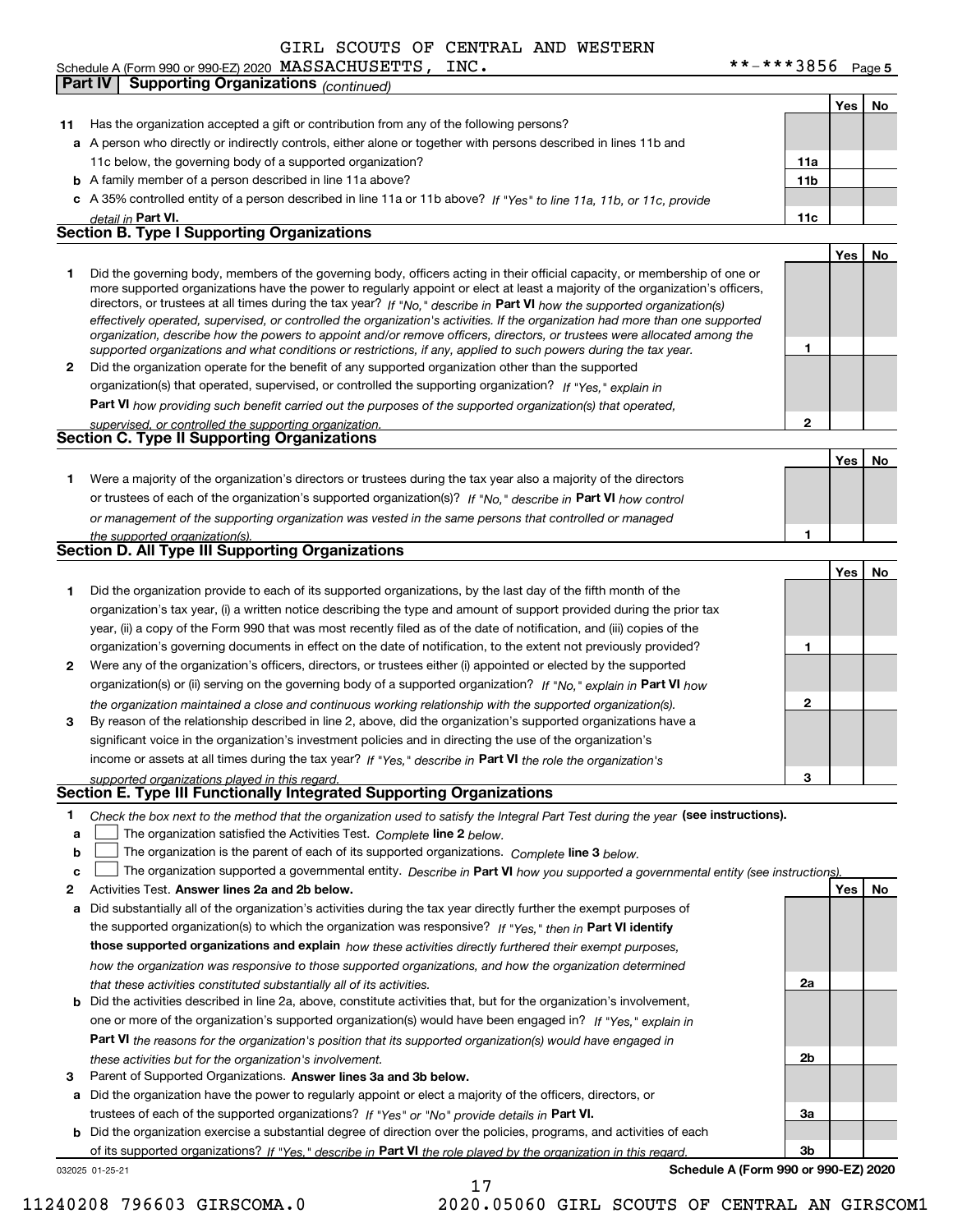GIRL SCOUTS OF CENTRAL AND WESTERN MASSACHUSETTS, INC. **-***3856

## Part IV Supporting Organizations *(continued)*

| | | | Yes | No |
|---|---|---|---|---|
| **11** | Has the organization accepted a gift or contribution from any of the following persons? | | | |
| **a** | A person who directly or indirectly controls, either alone or together with persons described in lines 11b and 11c below, the governing body of a supported organization? | **11a** | | |
| **b** | A family member of a person described in line 11a above? | **11b** | | |
| **c** | A 35% controlled entity of a person described in line 11a or 11b above? *If "Yes" to line 11a, 11b, or 11c, provide detail in* **Part VI.** | **11c** | | |

### Section B. Type I Supporting Organizations

| | | | Yes | No |
|---|---|---|---|---|
| **1** | Did the governing body, members of the governing body, officers acting in their official capacity, or membership of one or more supported organizations have the power to regularly appoint or elect at least a majority of the organization's officers, directors, or trustees at all times during the tax year? *If "No," describe in* **Part VI** *how the supported organization(s) effectively operated, supervised, or controlled the organization's activities. If the organization had more than one supported organization, describe how the powers to appoint and/or remove officers, directors, or trustees were allocated among the supported organizations and what conditions or restrictions, if any, applied to such powers during the tax year.* | **1** | | |
| **2** | Did the organization operate for the benefit of any supported organization other than the supported organization(s) that operated, supervised, or controlled the supporting organization? *If "Yes," explain in* **Part VI** *how providing such benefit carried out the purposes of the supported organization(s) that operated, supervised, or controlled the supporting organization.* | **2** | | |

### Section C. Type II Supporting Organizations

| | | | Yes | No |
|---|---|---|---|---|
| **1** | Were a majority of the organization's directors or trustees during the tax year also a majority of the directors or trustees of each of the organization's supported organization(s)? *If "No," describe in* **Part VI** *how control or management of the supporting organization was vested in the same persons that controlled or managed the supported organization(s).* | **1** | | |

### Section D. All Type III Supporting Organizations

| | | | Yes | No |
|---|---|---|---|---|
| **1** | Did the organization provide to each of its supported organizations, by the last day of the fifth month of the organization's tax year, (i) a written notice describing the type and amount of support provided during the prior tax year, (ii) a copy of the Form 990 that was most recently filed as of the date of notification, and (iii) copies of the organization's governing documents in effect on the date of notification, to the extent not previously provided? | **1** | | |
| **2** | Were any of the organization's officers, directors, or trustees either (i) appointed or elected by the supported organization(s) or (ii) serving on the governing body of a supported organization? *If "No," explain in* **Part VI** *how the organization maintained a close and continuous working relationship with the supported organization(s).* | **2** | | |
| **3** | By reason of the relationship described in line 2, above, did the organization's supported organizations have a significant voice in the organization's investment policies and in directing the use of the organization's income or assets at all times during the tax year? *If "Yes," describe in* **Part VI** *the role the organization's supported organizations played in this regard.* | **3** | | |

### Section E. Type III Functionally Integrated Supporting Organizations

**1** *Check the box next to the method that the organization used to satisfy the Integral Part Test during the year* **(see instructions).**

- **a** ☐ The organization satisfied the Activities Test. *Complete* **line 2** *below.*
- **b** ☐ The organization is the parent of each of its supported organizations. *Complete* **line 3** *below.*
- **c** ☐ The organization supported a governmental entity. *Describe in* **Part VI** *how you supported a governmental entity (see instructions).*

| | | | Yes | No |
|---|---|---|---|---|
| **2** | Activities Test. **Answer lines 2a and 2b below.** | | | |
| **a** | Did substantially all of the organization's activities during the tax year directly further the exempt purposes of the supported organization(s) to which the organization was responsive? *If "Yes," then in* **Part VI identify those supported organizations and explain** *how these activities directly furthered their exempt purposes, how the organization was responsive to those supported organizations, and how the organization determined that these activities constituted substantially all of its activities.* | **2a** | | |
| **b** | Did the activities described in line 2a, above, constitute activities that, but for the organization's involvement, one or more of the organization's supported organization(s) would have been engaged in? *If "Yes," explain in* **Part VI** *the reasons for the organization's position that its supported organization(s) would have engaged in these activities but for the organization's involvement.* | **2b** | | |
| **3** | Parent of Supported Organizations. **Answer lines 3a and 3b below.** | | | |
| **a** | Did the organization have the power to regularly appoint or elect a majority of the officers, directors, or trustees of each of the supported organizations? *If "Yes" or "No" provide details in* **Part VI.** | **3a** | | |
| **b** | Did the organization exercise a substantial degree of direction over the policies, programs, and activities of each of its supported organizations? *If "Yes," describe in* **Part VI** *the role played by the organization in this regard.* | **3b** | | |

**Schedule A (Form 990 or 990-EZ) 2020**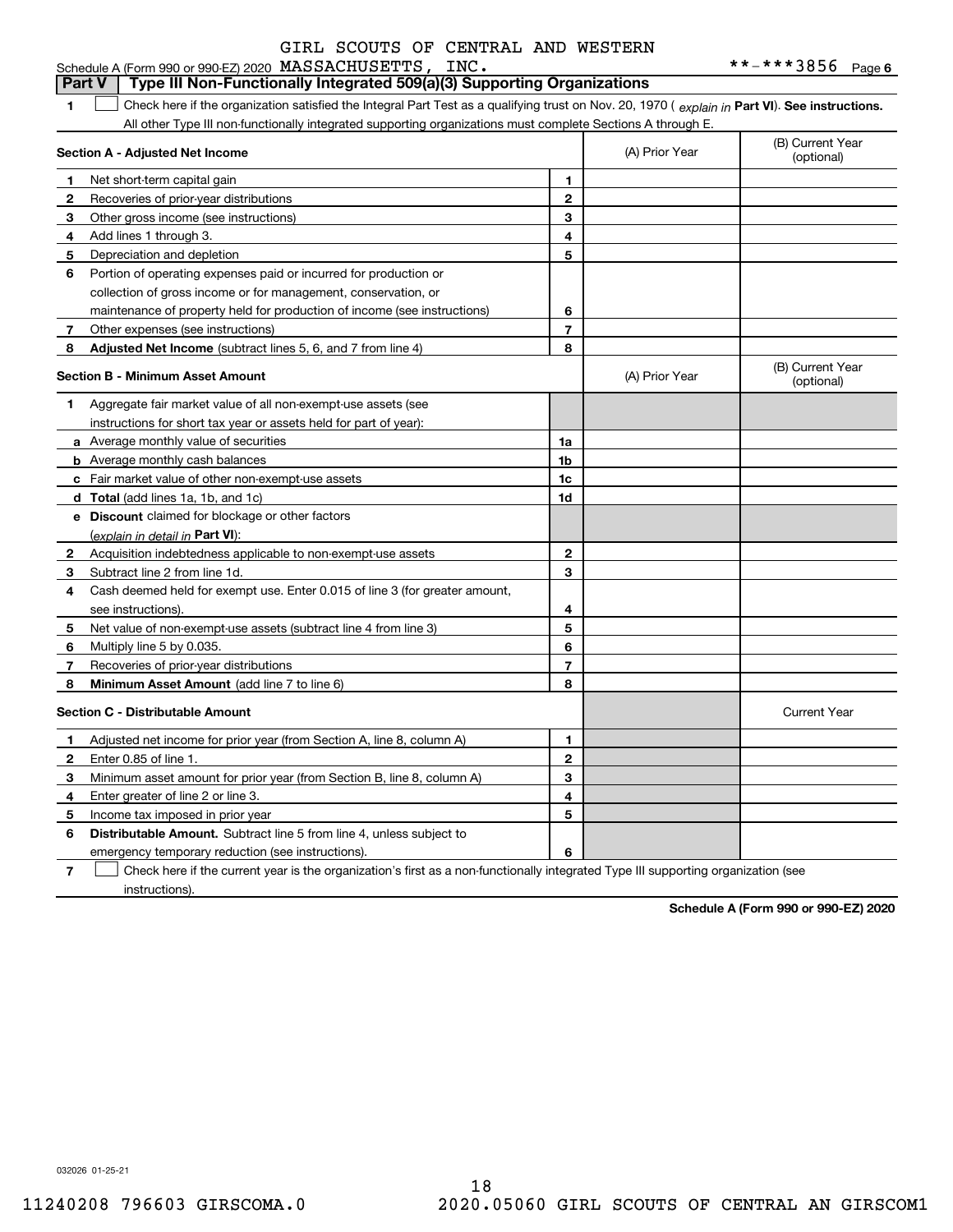GIRL SCOUTS OF CENTRAL AND WESTERN

Schedule A (Form 990 or 990-EZ) 2020 MASSACHUSETTS, INC. **-***3856 Page 6

## Part V Type III Non-Functionally Integrated 509(a)(3) Supporting Organizations

**1** ☐ Check here if the organization satisfied the Integral Part Test as a qualifying trust on Nov. 20, 1970 ( *explain in* **Part VI**). **See instructions.** All other Type III non-functionally integrated supporting organizations must complete Sections A through E.

| **Section A - Adjusted Net Income** | | (A) Prior Year | (B) Current Year (optional) |
|---|---|---|---|
| **1** Net short-term capital gain | **1** | | |
| **2** Recoveries of prior-year distributions | **2** | | |
| **3** Other gross income (see instructions) | **3** | | |
| **4** Add lines 1 through 3. | **4** | | |
| **5** Depreciation and depletion | **5** | | |
| **6** Portion of operating expenses paid or incurred for production or collection of gross income or for management, conservation, or maintenance of property held for production of income (see instructions) | **6** | | |
| **7** Other expenses (see instructions) | **7** | | |
| **8** **Adjusted Net Income** (subtract lines 5, 6, and 7 from line 4) | **8** | | |

| **Section B - Minimum Asset Amount** | | (A) Prior Year | (B) Current Year (optional) |
|---|---|---|---|
| **1** Aggregate fair market value of all non-exempt-use assets (see instructions for short tax year or assets held for part of year): | | | |
| **a** Average monthly value of securities | **1a** | | |
| **b** Average monthly cash balances | **1b** | | |
| **c** Fair market value of other non-exempt-use assets | **1c** | | |
| **d** **Total** (add lines 1a, 1b, and 1c) | **1d** | | |
| **e** **Discount** claimed for blockage or other factors (*explain in detail in* **Part VI**): | | | |
| **2** Acquisition indebtedness applicable to non-exempt-use assets | **2** | | |
| **3** Subtract line 2 from line 1d. | **3** | | |
| **4** Cash deemed held for exempt use. Enter 0.015 of line 3 (for greater amount, see instructions). | **4** | | |
| **5** Net value of non-exempt-use assets (subtract line 4 from line 3) | **5** | | |
| **6** Multiply line 5 by 0.035. | **6** | | |
| **7** Recoveries of prior-year distributions | **7** | | |
| **8** **Minimum Asset Amount** (add line 7 to line 6) | **8** | | |

| **Section C - Distributable Amount** | | | Current Year |
|---|---|---|---|
| **1** Adjusted net income for prior year (from Section A, line 8, column A) | **1** | | |
| **2** Enter 0.85 of line 1. | **2** | | |
| **3** Minimum asset amount for prior year (from Section B, line 8, column A) | **3** | | |
| **4** Enter greater of line 2 or line 3. | **4** | | |
| **5** Income tax imposed in prior year | **5** | | |
| **6** **Distributable Amount.** Subtract line 5 from line 4, unless subject to emergency temporary reduction (see instructions). | **6** | | |

**7** ☐ Check here if the current year is the organization's first as a non-functionally integrated Type III supporting organization (see instructions).

**Schedule A (Form 990 or 990-EZ) 2020**

032026 01-25-21

18

11240208 796603 GIRSCOMA.0 2020.05060 GIRL SCOUTS OF CENTRAL AN GIRSCOM1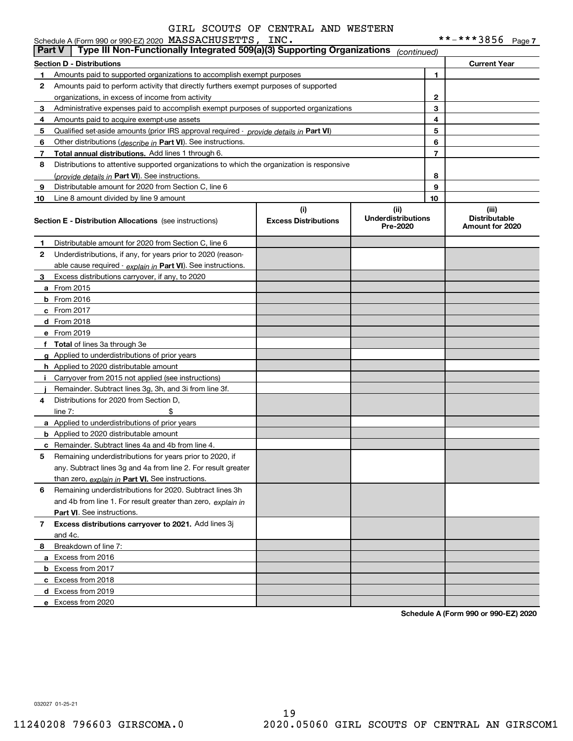GIRL SCOUTS OF CENTRAL AND WESTERN

Schedule A (Form 990 or 990-EZ) 2020 MASSACHUSETTS, INC. **-***3856 Page 7

## Part V Type III Non-Functionally Integrated 509(a)(3) Supporting Organizations *(continued)*

| Section D - Distributions | | | Current Year |
|---|---|---|---|
| 1 | Amounts paid to supported organizations to accomplish exempt purposes | 1 | |
| 2 | Amounts paid to perform activity that directly furthers exempt purposes of supported organizations, in excess of income from activity | 2 | |
| 3 | Administrative expenses paid to accomplish exempt purposes of supported organizations | 3 | |
| 4 | Amounts paid to acquire exempt-use assets | 4 | |
| 5 | Qualified set-aside amounts (prior IRS approval required - *provide details in* **Part VI**) | 5 | |
| 6 | Other distributions (*describe in* **Part VI**). See instructions. | 6 | |
| 7 | **Total annual distributions.** Add lines 1 through 6. | 7 | |
| 8 | Distributions to attentive supported organizations to which the organization is responsive (*provide details in* **Part VI**). See instructions. | 8 | |
| 9 | Distributable amount for 2020 from Section C, line 6 | 9 | |
| 10 | Line 8 amount divided by line 9 amount | 10 | |

| Section E - Distribution Allocations (see instructions) | (i) Excess Distributions | (ii) Underdistributions Pre-2020 | (iii) Distributable Amount for 2020 |
|---|---|---|---|
| **1** Distributable amount for 2020 from Section C, line 6 | | | |
| **2** Underdistributions, if any, for years prior to 2020 (reasonable cause required - *explain in* **Part VI**). See instructions. | | | |
| **3** Excess distributions carryover, if any, to 2020 | | | |
| **a** From 2015 | | | |
| **b** From 2016 | | | |
| **c** From 2017 | | | |
| **d** From 2018 | | | |
| **e** From 2019 | | | |
| **f** **Total** of lines 3a through 3e | | | |
| **g** Applied to underdistributions of prior years | | | |
| **h** Applied to 2020 distributable amount | | | |
| **i** Carryover from 2015 not applied (see instructions) | | | |
| **j** Remainder. Subtract lines 3g, 3h, and 3i from line 3f. | | | |
| **4** Distributions for 2020 from Section D, line 7: $ | | | |
| **a** Applied to underdistributions of prior years | | | |
| **b** Applied to 2020 distributable amount | | | |
| **c** Remainder. Subtract lines 4a and 4b from line 4. | | | |
| **5** Remaining underdistributions for years prior to 2020, if any. Subtract lines 3g and 4a from line 2. For result greater than zero, *explain in* **Part VI.** See instructions. | | | |
| **6** Remaining underdistributions for 2020. Subtract lines 3h and 4b from line 1. For result greater than zero, *explain in* **Part VI**. See instructions. | | | |
| **7** **Excess distributions carryover to 2021.** Add lines 3j and 4c. | | | |
| **8** Breakdown of line 7: | | | |
| **a** Excess from 2016 | | | |
| **b** Excess from 2017 | | | |
| **c** Excess from 2018 | | | |
| **d** Excess from 2019 | | | |
| **e** Excess from 2020 | | | |

**Schedule A (Form 990 or 990-EZ) 2020**

032027 01-25-21

11240208 796603 GIRSCOMA.0 2020.05060 GIRL SCOUTS OF CENTRAL AN GIRSCOM1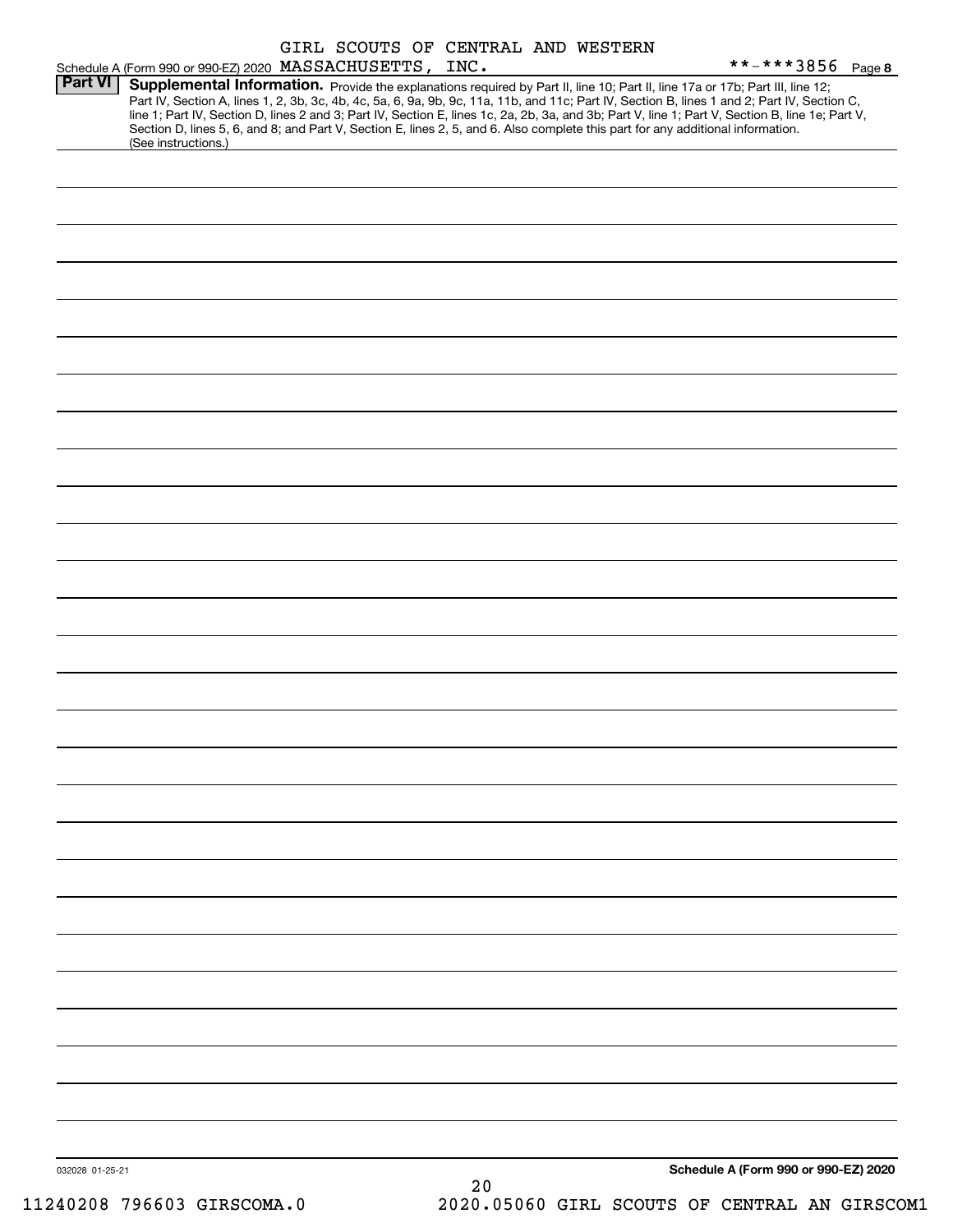GIRL SCOUTS OF CENTRAL AND WESTERN

Schedule A (Form 990 or 990-EZ) 2020 MASSACHUSETTS, INC. **-***3856 Page 8

**Part VI** **Supplemental Information.** Provide the explanations required by Part II, line 10; Part II, line 17a or 17b; Part III, line 12; Part IV, Section A, lines 1, 2, 3b, 3c, 4b, 4c, 5a, 6, 9a, 9b, 9c, 11a, 11b, and 11c; Part IV, Section B, lines 1 and 2; Part IV, Section C, line 1; Part IV, Section D, lines 2 and 3; Part IV, Section E, lines 1c, 2a, 2b, 3a, and 3b; Part V, line 1; Part V, Section B, line 1e; Part V, Section D, lines 5, 6, and 8; and Part V, Section E, lines 2, 5, and 6. Also complete this part for any additional information. (See instructions.)

032028 01-25-21

**Schedule A (Form 990 or 990-EZ) 2020**

11240208 796603 GIRSCOMA.0 2020.05060 GIRL SCOUTS OF CENTRAL AN GIRSCOM1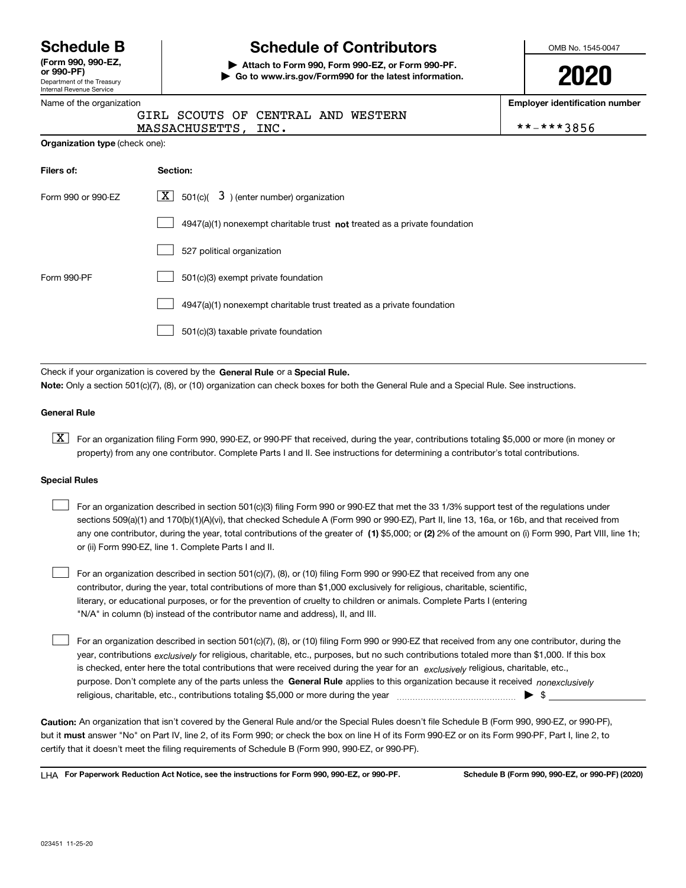# Schedule B
**(Form 990, 990-EZ, or 990-PF)**
Department of the Treasury
Internal Revenue Service

# Schedule of Contributors

▶ **Attach to Form 990, Form 990-EZ, or Form 990-PF.**
▶ **Go to www.irs.gov/Form990 for the latest information.**

OMB No. 1545-0047

**2020**

Name of the organization: GIRL SCOUTS OF CENTRAL AND WESTERN MASSACHUSETTS, INC.

**Employer identification number**: **-***3856

**Organization type** (check one):

| Filers of: | Section: |
|---|---|
| Form 990 or 990-EZ | [X] 501(c)( 3 ) (enter number) organization |
| | [ ] 4947(a)(1) nonexempt charitable trust **not** treated as a private foundation |
| | [ ] 527 political organization |
| Form 990-PF | [ ] 501(c)(3) exempt private foundation |
| | [ ] 4947(a)(1) nonexempt charitable trust treated as a private foundation |
| | [ ] 501(c)(3) taxable private foundation |

Check if your organization is covered by the **General Rule** or a **Special Rule.**

**Note:** Only a section 501(c)(7), (8), or (10) organization can check boxes for both the General Rule and a Special Rule. See instructions.

**General Rule**

[X] For an organization filing Form 990, 990-EZ, or 990-PF that received, during the year, contributions totaling $5,000 or more (in money or property) from any one contributor. Complete Parts I and II. See instructions for determining a contributor's total contributions.

**Special Rules**

[ ] For an organization described in section 501(c)(3) filing Form 990 or 990-EZ that met the 33 1/3% support test of the regulations under sections 509(a)(1) and 170(b)(1)(A)(vi), that checked Schedule A (Form 990 or 990-EZ), Part II, line 13, 16a, or 16b, and that received from any one contributor, during the year, total contributions of the greater of **(1)** $5,000; or **(2)** 2% of the amount on (i) Form 990, Part VIII, line 1h; or (ii) Form 990-EZ, line 1. Complete Parts I and II.

[ ] For an organization described in section 501(c)(7), (8), or (10) filing Form 990 or 990-EZ that received from any one contributor, during the year, total contributions of more than $1,000 exclusively for religious, charitable, scientific, literary, or educational purposes, or for the prevention of cruelty to children or animals. Complete Parts I (entering "N/A" in column (b) instead of the contributor name and address), II, and III.

[ ] For an organization described in section 501(c)(7), (8), or (10) filing Form 990 or 990-EZ that received from any one contributor, during the year, contributions *exclusively* for religious, charitable, etc., purposes, but no such contributions totaled more than $1,000. If this box is checked, enter here the total contributions that were received during the year for an *exclusively* religious, charitable, etc., purpose. Don't complete any of the parts unless the **General Rule** applies to this organization because it received *nonexclusively* religious, charitable, etc., contributions totaling $5,000 or more during the year ▶ $ ____________

**Caution:** An organization that isn't covered by the General Rule and/or the Special Rules doesn't file Schedule B (Form 990, 990-EZ, or 990-PF), but it **must** answer "No" on Part IV, line 2, of its Form 990; or check the box on line H of its Form 990-EZ or on its Form 990-PF, Part I, line 2, to certify that it doesn't meet the filing requirements of Schedule B (Form 990, 990-EZ, or 990-PF).

LHA **For Paperwork Reduction Act Notice, see the instructions for Form 990, 990-EZ, or 990-PF.** **Schedule B (Form 990, 990-EZ, or 990-PF) (2020)**

023451 11-25-20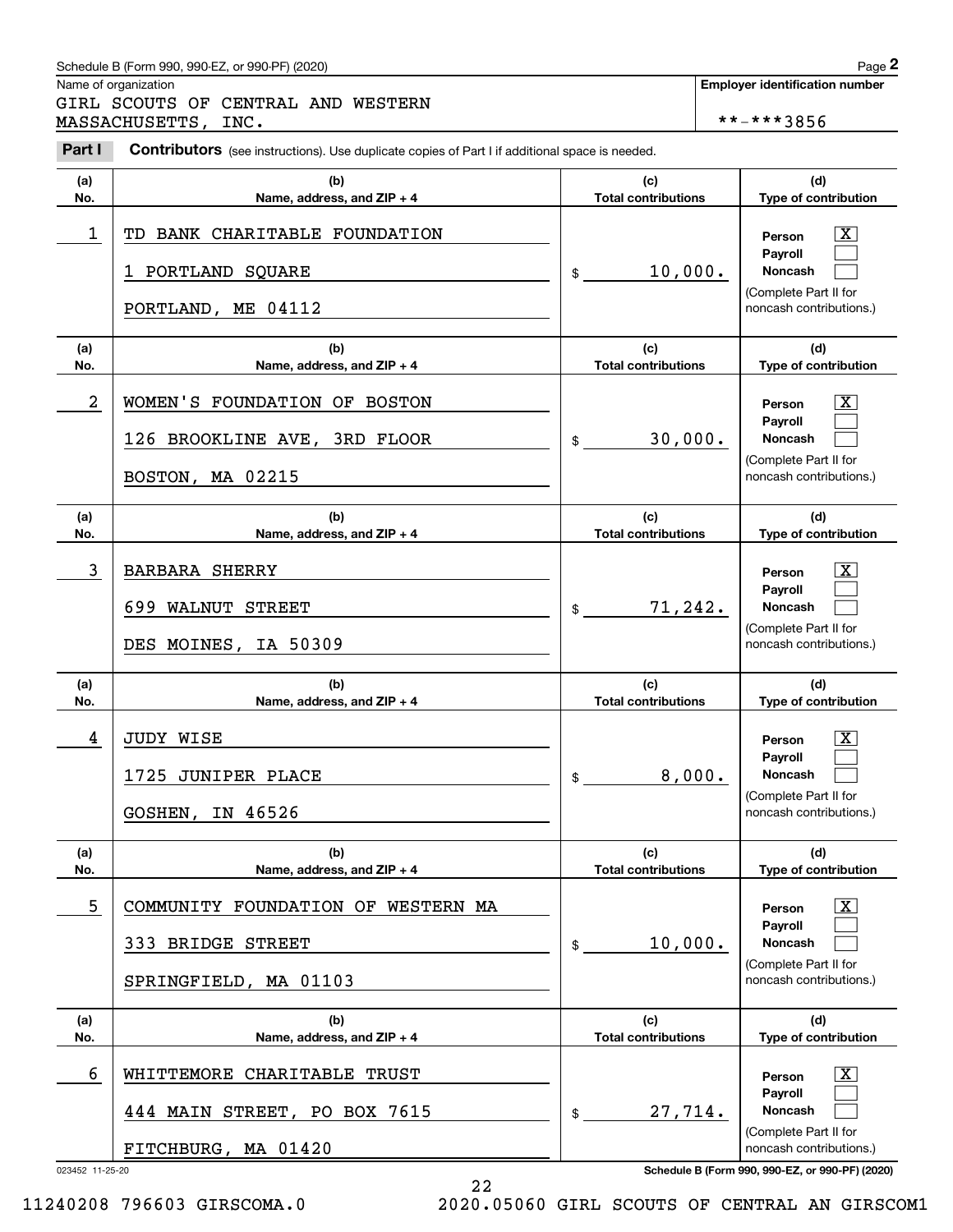Schedule B (Form 990, 990-EZ, or 990-PF) (2020)

Name of organization: GIRL SCOUTS OF CENTRAL AND WESTERN MASSACHUSETTS, INC.

Employer identification number: **-***3856

**Part I** **Contributors** (see instructions). Use duplicate copies of Part I if additional space is needed.

| (a) No. | (b) Name, address, and ZIP + 4 | (c) Total contributions | (d) Type of contribution |
|---|---|---|---|
| 1 | TD BANK CHARITABLE FOUNDATION<br>1 PORTLAND SQUARE<br>PORTLAND, ME 04112 | $ 10,000. | Person [X]<br>Payroll [ ]<br>Noncash [ ]<br>(Complete Part II for noncash contributions.) |
| 2 | WOMEN'S FOUNDATION OF BOSTON<br>126 BROOKLINE AVE, 3RD FLOOR<br>BOSTON, MA 02215 | $ 30,000. | Person [X]<br>Payroll [ ]<br>Noncash [ ]<br>(Complete Part II for noncash contributions.) |
| 3 | BARBARA SHERRY<br>699 WALNUT STREET<br>DES MOINES, IA 50309 | $ 71,242. | Person [X]<br>Payroll [ ]<br>Noncash [ ]<br>(Complete Part II for noncash contributions.) |
| 4 | JUDY WISE<br>1725 JUNIPER PLACE<br>GOSHEN, IN 46526 | $ 8,000. | Person [X]<br>Payroll [ ]<br>Noncash [ ]<br>(Complete Part II for noncash contributions.) |
| 5 | COMMUNITY FOUNDATION OF WESTERN MA<br>333 BRIDGE STREET<br>SPRINGFIELD, MA 01103 | $ 10,000. | Person [X]<br>Payroll [ ]<br>Noncash [ ]<br>(Complete Part II for noncash contributions.) |
| 6 | WHITTEMORE CHARITABLE TRUST<br>444 MAIN STREET, PO BOX 7615<br>FITCHBURG, MA 01420 | $ 27,714. | Person [X]<br>Payroll [ ]<br>Noncash [ ]<br>(Complete Part II for noncash contributions.) |

023452 11-25-20

Schedule B (Form 990, 990-EZ, or 990-PF) (2020)

11240208 796603 GIRSCOMA.0 2020.05060 GIRL SCOUTS OF CENTRAL AN GIRSCOM1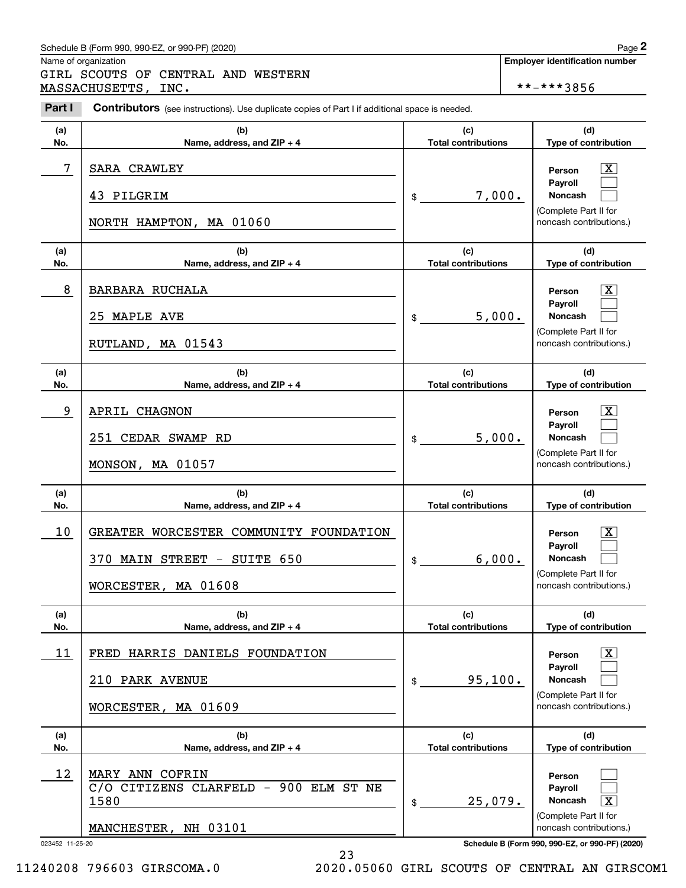Schedule B (Form 990, 990-EZ, or 990-PF) (2020)

Name of organization: GIRL SCOUTS OF CENTRAL AND WESTERN MASSACHUSETTS, INC.

Employer identification number: **-***3856

**Part I** **Contributors** (see instructions). Use duplicate copies of Part I if additional space is needed.

| (a) No. | (b) Name, address, and ZIP + 4 | (c) Total contributions | (d) Type of contribution |
|---|---|---|---|
| 7 | SARA CRAWLEY<br>43 PILGRIM<br>NORTH HAMPTON, MA 01060 | $ 7,000. | Person [X]<br>Payroll [ ]<br>Noncash [ ]<br>(Complete Part II for noncash contributions.) |
| 8 | BARBARA RUCHALA<br>25 MAPLE AVE<br>RUTLAND, MA 01543 | $ 5,000. | Person [X]<br>Payroll [ ]<br>Noncash [ ]<br>(Complete Part II for noncash contributions.) |
| 9 | APRIL CHAGNON<br>251 CEDAR SWAMP RD<br>MONSON, MA 01057 | $ 5,000. | Person [X]<br>Payroll [ ]<br>Noncash [ ]<br>(Complete Part II for noncash contributions.) |
| 10 | GREATER WORCESTER COMMUNITY FOUNDATION<br>370 MAIN STREET - SUITE 650<br>WORCESTER, MA 01608 | $ 6,000. | Person [X]<br>Payroll [ ]<br>Noncash [ ]<br>(Complete Part II for noncash contributions.) |
| 11 | FRED HARRIS DANIELS FOUNDATION<br>210 PARK AVENUE<br>WORCESTER, MA 01609 | $ 95,100. | Person [X]<br>Payroll [ ]<br>Noncash [ ]<br>(Complete Part II for noncash contributions.) |
| 12 | MARY ANN COFRIN<br>C/O CITIZENS CLARFELD - 900 ELM ST NE 1580<br>MANCHESTER, NH 03101 | $ 25,079. | Person [ ]<br>Payroll [ ]<br>Noncash [X]<br>(Complete Part II for noncash contributions.) |

023452 11-25-20

Schedule B (Form 990, 990-EZ, or 990-PF) (2020)

11240208 796603 GIRSCOMA.0 2020.05060 GIRL SCOUTS OF CENTRAL AN GIRSCOM1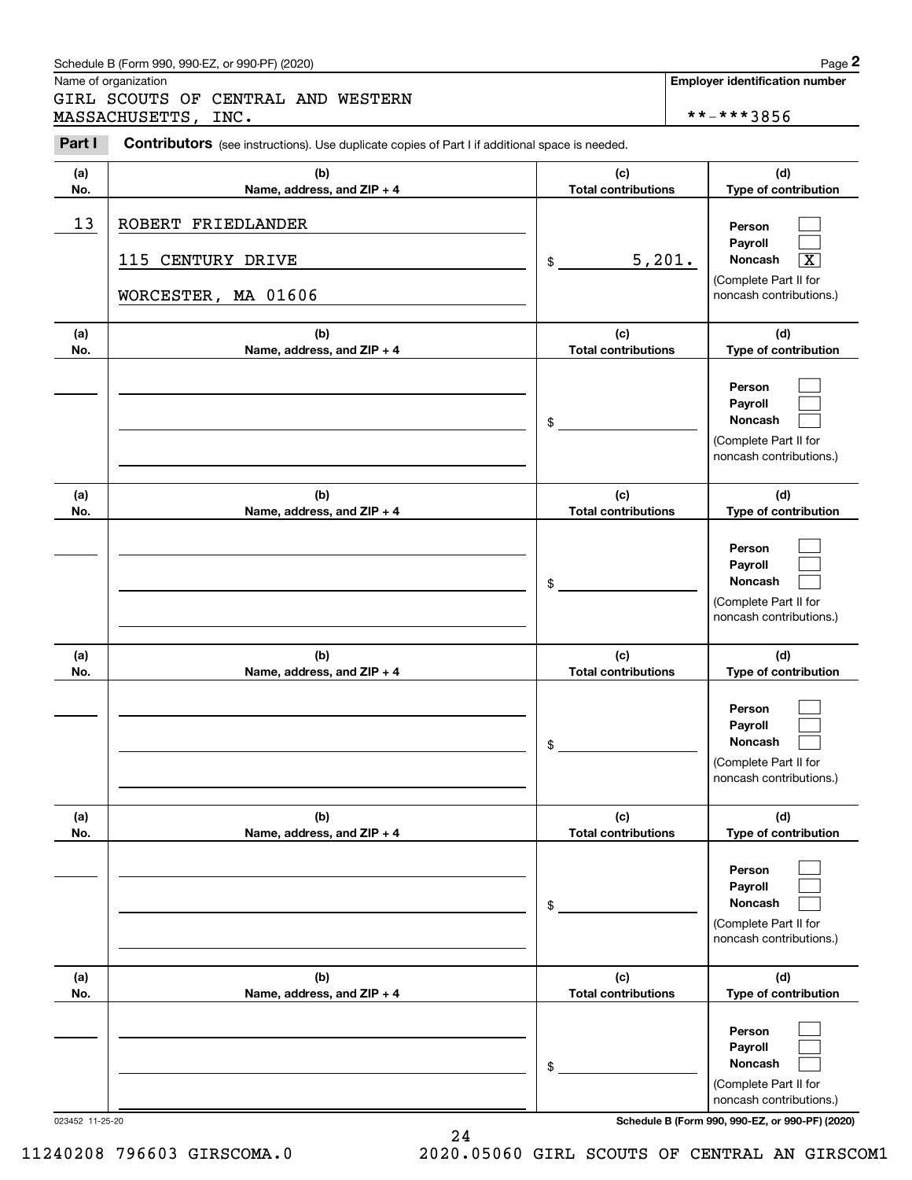Schedule B (Form 990, 990-EZ, or 990-PF) (2020)

Name of organization: GIRL SCOUTS OF CENTRAL AND WESTERN MASSACHUSETTS, INC.

**Employer identification number**: **-***3856

**Part I** **Contributors** (see instructions). Use duplicate copies of Part I if additional space is needed.

| (a) No. | (b) Name, address, and ZIP + 4 | (c) Total contributions | (d) Type of contribution |
|---|---|---|---|
| 13 | ROBERT FRIEDLANDER<br>115 CENTURY DRIVE<br>WORCESTER, MA 01606 | $ 5,201. | Person [ ]<br>Payroll [ ]<br>Noncash [X]<br>(Complete Part II for noncash contributions.) |
| | | $ | Person [ ]<br>Payroll [ ]<br>Noncash [ ]<br>(Complete Part II for noncash contributions.) |
| | | $ | Person [ ]<br>Payroll [ ]<br>Noncash [ ]<br>(Complete Part II for noncash contributions.) |
| | | $ | Person [ ]<br>Payroll [ ]<br>Noncash [ ]<br>(Complete Part II for noncash contributions.) |
| | | $ | Person [ ]<br>Payroll [ ]<br>Noncash [ ]<br>(Complete Part II for noncash contributions.) |
| | | $ | Person [ ]<br>Payroll [ ]<br>Noncash [ ]<br>(Complete Part II for noncash contributions.) |

023452 11-25-20

**Schedule B (Form 990, 990-EZ, or 990-PF) (2020)**

11240208 796603 GIRSCOMA.0 2020.05060 GIRL SCOUTS OF CENTRAL AN GIRSCOM1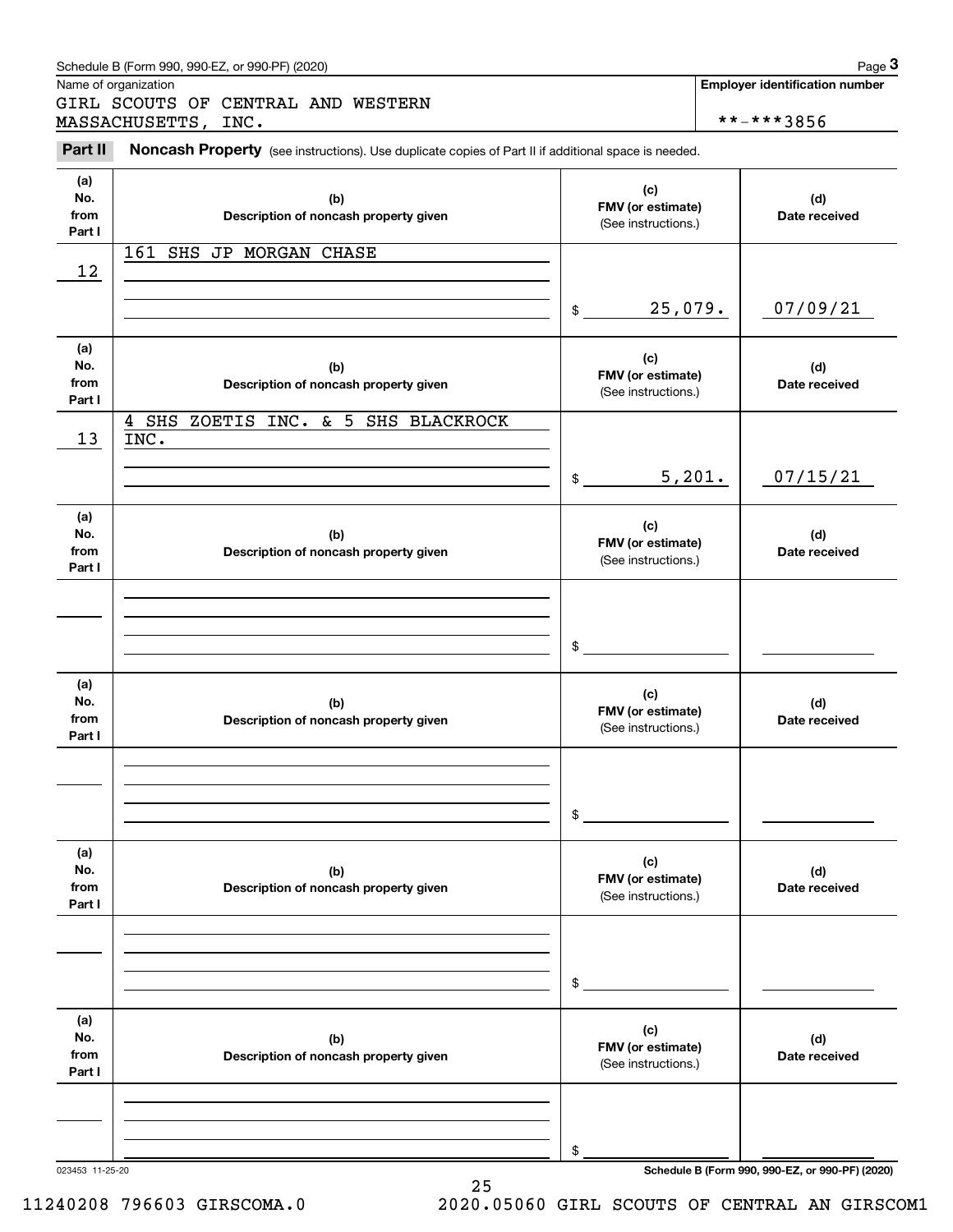Schedule B (Form 990, 990-EZ, or 990-PF) (2020)

Name of organization: GIRL SCOUTS OF CENTRAL AND WESTERN MASSACHUSETTS, INC.

Employer identification number: **-***3856

**Part II** **Noncash Property** (see instructions). Use duplicate copies of Part II if additional space is needed.

| (a) No. from Part I | (b) Description of noncash property given | (c) FMV (or estimate) (See instructions.) | (d) Date received |
|---|---|---|---|
| 12 | 161 SHS JP MORGAN CHASE | $ 25,079. | 07/09/21 |
| 13 | 4 SHS ZOETIS INC. & 5 SHS BLACKROCK INC. | $ 5,201. | 07/15/21 |
| | | $ | |
| | | $ | |
| | | $ | |
| | | $ | |

023453 11-25-20

Schedule B (Form 990, 990-EZ, or 990-PF) (2020)

11240208 796603 GIRSCOMA.0 2020.05060 GIRL SCOUTS OF CENTRAL AN GIRSCOM1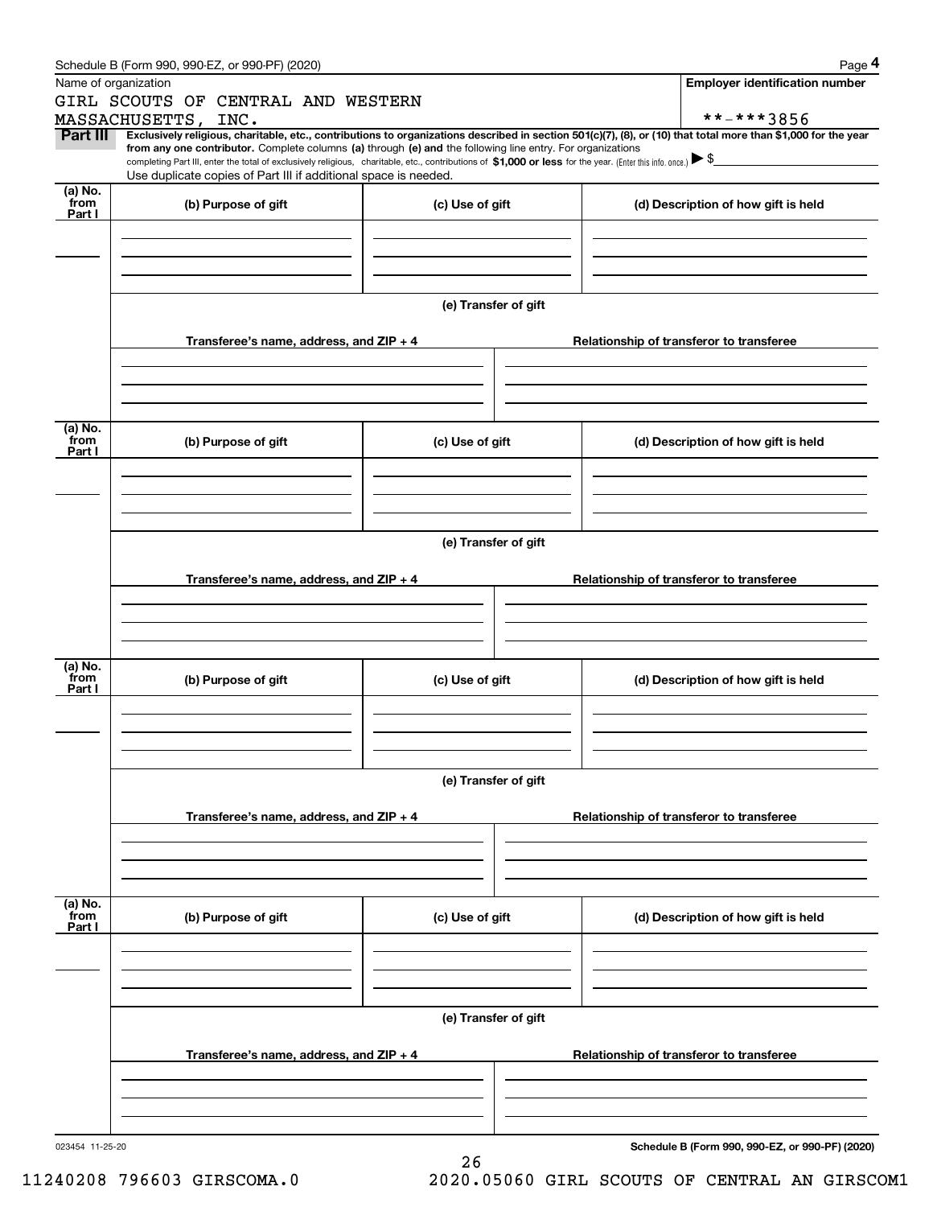Schedule B (Form 990, 990-EZ, or 990-PF) (2020)

Name of organization: GIRL SCOUTS OF CENTRAL AND WESTERN MASSACHUSETTS, INC.

Employer identification number: **-***3856

**Part III** **Exclusively religious, charitable, etc., contributions to organizations described in section 501(c)(7), (8), or (10) that total more than $1,000 for the year from any one contributor.** Complete columns **(a)** through **(e)** and the following line entry. For organizations completing Part III, enter the total of exclusively religious, charitable, etc., contributions of **$1,000 or less** for the year. (Enter this info. once.) ▶ $

Use duplicate copies of Part III if additional space is needed.

| (a) No. from Part I | (b) Purpose of gift | (c) Use of gift | (d) Description of how gift is held |
|---|---|---|---|
| | | | |

(e) Transfer of gift

| Transferee's name, address, and ZIP + 4 | Relationship of transferor to transferee |
|---|---|
| | |

| (a) No. from Part I | (b) Purpose of gift | (c) Use of gift | (d) Description of how gift is held |
|---|---|---|---|
| | | | |

(e) Transfer of gift

| Transferee's name, address, and ZIP + 4 | Relationship of transferor to transferee |
|---|---|
| | |

| (a) No. from Part I | (b) Purpose of gift | (c) Use of gift | (d) Description of how gift is held |
|---|---|---|---|
| | | | |

(e) Transfer of gift

| Transferee's name, address, and ZIP + 4 | Relationship of transferor to transferee |
|---|---|
| | |

| (a) No. from Part I | (b) Purpose of gift | (c) Use of gift | (d) Description of how gift is held |
|---|---|---|---|
| | | | |

(e) Transfer of gift

| Transferee's name, address, and ZIP + 4 | Relationship of transferor to transferee |
|---|---|
| | |

023454 11-25-20

**Schedule B (Form 990, 990-EZ, or 990-PF) (2020)**

11240208 796603 GIRSCOMA.0    2020.05060 GIRL SCOUTS OF CENTRAL AN GIRSCOM1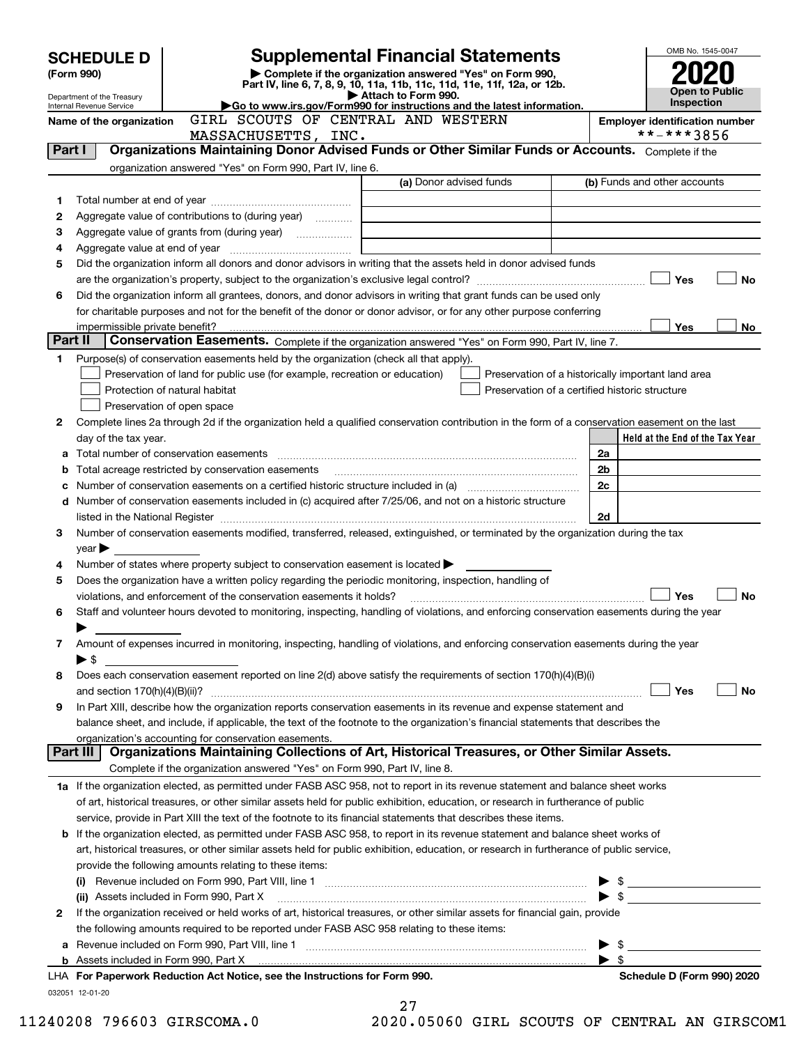# SCHEDULE D (Form 990)

Department of the Treasury
Internal Revenue Service

## Supplemental Financial Statements

▶ Complete if the organization answered "Yes" on Form 990, Part IV, line 6, 7, 8, 9, 10, 11a, 11b, 11c, 11d, 11e, 11f, 12a, or 12b.
▶ Attach to Form 990.
▶Go to www.irs.gov/Form990 for instructions and the latest information.

OMB No. 1545-0047

**2020**

**Open to Public Inspection**

**Name of the organization** GIRL SCOUTS OF CENTRAL AND WESTERN MASSACHUSETTS, INC.

**Employer identification number** **-***3856

## Part I Organizations Maintaining Donor Advised Funds or Other Similar Funds or Accounts.

Complete if the organization answered "Yes" on Form 990, Part IV, line 6.

| | | (a) Donor advised funds | (b) Funds and other accounts |
|---|---|---|---|
| 1 | Total number at end of year | | |
| 2 | Aggregate value of contributions to (during year) | | |
| 3 | Aggregate value of grants from (during year) | | |
| 4 | Aggregate value at end of year | | |

5 Did the organization inform all donors and donor advisors in writing that the assets held in donor advised funds are the organization's property, subject to the organization's exclusive legal control? ☐ Yes ☐ No

6 Did the organization inform all grantees, donors, and donor advisors in writing that grant funds can be used only for charitable purposes and not for the benefit of the donor or donor advisor, or for any other purpose conferring impermissible private benefit? ☐ Yes ☐ No

## Part II Conservation Easements.

Complete if the organization answered "Yes" on Form 990, Part IV, line 7.

1 Purpose(s) of conservation easements held by the organization (check all that apply).

- ☐ Preservation of land for public use (for example, recreation or education)
- ☐ Protection of natural habitat
- ☐ Preservation of open space
- ☐ Preservation of a historically important land area
- ☐ Preservation of a certified historic structure

2 Complete lines 2a through 2d if the organization held a qualified conservation contribution in the form of a conservation easement on the last day of the tax year.

| | | | Held at the End of the Tax Year |
|---|---|---|---|
| a | Total number of conservation easements | 2a | |
| b | Total acreage restricted by conservation easements | 2b | |
| c | Number of conservation easements on a certified historic structure included in (a) | 2c | |
| d | Number of conservation easements included in (c) acquired after 7/25/06, and not on a historic structure listed in the National Register | 2d | |

3 Number of conservation easements modified, transferred, released, extinguished, or terminated by the organization during the tax year ▶

4 Number of states where property subject to conservation easement is located ▶

5 Does the organization have a written policy regarding the periodic monitoring, inspection, handling of violations, and enforcement of the conservation easements it holds? ☐ Yes ☐ No

6 Staff and volunteer hours devoted to monitoring, inspecting, handling of violations, and enforcing conservation easements during the year ▶

7 Amount of expenses incurred in monitoring, inspecting, handling of violations, and enforcing conservation easements during the year ▶ $

8 Does each conservation easement reported on line 2(d) above satisfy the requirements of section 170(h)(4)(B)(i) and section 170(h)(4)(B)(ii)? ☐ Yes ☐ No

9 In Part XIII, describe how the organization reports conservation easements in its revenue and expense statement and balance sheet, and include, if applicable, the text of the footnote to the organization's financial statements that describes the organization's accounting for conservation easements.

## Part III Organizations Maintaining Collections of Art, Historical Treasures, or Other Similar Assets.

Complete if the organization answered "Yes" on Form 990, Part IV, line 8.

1a If the organization elected, as permitted under FASB ASC 958, not to report in its revenue statement and balance sheet works of art, historical treasures, or other similar assets held for public exhibition, education, or research in furtherance of public service, provide in Part XIII the text of the footnote to its financial statements that describes these items.

b If the organization elected, as permitted under FASB ASC 958, to report in its revenue statement and balance sheet works of art, historical treasures, or other similar assets held for public exhibition, education, or research in furtherance of public service, provide the following amounts relating to these items:

(i) Revenue included on Form 990, Part VIII, line 1 ▶ $

(ii) Assets included in Form 990, Part X ▶ $

2 If the organization received or held works of art, historical treasures, or other similar assets for financial gain, provide the following amounts required to be reported under FASB ASC 958 relating to these items:

a Revenue included on Form 990, Part VIII, line 1 ▶ $

b Assets included in Form 990, Part X ▶ $

LHA For Paperwork Reduction Act Notice, see the Instructions for Form 990. **Schedule D (Form 990) 2020**

032051 12-01-20

11240208 796603 GIRSCOMA.0 2020.05060 GIRL SCOUTS OF CENTRAL AN GIRSCOM1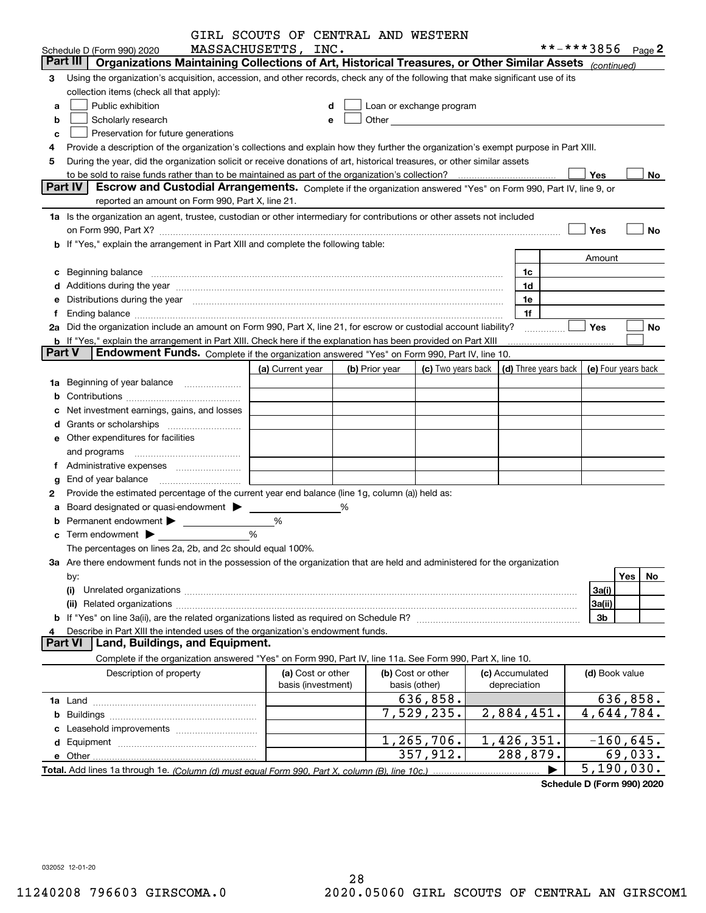GIRL SCOUTS OF CENTRAL AND WESTERN MASSACHUSETTS, INC.

Schedule D (Form 990) 2020 **-***3856 Page 2

## Part III Organizations Maintaining Collections of Art, Historical Treasures, or Other Similar Assets *(continued)*

**3** Using the organization's acquisition, accession, and other records, check any of the following that make significant use of its collection items (check all that apply):

- **a** ☐ Public exhibition
- **b** ☐ Scholarly research
- **c** ☐ Preservation for future generations
- **d** ☐ Loan or exchange program
- **e** ☐ Other

**4** Provide a description of the organization's collections and explain how they further the organization's exempt purpose in Part XIII.

**5** During the year, did the organization solicit or receive donations of art, historical treasures, or other similar assets to be sold to raise funds rather than to be maintained as part of the organization's collection? ☐ Yes ☐ No

## Part IV Escrow and Custodial Arrangements.

Complete if the organization answered "Yes" on Form 990, Part IV, line 9, or reported an amount on Form 990, Part X, line 21.

**1a** Is the organization an agent, trustee, custodian or other intermediary for contributions or other assets not included on Form 990, Part X? ☐ Yes ☐ No

**b** If "Yes," explain the arrangement in Part XIII and complete the following table:

| | | Amount |
|---|---|---|
| **c** Beginning balance | 1c | |
| **d** Additions during the year | 1d | |
| **e** Distributions during the year | 1e | |
| **f** Ending balance | 1f | |

**2a** Did the organization include an amount on Form 990, Part X, line 21, for escrow or custodial account liability? ☐ Yes ☐ No

**b** If "Yes," explain the arrangement in Part XIII. Check here if the explanation has been provided on Part XIII ☐

## Part V Endowment Funds.

Complete if the organization answered "Yes" on Form 990, Part IV, line 10.

| | (a) Current year | (b) Prior year | (c) Two years back | (d) Three years back | (e) Four years back |
|---|---|---|---|---|---|
| **1a** Beginning of year balance | | | | | |
| **b** Contributions | | | | | |
| **c** Net investment earnings, gains, and losses | | | | | |
| **d** Grants or scholarships | | | | | |
| **e** Other expenditures for facilities and programs | | | | | |
| **f** Administrative expenses | | | | | |
| **g** End of year balance | | | | | |

**2** Provide the estimated percentage of the current year end balance (line 1g, column (a)) held as:

- **a** Board designated or quasi-endowment ▶ ______ %
- **b** Permanent endowment ▶ ______ %
- **c** Term endowment ▶ ______ %

The percentages on lines 2a, 2b, and 2c should equal 100%.

**3a** Are there endowment funds not in the possession of the organization that are held and administered for the organization by:

| | | Yes | No |
|---|---|---|---|
| **(i)** Unrelated organizations | 3a(i) | | |
| **(ii)** Related organizations | 3a(ii) | | |
| **b** If "Yes" on line 3a(ii), are the related organizations listed as required on Schedule R? | 3b | | |

**4** Describe in Part XIII the intended uses of the organization's endowment funds.

## Part VI Land, Buildings, and Equipment.

Complete if the organization answered "Yes" on Form 990, Part IV, line 11a. See Form 990, Part X, line 10.

| Description of property | (a) Cost or other basis (investment) | (b) Cost or other basis (other) | (c) Accumulated depreciation | (d) Book value |
|---|---|---|---|---|
| **1a** Land | | 636,858. | | 636,858. |
| **b** Buildings | | 7,529,235. | 2,884,451. | 4,644,784. |
| **c** Leasehold improvements | | | | |
| **d** Equipment | | 1,265,706. | 1,426,351. | -160,645. |
| **e** Other | | 357,912. | 288,879. | 69,033. |

**Total.** Add lines 1a through 1e. *(Column (d) must equal Form 990, Part X, column (B), line 10c.)* ▶ 5,190,030.

**Schedule D (Form 990) 2020**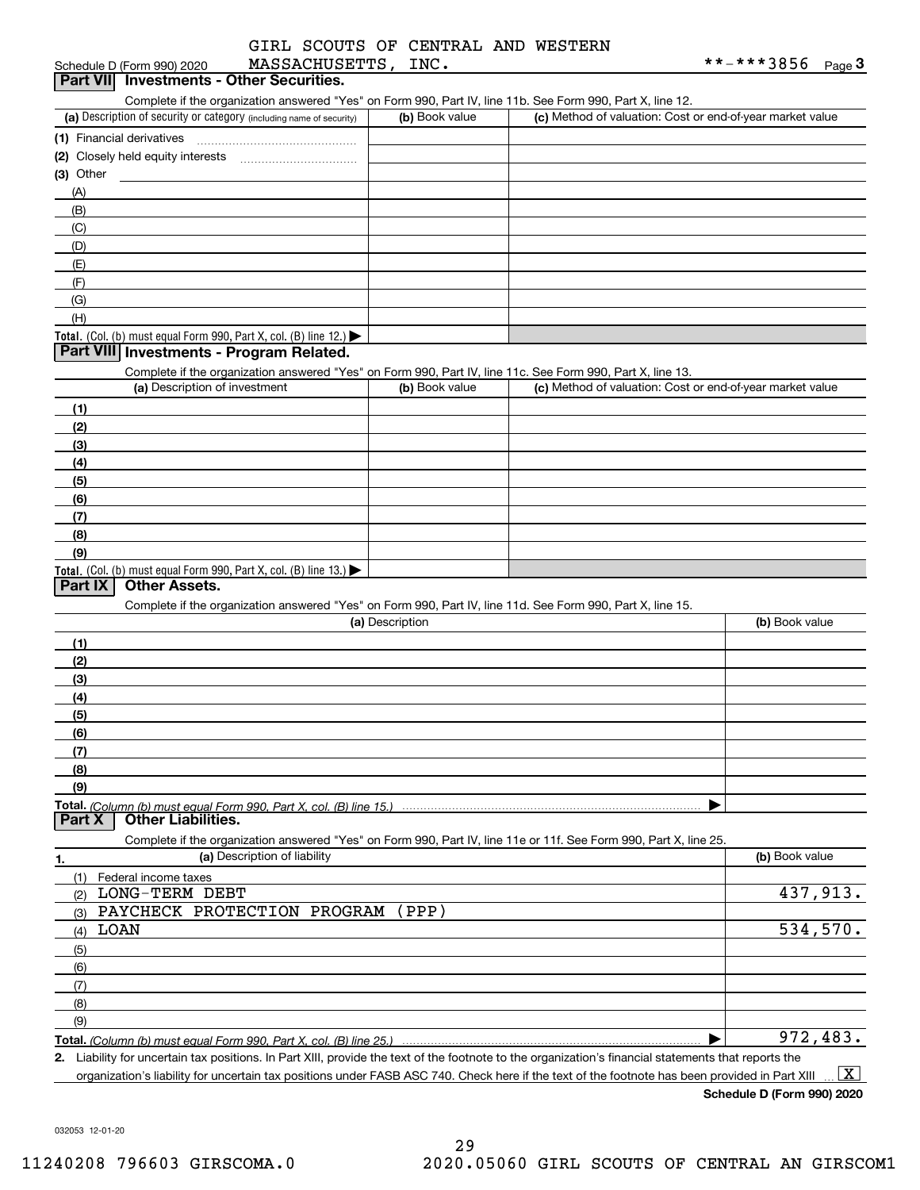GIRL SCOUTS OF CENTRAL AND WESTERN MASSACHUSETTS, INC. **-***3856

Schedule D (Form 990) 2020

## Part VII Investments - Other Securities.

Complete if the organization answered "Yes" on Form 990, Part IV, line 11b. See Form 990, Part X, line 12.

| (a) Description of security or category (including name of security) | (b) Book value | (c) Method of valuation: Cost or end-of-year market value |
|---|---|---|
| (1) Financial derivatives | | |
| (2) Closely held equity interests | | |
| (3) Other | | |
| (A) | | |
| (B) | | |
| (C) | | |
| (D) | | |
| (E) | | |
| (F) | | |
| (G) | | |
| (H) | | |
| Total. (Col. (b) must equal Form 990, Part X, col. (B) line 12.) | | |

## Part VIII Investments - Program Related.

Complete if the organization answered "Yes" on Form 990, Part IV, line 11c. See Form 990, Part X, line 13.

| (a) Description of investment | (b) Book value | (c) Method of valuation: Cost or end-of-year market value |
|---|---|---|
| (1) | | |
| (2) | | |
| (3) | | |
| (4) | | |
| (5) | | |
| (6) | | |
| (7) | | |
| (8) | | |
| (9) | | |
| Total. (Col. (b) must equal Form 990, Part X, col. (B) line 13.) | | |

## Part IX Other Assets.

Complete if the organization answered "Yes" on Form 990, Part IV, line 11d. See Form 990, Part X, line 15.

| (a) Description | (b) Book value |
|---|---|
| (1) | |
| (2) | |
| (3) | |
| (4) | |
| (5) | |
| (6) | |
| (7) | |
| (8) | |
| (9) | |
| Total. (Column (b) must equal Form 990, Part X, col. (B) line 15.) | |

## Part X Other Liabilities.

Complete if the organization answered "Yes" on Form 990, Part IV, line 11e or 11f. See Form 990, Part X, line 25.

| 1. (a) Description of liability | (b) Book value |
|---|---|
| (1) Federal income taxes | |
| (2) LONG-TERM DEBT | 437,913. |
| (3) PAYCHECK PROTECTION PROGRAM (PPP) | |
| (4) LOAN | 534,570. |
| (5) | |
| (6) | |
| (7) | |
| (8) | |
| (9) | |
| Total. (Column (b) must equal Form 990, Part X, col. (B) line 25.) | 972,483. |

2. Liability for uncertain tax positions. In Part XIII, provide the text of the footnote to the organization's financial statements that reports the organization's liability for uncertain tax positions under FASB ASC 740. Check here if the text of the footnote has been provided in Part XIII ... [X]

Schedule D (Form 990) 2020

032053 12-01-20

11240208 796603 GIRSCOMA.0 2020.05060 GIRL SCOUTS OF CENTRAL AN GIRSCOM1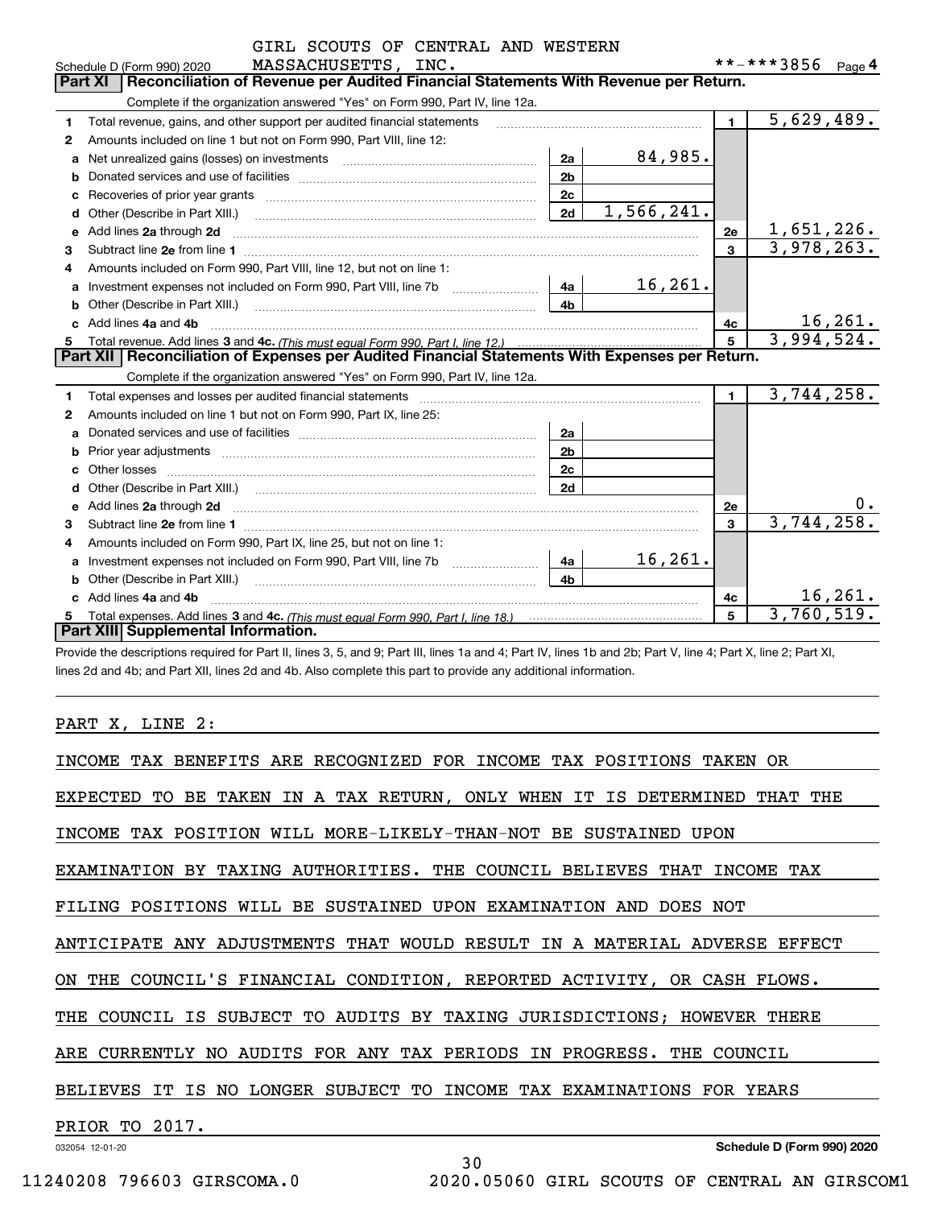GIRL SCOUTS OF CENTRAL AND WESTERN MASSACHUSETTS, INC. **-***3856

Schedule D (Form 990) 2020 Page 4

## Part XI Reconciliation of Revenue per Audited Financial Statements With Revenue per Return.

Complete if the organization answered "Yes" on Form 990, Part IV, line 12a.

| | | | | | |
|---|---|---|---|---|---|
| 1 | Total revenue, gains, and other support per audited financial statements | | | 1 | 5,629,489. |
| 2 | Amounts included on line 1 but not on Form 990, Part VIII, line 12: | | | | |
| a | Net unrealized gains (losses) on investments | 2a | 84,985. | | |
| b | Donated services and use of facilities | 2b | | | |
| c | Recoveries of prior year grants | 2c | | | |
| d | Other (Describe in Part XIII.) | 2d | 1,566,241. | | |
| e | Add lines 2a through 2d | | | 2e | 1,651,226. |
| 3 | Subtract line 2e from line 1 | | | 3 | 3,978,263. |
| 4 | Amounts included on Form 990, Part VIII, line 12, but not on line 1: | | | | |
| a | Investment expenses not included on Form 990, Part VIII, line 7b | 4a | 16,261. | | |
| b | Other (Describe in Part XIII.) | 4b | | | |
| c | Add lines 4a and 4b | | | 4c | 16,261. |
| 5 | Total revenue. Add lines 3 and 4c. *(This must equal Form 990, Part I, line 12.)* | | | 5 | 3,994,524. |

## Part XII Reconciliation of Expenses per Audited Financial Statements With Expenses per Return.

Complete if the organization answered "Yes" on Form 990, Part IV, line 12a.

| | | | | | |
|---|---|---|---|---|---|
| 1 | Total expenses and losses per audited financial statements | | | 1 | 3,744,258. |
| 2 | Amounts included on line 1 but not on Form 990, Part IX, line 25: | | | | |
| a | Donated services and use of facilities | 2a | | | |
| b | Prior year adjustments | 2b | | | |
| c | Other losses | 2c | | | |
| d | Other (Describe in Part XIII.) | 2d | | | |
| e | Add lines 2a through 2d | | | 2e | 0. |
| 3 | Subtract line 2e from line 1 | | | 3 | 3,744,258. |
| 4 | Amounts included on Form 990, Part IX, line 25, but not on line 1: | | | | |
| a | Investment expenses not included on Form 990, Part VIII, line 7b | 4a | 16,261. | | |
| b | Other (Describe in Part XIII.) | 4b | | | |
| c | Add lines 4a and 4b | | | 4c | 16,261. |
| 5 | Total expenses. Add lines 3 and 4c. *(This must equal Form 990, Part I, line 18.)* | | | 5 | 3,760,519. |

## Part XIII Supplemental Information.

Provide the descriptions required for Part II, lines 3, 5, and 9; Part III, lines 1a and 4; Part IV, lines 1b and 2b; Part V, line 4; Part X, line 2; Part XI, lines 2d and 4b; and Part XII, lines 2d and 4b. Also complete this part to provide any additional information.

PART X, LINE 2:

INCOME TAX BENEFITS ARE RECOGNIZED FOR INCOME TAX POSITIONS TAKEN OR EXPECTED TO BE TAKEN IN A TAX RETURN, ONLY WHEN IT IS DETERMINED THAT THE INCOME TAX POSITION WILL MORE-LIKELY-THAN-NOT BE SUSTAINED UPON EXAMINATION BY TAXING AUTHORITIES. THE COUNCIL BELIEVES THAT INCOME TAX FILING POSITIONS WILL BE SUSTAINED UPON EXAMINATION AND DOES NOT ANTICIPATE ANY ADJUSTMENTS THAT WOULD RESULT IN A MATERIAL ADVERSE EFFECT ON THE COUNCIL'S FINANCIAL CONDITION, REPORTED ACTIVITY, OR CASH FLOWS. THE COUNCIL IS SUBJECT TO AUDITS BY TAXING JURISDICTIONS; HOWEVER THERE ARE CURRENTLY NO AUDITS FOR ANY TAX PERIODS IN PROGRESS. THE COUNCIL BELIEVES IT IS NO LONGER SUBJECT TO INCOME TAX EXAMINATIONS FOR YEARS PRIOR TO 2017.

032054 12-01-20 Schedule D (Form 990) 2020

11240208 796603 GIRSCOMA.0 2020.05060 GIRL SCOUTS OF CENTRAL AN GIRSCOM1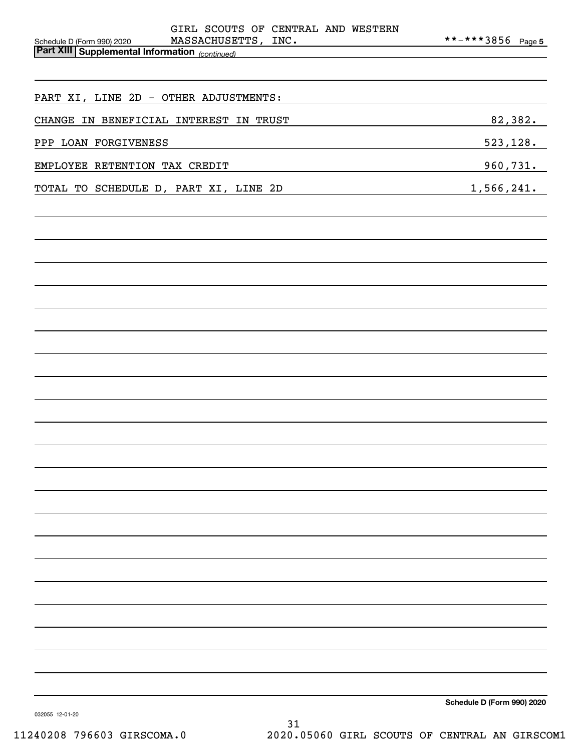GIRL SCOUTS OF CENTRAL AND WESTERN MASSACHUSETTS, INC. **-***3856

**Part XIII | Supplemental Information** *(continued)*

PART XI, LINE 2D - OTHER ADJUSTMENTS:

| | |
|---|---|
| CHANGE IN BENEFICIAL INTEREST IN TRUST | 82,382. |
| PPP LOAN FORGIVENESS | 523,128. |
| EMPLOYEE RETENTION TAX CREDIT | 960,731. |
| TOTAL TO SCHEDULE D, PART XI, LINE 2D | 1,566,241. |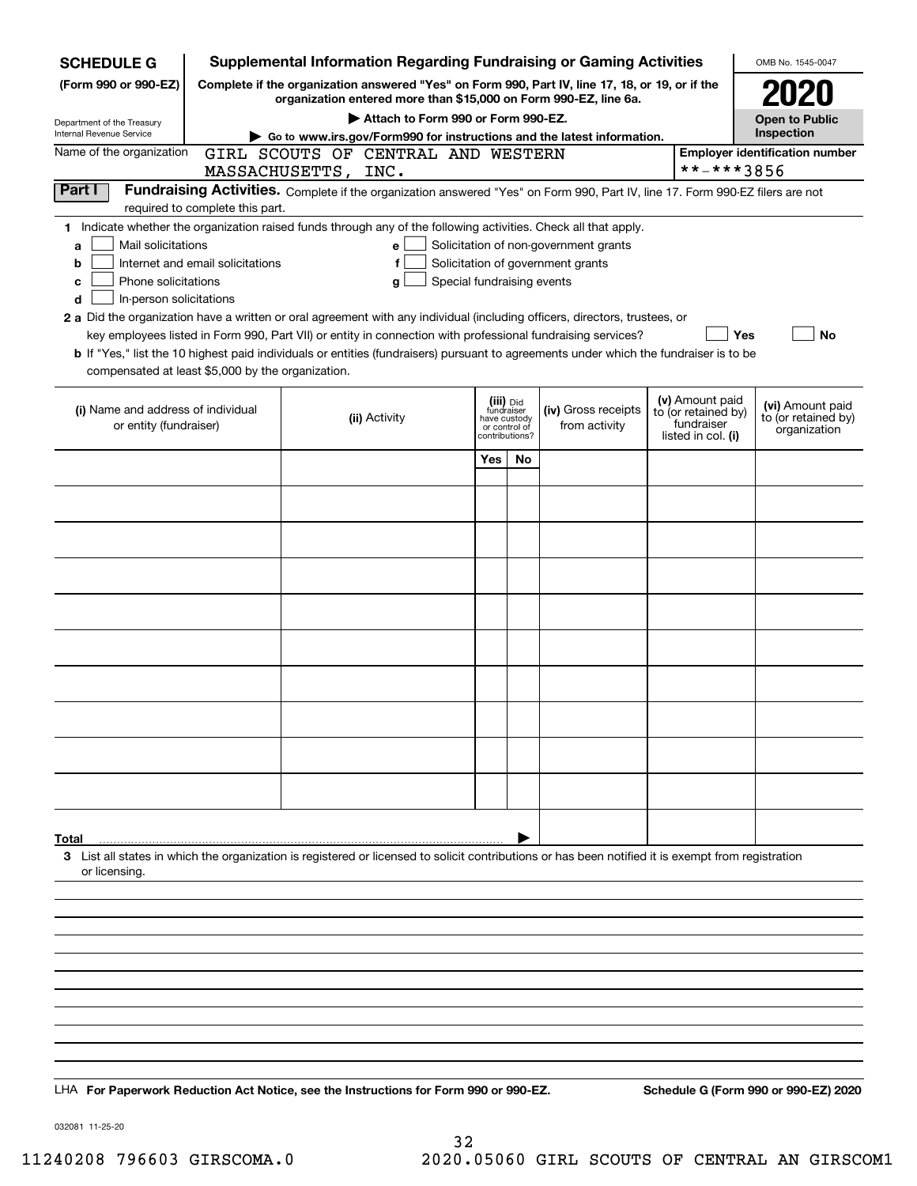**SCHEDULE G**
**(Form 990 or 990-EZ)**

Department of the Treasury
Internal Revenue Service

# Supplemental Information Regarding Fundraising or Gaming Activities

**Complete if the organization answered "Yes" on Form 990, Part IV, line 17, 18, or 19, or if the organization entered more than $15,000 on Form 990-EZ, line 6a.**

▶ **Attach to Form 990 or Form 990-EZ.**

▶ **Go to www.irs.gov/Form990 for instructions and the latest information.**

OMB No. 1545-0047

**2020**

**Open to Public Inspection**

Name of the organization: GIRL SCOUTS OF CENTRAL AND WESTERN MASSACHUSETTS, INC.

Employer identification number: **-***3856

## Part I Fundraising Activities.

Complete if the organization answered "Yes" on Form 990, Part IV, line 17. Form 990-EZ filers are not required to complete this part.

**1** Indicate whether the organization raised funds through any of the following activities. Check all that apply.

- **a** ☐ Mail solicitations
- **b** ☐ Internet and email solicitations
- **c** ☐ Phone solicitations
- **d** ☐ In-person solicitations
- **e** ☐ Solicitation of non-government grants
- **f** ☐ Solicitation of government grants
- **g** ☐ Special fundraising events

**2 a** Did the organization have a written or oral agreement with any individual (including officers, directors, trustees, or key employees listed in Form 990, Part VII) or entity in connection with professional fundraising services? ☐ Yes ☐ No

**b** If "Yes," list the 10 highest paid individuals or entities (fundraisers) pursuant to agreements under which the fundraiser is to be compensated at least $5,000 by the organization.

| (i) Name and address of individual or entity (fundraiser) | (ii) Activity | (iii) Did fundraiser have custody or control of contributions? Yes | No | (iv) Gross receipts from activity | (v) Amount paid to (or retained by) fundraiser listed in col. (i) | (vi) Amount paid to (or retained by) organization |
|---|---|---|---|---|---|---|
| | | | | | | |
| | | | | | | |
| | | | | | | |
| | | | | | | |
| | | | | | | |
| | | | | | | |
| | | | | | | |
| | | | | | | |
| | | | | | | |
| | | | | | | |
| **Total** | | | | | | |

**3** List all states in which the organization is registered or licensed to solicit contributions or has been notified it is exempt from registration or licensing.

LHA **For Paperwork Reduction Act Notice, see the Instructions for Form 990 or 990-EZ.** **Schedule G (Form 990 or 990-EZ) 2020**

032081 11-25-20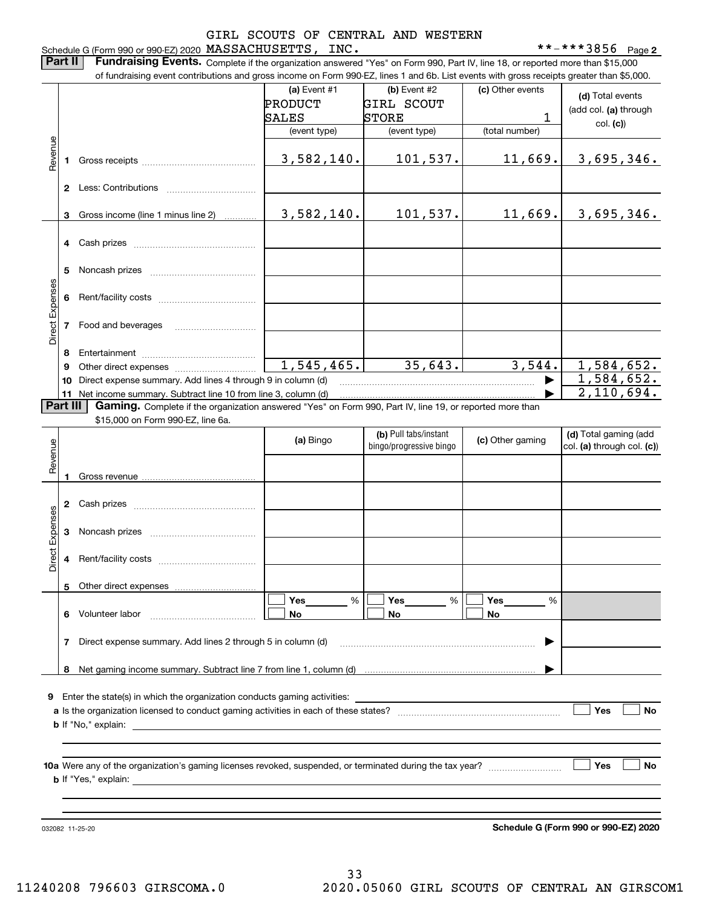GIRL SCOUTS OF CENTRAL AND WESTERN

Schedule G (Form 990 or 990-EZ) 2020 MASSACHUSETTS, INC. **-***3856 Page 2

**Part II** **Fundraising Events.** Complete if the organization answered "Yes" on Form 990, Part IV, line 18, or reported more than $15,000 of fundraising event contributions and gross income on Form 990-EZ, lines 1 and 6b. List events with gross receipts greater than $5,000.

| | | (a) Event #1 PRODUCT SALES (event type) | (b) Event #2 GIRL SCOUT STORE (event type) | (c) Other events 1 (total number) | (d) Total events (add col. (a) through col. (c)) |
|---|---|---|---|---|---|
| Revenue | 1 Gross receipts | 3,582,140. | 101,537. | 11,669. | 3,695,346. |
| | 2 Less: Contributions | | | | |
| | 3 Gross income (line 1 minus line 2) | 3,582,140. | 101,537. | 11,669. | 3,695,346. |
| Direct Expenses | 4 Cash prizes | | | | |
| | 5 Noncash prizes | | | | |
| | 6 Rent/facility costs | | | | |
| | 7 Food and beverages | | | | |
| | 8 Entertainment | | | | |
| | 9 Other direct expenses | 1,545,465. | 35,643. | 3,544. | 1,584,652. |
| | 10 Direct expense summary. Add lines 4 through 9 in column (d) | | | ▶ | 1,584,652. |
| | 11 Net income summary. Subtract line 10 from line 3, column (d) | | | ▶ | 2,110,694. |

**Part III** **Gaming.** Complete if the organization answered "Yes" on Form 990, Part IV, line 19, or reported more than $15,000 on Form 990-EZ, line 6a.

| | | (a) Bingo | (b) Pull tabs/instant bingo/progressive bingo | (c) Other gaming | (d) Total gaming (add col. (a) through col. (c)) |
|---|---|---|---|---|---|
| Revenue | 1 Gross revenue | | | | |
| Direct Expenses | 2 Cash prizes | | | | |
| | 3 Noncash prizes | | | | |
| | 4 Rent/facility costs | | | | |
| | 5 Other direct expenses | | | | |
| | 6 Volunteer labor | ☐ Yes ____ % ☐ No | ☐ Yes ____ % ☐ No | ☐ Yes ____ % ☐ No | |
| | 7 Direct expense summary. Add lines 2 through 5 in column (d) | | | ▶ | |
| | 8 Net gaming income summary. Subtract line 7 from line 1, column (d) | | | ▶ | |

**9** Enter the state(s) in which the organization conducts gaming activities: ____________________

**a** Is the organization licensed to conduct gaming activities in each of these states? ☐ Yes ☐ No

**b** If "No," explain: ____________________

**10a** Were any of the organization's gaming licenses revoked, suspended, or terminated during the tax year? ☐ Yes ☐ No

**b** If "Yes," explain: ____________________

032082 11-25-20

**Schedule G (Form 990 or 990-EZ) 2020**

11240208 796603 GIRSCOMA.0 2020.05060 GIRL SCOUTS OF CENTRAL AN GIRSCOM1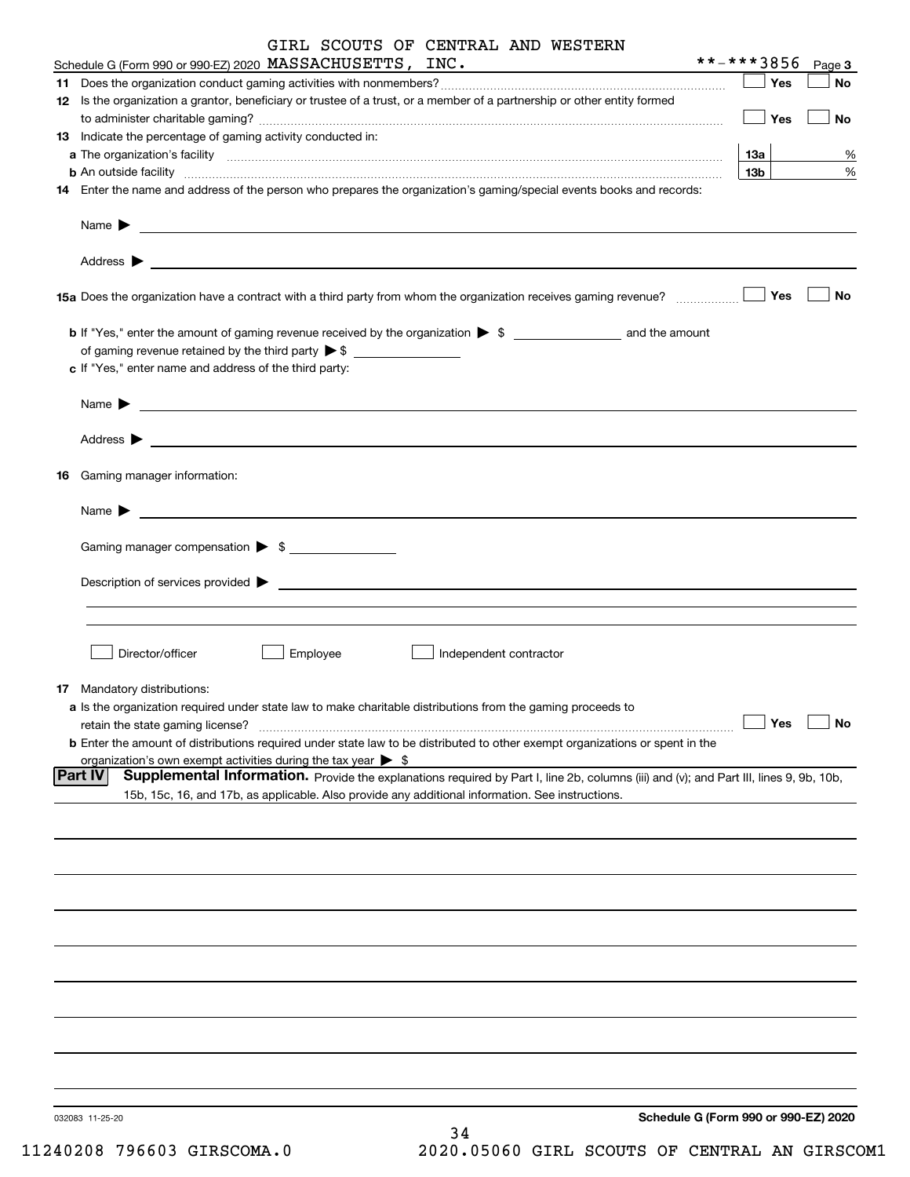GIRL SCOUTS OF CENTRAL AND WESTERN

Schedule G (Form 990 or 990-EZ) 2020 MASSACHUSETTS, INC. **-***3856 Page 3

**11** Does the organization conduct gaming activities with nonmembers? ☐ Yes ☐ No

**12** Is the organization a grantor, beneficiary or trustee of a trust, or a member of a partnership or other entity formed to administer charitable gaming? ☐ Yes ☐ No

**13** Indicate the percentage of gaming activity conducted in:

**a** The organization's facility **13a** %

**b** An outside facility **13b** %

**14** Enter the name and address of the person who prepares the organization's gaming/special events books and records:

Name ▶

Address ▶

**15a** Does the organization have a contract with a third party from whom the organization receives gaming revenue? ☐ Yes ☐ No

**b** If "Yes," enter the amount of gaming revenue received by the organization ▶ $ __________ and the amount of gaming revenue retained by the third party ▶ $ __________

**c** If "Yes," enter name and address of the third party:

Name ▶

Address ▶

**16** Gaming manager information:

Name ▶

Gaming manager compensation ▶ $ __________

Description of services provided ▶

☐ Director/officer ☐ Employee ☐ Independent contractor

**17** Mandatory distributions:

**a** Is the organization required under state law to make charitable distributions from the gaming proceeds to retain the state gaming license? ☐ Yes ☐ No

**b** Enter the amount of distributions required under state law to be distributed to other exempt organizations or spent in the organization's own exempt activities during the tax year ▶ $

**Part IV** **Supplemental Information.** Provide the explanations required by Part I, line 2b, columns (iii) and (v); and Part III, lines 9, 9b, 10b, 15b, 15c, 16, and 17b, as applicable. Also provide any additional information. See instructions.

032083 11-25-20 **Schedule G (Form 990 or 990-EZ) 2020**

11240208 796603 GIRSCOMA.0 2020.05060 GIRL SCOUTS OF CENTRAL AN GIRSCOM1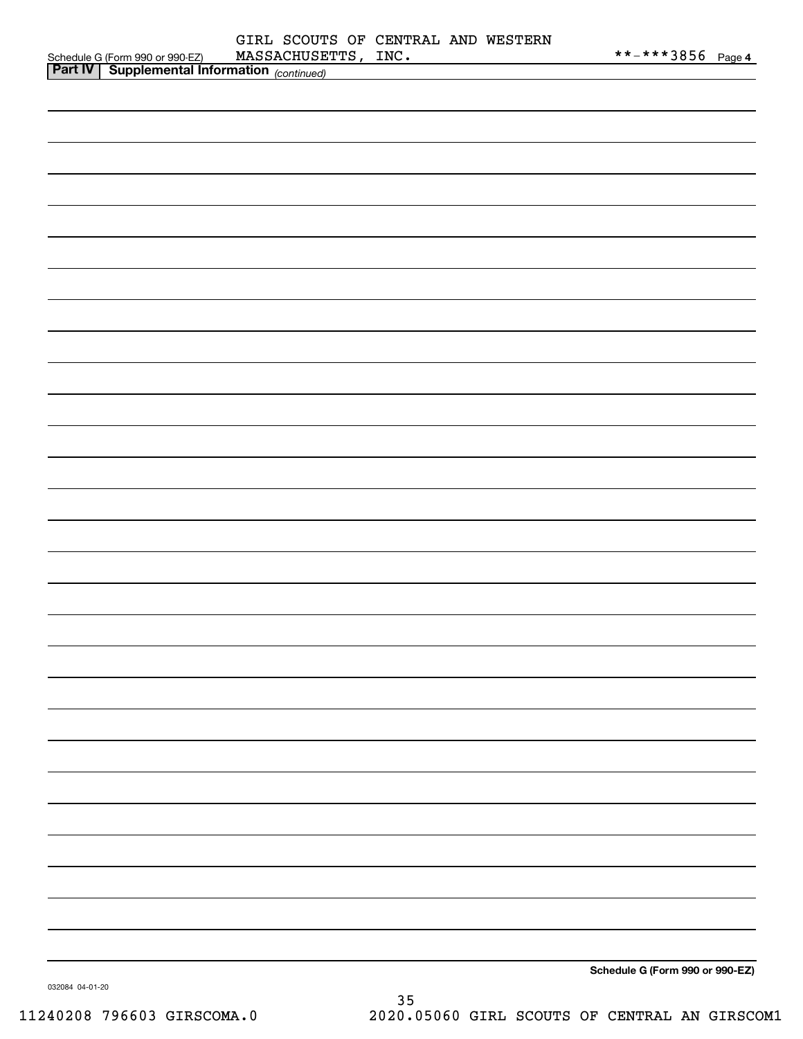Schedule G (Form 990 or 990-EZ) GIRL SCOUTS OF CENTRAL AND WESTERN MASSACHUSETTS, INC. **-***3856 Page 4

**Part IV | Supplemental Information** *(continued)*

**Schedule G (Form 990 or 990-EZ)**

032084 04-01-20

11240208 796603 GIRSCOMA.0 2020.05060 GIRL SCOUTS OF CENTRAL AN GIRSCOM1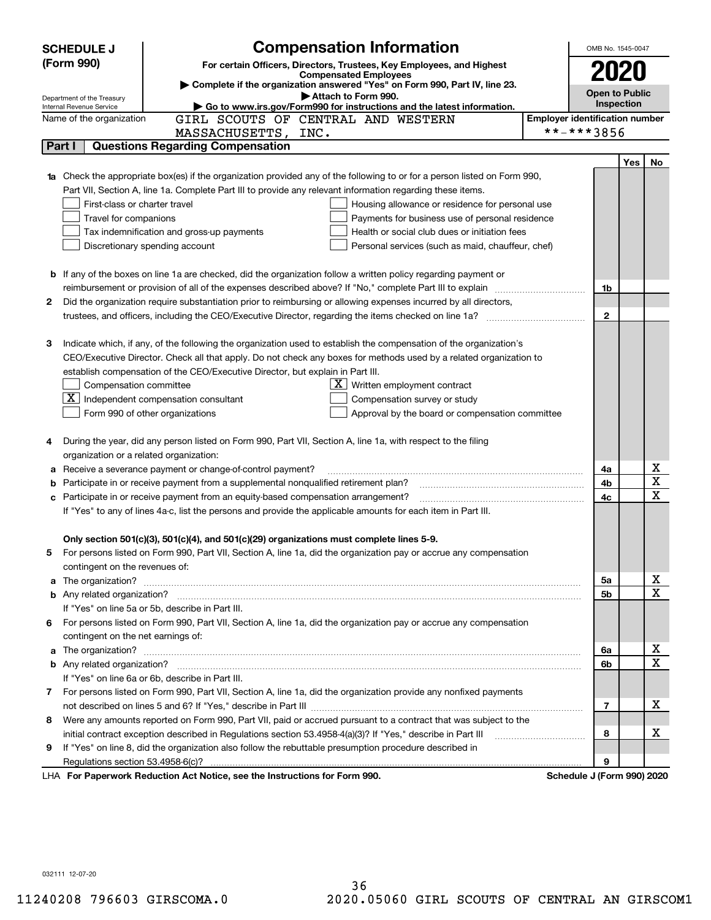# SCHEDULE J (Form 990)

## Compensation Information

**For certain Officers, Directors, Trustees, Key Employees, and Highest Compensated Employees**

▶ Complete if the organization answered "Yes" on Form 990, Part IV, line 23.

▶ Attach to Form 990.

▶ Go to www.irs.gov/Form990 for instructions and the latest information.

Department of the Treasury
Internal Revenue Service

OMB No. 1545-0047

**2020**

**Open to Public Inspection**

Name of the organization: GIRL SCOUTS OF CENTRAL AND WESTERN MASSACHUSETTS, INC.

Employer identification number: **-***3856

## Part I — Questions Regarding Compensation

| | | | Yes | No |
|---|---|---|---|---|
| **1a** | Check the appropriate box(es) if the organization provided any of the following to or for a person listed on Form 990, Part VII, Section A, line 1a. Complete Part III to provide any relevant information regarding these items.<br>☐ First-class or charter travel ☐ Housing allowance or residence for personal use<br>☐ Travel for companions ☐ Payments for business use of personal residence<br>☐ Tax indemnification and gross-up payments ☐ Health or social club dues or initiation fees<br>☐ Discretionary spending account ☐ Personal services (such as maid, chauffeur, chef) | | | |
| **b** | If any of the boxes on line 1a are checked, did the organization follow a written policy regarding payment or reimbursement or provision of all of the expenses described above? If "No," complete Part III to explain | 1b | | |
| **2** | Did the organization require substantiation prior to reimbursing or allowing expenses incurred by all directors, trustees, and officers, including the CEO/Executive Director, regarding the items checked on line 1a? | 2 | | |
| **3** | Indicate which, if any, of the following the organization used to establish the compensation of the organization's CEO/Executive Director. Check all that apply. Do not check any boxes for methods used by a related organization to establish compensation of the CEO/Executive Director, but explain in Part III.<br>☐ Compensation committee ☒ Written employment contract<br>☒ Independent compensation consultant ☐ Compensation survey or study<br>☐ Form 990 of other organizations ☐ Approval by the board or compensation committee | | | |
| **4** | During the year, did any person listed on Form 990, Part VII, Section A, line 1a, with respect to the filing organization or a related organization: | | | |
| **a** | Receive a severance payment or change-of-control payment? | 4a | | X |
| **b** | Participate in or receive payment from a supplemental nonqualified retirement plan? | 4b | | X |
| **c** | Participate in or receive payment from an equity-based compensation arrangement? | 4c | | X |
| | If "Yes" to any of lines 4a-c, list the persons and provide the applicable amounts for each item in Part III. | | | |
| | **Only section 501(c)(3), 501(c)(4), and 501(c)(29) organizations must complete lines 5-9.** | | | |
| **5** | For persons listed on Form 990, Part VII, Section A, line 1a, did the organization pay or accrue any compensation contingent on the revenues of: | | | |
| **a** | The organization? | 5a | | X |
| **b** | Any related organization? | 5b | | X |
| | If "Yes" on line 5a or 5b, describe in Part III. | | | |
| **6** | For persons listed on Form 990, Part VII, Section A, line 1a, did the organization pay or accrue any compensation contingent on the net earnings of: | | | |
| **a** | The organization? | 6a | | X |
| **b** | Any related organization? | 6b | | X |
| | If "Yes" on line 6a or 6b, describe in Part III. | | | |
| **7** | For persons listed on Form 990, Part VII, Section A, line 1a, did the organization provide any nonfixed payments not described on lines 5 and 6? If "Yes," describe in Part III | 7 | | X |
| **8** | Were any amounts reported on Form 990, Part VII, paid or accrued pursuant to a contract that was subject to the initial contract exception described in Regulations section 53.4958-4(a)(3)? If "Yes," describe in Part III | 8 | | X |
| **9** | If "Yes" on line 8, did the organization also follow the rebuttable presumption procedure described in Regulations section 53.4958-6(c)? | 9 | | |

LHA **For Paperwork Reduction Act Notice, see the Instructions for Form 990.** **Schedule J (Form 990) 2020**

032111 12-07-20

11240208 796603 GIRSCOMA.0 2020.05060 GIRL SCOUTS OF CENTRAL AN GIRSCOM1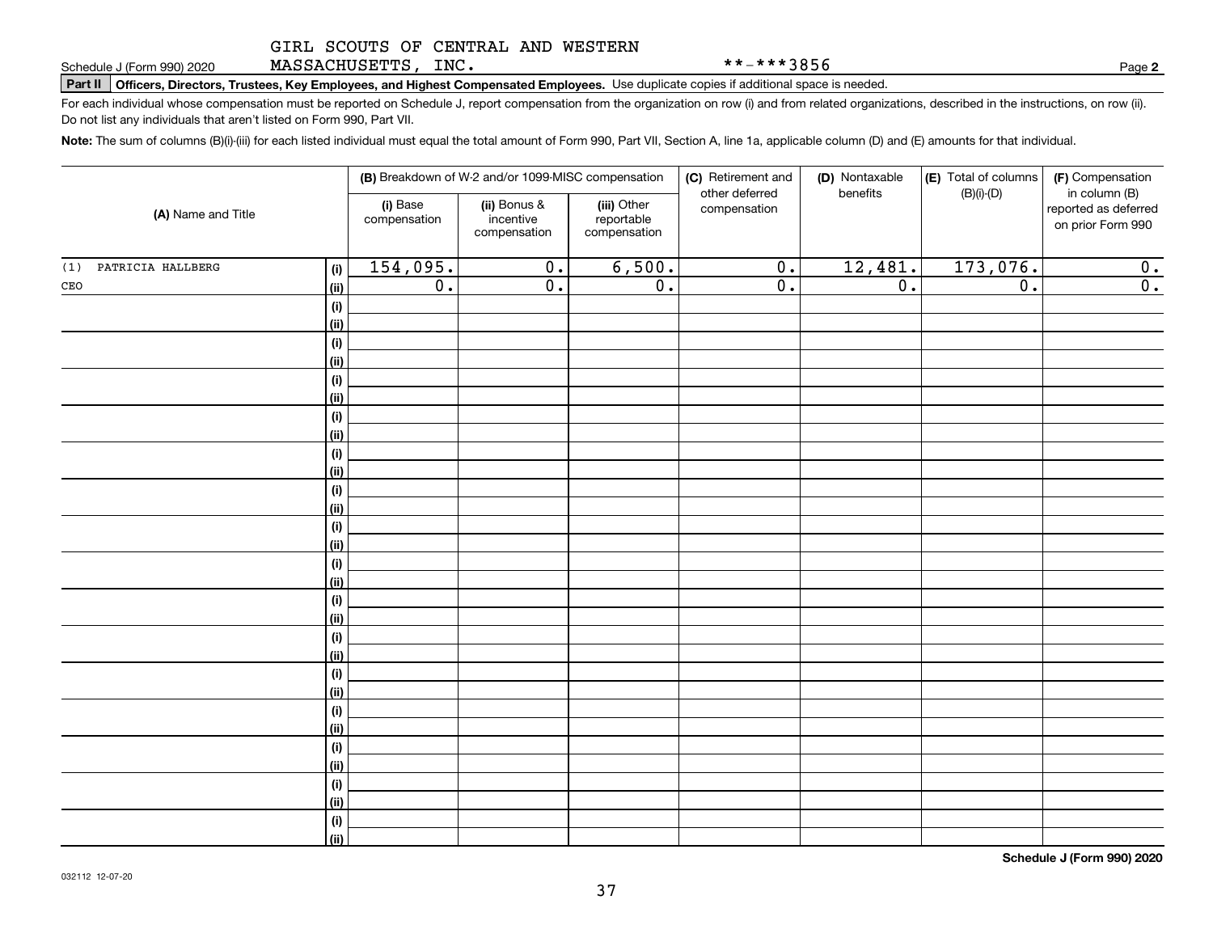GIRL SCOUTS OF CENTRAL AND WESTERN MASSACHUSETTS, INC. **-***3856

Schedule J (Form 990) 2020

**Part II** **Officers, Directors, Trustees, Key Employees, and Highest Compensated Employees.** Use duplicate copies if additional space is needed.

For each individual whose compensation must be reported on Schedule J, report compensation from the organization on row (i) and from related organizations, described in the instructions, on row (ii). Do not list any individuals that aren't listed on Form 990, Part VII.

**Note:** The sum of columns (B)(i)-(iii) for each listed individual must equal the total amount of Form 990, Part VII, Section A, line 1a, applicable column (D) and (E) amounts for that individual.

| (A) Name and Title | | (B) Breakdown of W-2 and/or 1099-MISC compensation | | | (C) Retirement and other deferred compensation | (D) Nontaxable benefits | (E) Total of columns (B)(i)-(D) | (F) Compensation in column (B) reported as deferred on prior Form 990 |
|---|---|---|---|---|---|---|---|---|
| | | (i) Base compensation | (ii) Bonus & incentive compensation | (iii) Other reportable compensation | | | | |
| (1) PATRICIA HALLBERG | (i) | 154,095. | 0. | 6,500. | 0. | 12,481. | 173,076. | 0. |
| CEO | (ii) | 0. | 0. | 0. | 0. | 0. | 0. | 0. |
| | (i) | | | | | | | |
| | (ii) | | | | | | | |
| | (i) | | | | | | | |
| | (ii) | | | | | | | |
| | (i) | | | | | | | |
| | (ii) | | | | | | | |
| | (i) | | | | | | | |
| | (ii) | | | | | | | |
| | (i) | | | | | | | |
| | (ii) | | | | | | | |
| | (i) | | | | | | | |
| | (ii) | | | | | | | |
| | (i) | | | | | | | |
| | (ii) | | | | | | | |
| | (i) | | | | | | | |
| | (ii) | | | | | | | |
| | (i) | | | | | | | |
| | (ii) | | | | | | | |
| | (i) | | | | | | | |
| | (ii) | | | | | | | |
| | (i) | | | | | | | |
| | (ii) | | | | | | | |
| | (i) | | | | | | | |
| | (ii) | | | | | | | |
| | (i) | | | | | | | |
| | (ii) | | | | | | | |
| | (i) | | | | | | | |
| | (ii) | | | | | | | |
| | (i) | | | | | | | |
| | (ii) | | | | | | | |

**Schedule J (Form 990) 2020**

032112 12-07-20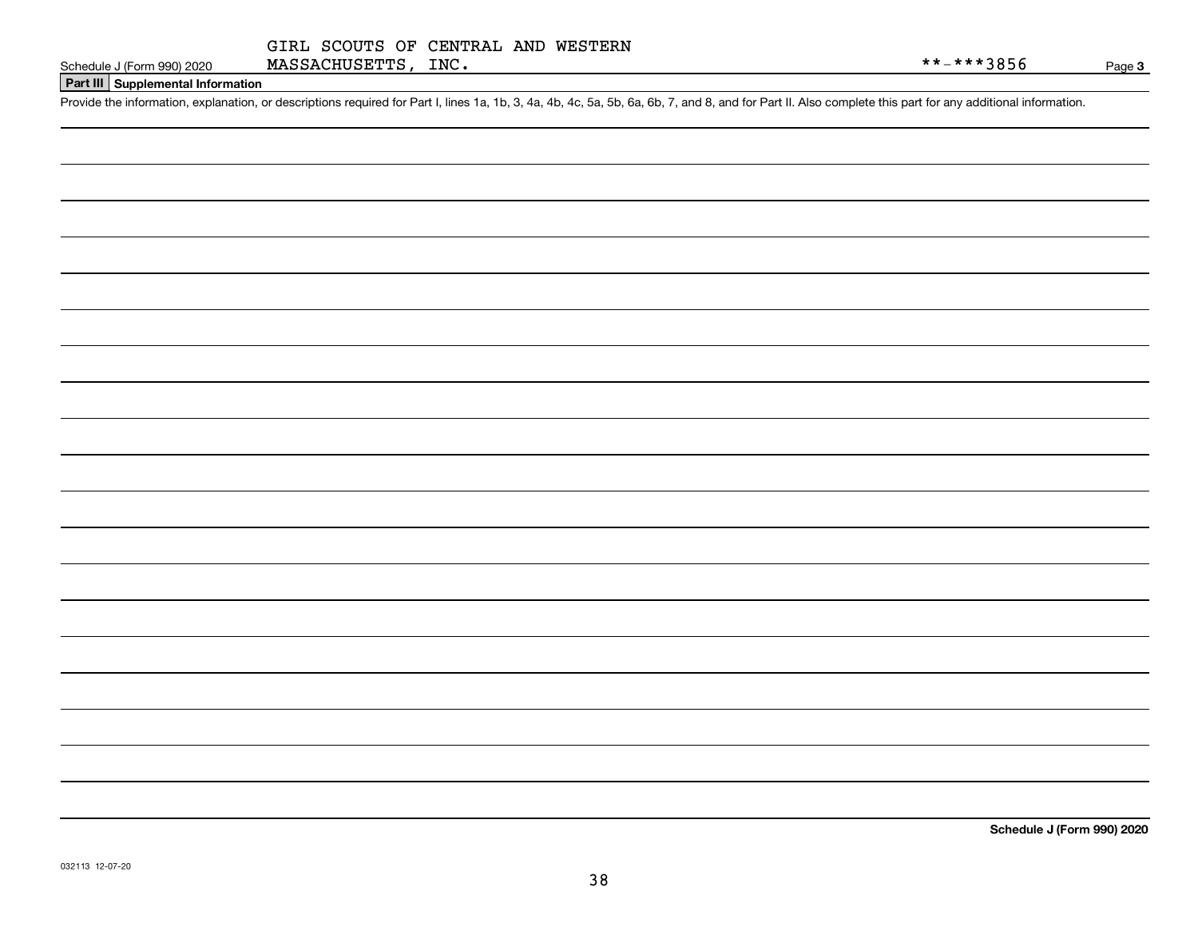GIRL SCOUTS OF CENTRAL AND WESTERN MASSACHUSETTS, INC.

**-***3856

## Part III Supplemental Information

Provide the information, explanation, or descriptions required for Part I, lines 1a, 1b, 3, 4a, 4b, 4c, 5a, 5b, 6a, 6b, 7, and 8, and for Part II. Also complete this part for any additional information.

**Schedule J (Form 990) 2020**

032113 12-07-20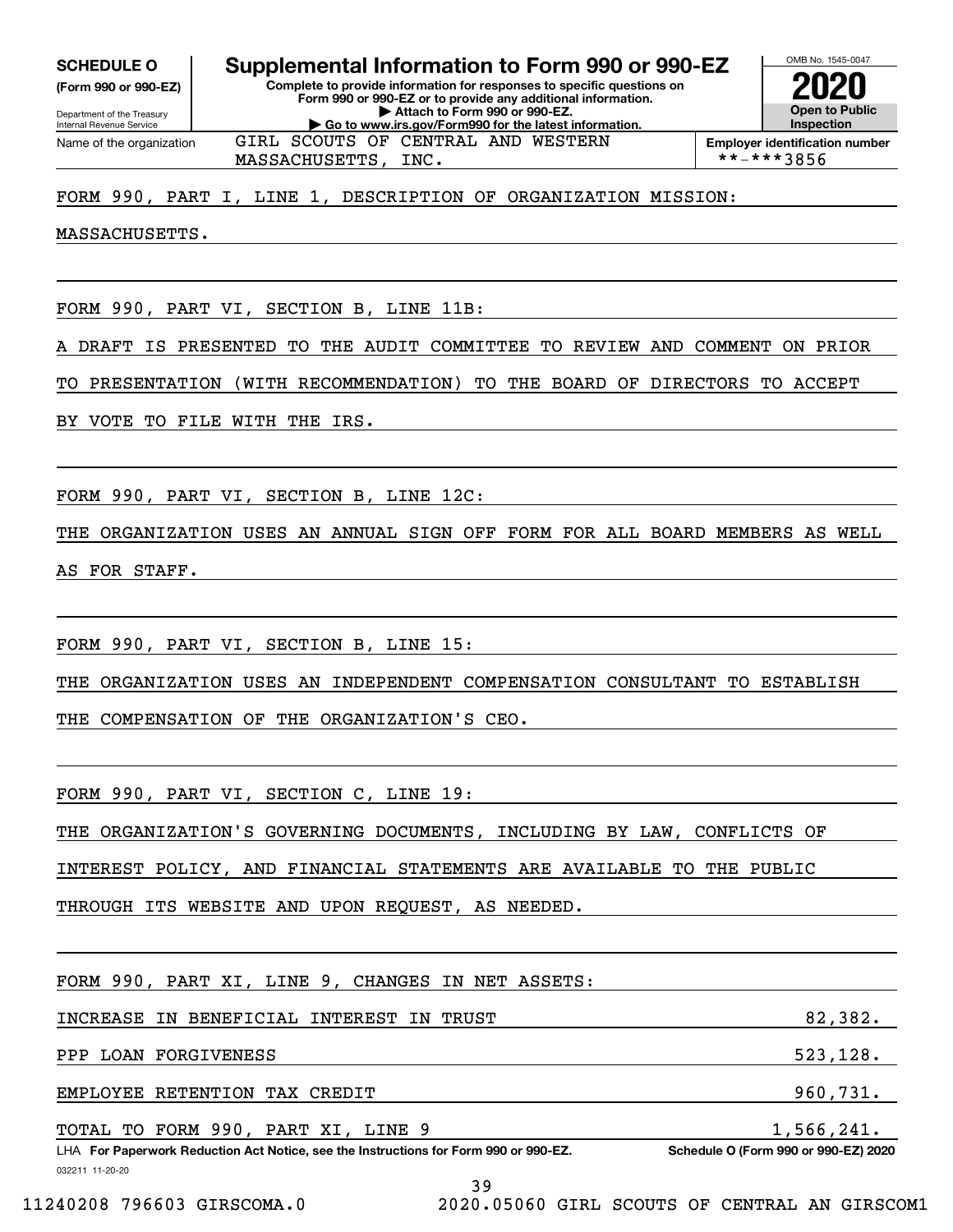**SCHEDULE O**
**(Form 990 or 990-EZ)**

Department of the Treasury
Internal Revenue Service

# Supplemental Information to Form 990 or 990-EZ

**Complete to provide information for responses to specific questions on Form 990 or 990-EZ or to provide any additional information.**
**▶ Attach to Form 990 or 990-EZ.**
**▶ Go to www.irs.gov/Form990 for the latest information.**

OMB No. 1545-0047
**2020**
**Open to Public Inspection**

Name of the organization: GIRL SCOUTS OF CENTRAL AND WESTERN MASSACHUSETTS, INC.

**Employer identification number:** **-***3856

FORM 990, PART I, LINE 1, DESCRIPTION OF ORGANIZATION MISSION:

MASSACHUSETTS.

FORM 990, PART VI, SECTION B, LINE 11B:

A DRAFT IS PRESENTED TO THE AUDIT COMMITTEE TO REVIEW AND COMMENT ON PRIOR TO PRESENTATION (WITH RECOMMENDATION) TO THE BOARD OF DIRECTORS TO ACCEPT BY VOTE TO FILE WITH THE IRS.

FORM 990, PART VI, SECTION B, LINE 12C:

THE ORGANIZATION USES AN ANNUAL SIGN OFF FORM FOR ALL BOARD MEMBERS AS WELL AS FOR STAFF.

FORM 990, PART VI, SECTION B, LINE 15:

THE ORGANIZATION USES AN INDEPENDENT COMPENSATION CONSULTANT TO ESTABLISH THE COMPENSATION OF THE ORGANIZATION'S CEO.

FORM 990, PART VI, SECTION C, LINE 19:

THE ORGANIZATION'S GOVERNING DOCUMENTS, INCLUDING BY LAW, CONFLICTS OF INTEREST POLICY, AND FINANCIAL STATEMENTS ARE AVAILABLE TO THE PUBLIC THROUGH ITS WEBSITE AND UPON REQUEST, AS NEEDED.

FORM 990, PART XI, LINE 9, CHANGES IN NET ASSETS:

| | |
|---|---|
| INCREASE IN BENEFICIAL INTEREST IN TRUST | 82,382. |
| PPP LOAN FORGIVENESS | 523,128. |
| EMPLOYEE RETENTION TAX CREDIT | 960,731. |
| TOTAL TO FORM 990, PART XI, LINE 9 | 1,566,241. |

LHA **For Paperwork Reduction Act Notice, see the Instructions for Form 990 or 990-EZ.** **Schedule O (Form 990 or 990-EZ) 2020**

032211 11-20-20

11240208 796603 GIRSCOMA.0 2020.05060 GIRL SCOUTS OF CENTRAL AN GIRSCOM1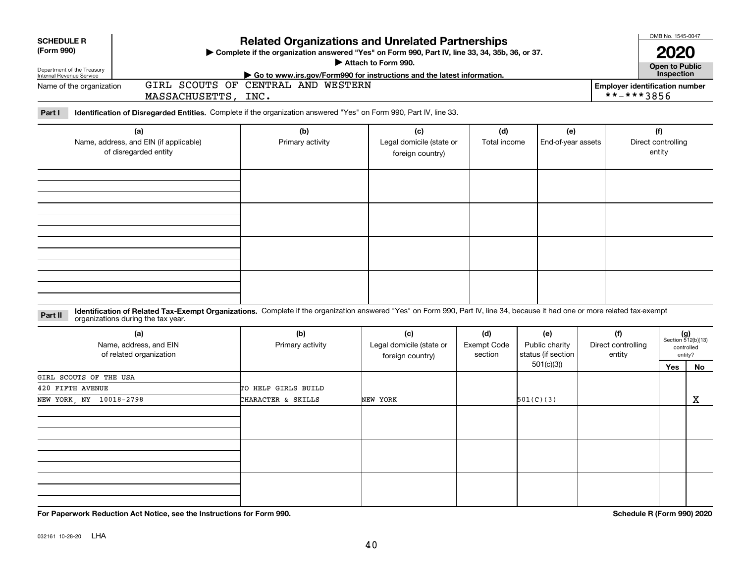**SCHEDULE R (Form 990)**

Department of the Treasury
Internal Revenue Service

# Related Organizations and Unrelated Partnerships

▶ Complete if the organization answered "Yes" on Form 990, Part IV, line 33, 34, 35b, 36, or 37.
▶ Attach to Form 990.
▶ Go to www.irs.gov/Form990 for instructions and the latest information.

OMB No. 1545-0047

**2020**

**Open to Public Inspection**

Name of the organization: GIRL SCOUTS OF CENTRAL AND WESTERN MASSACHUSETTS, INC.

Employer identification number: **-***3856

**Part I** **Identification of Disregarded Entities.** Complete if the organization answered "Yes" on Form 990, Part IV, line 33.

| (a) Name, address, and EIN (if applicable) of disregarded entity | (b) Primary activity | (c) Legal domicile (state or foreign country) | (d) Total income | (e) End-of-year assets | (f) Direct controlling entity |
|---|---|---|---|---|---|
| | | | | | |
| | | | | | |
| | | | | | |
| | | | | | |

**Part II** **Identification of Related Tax-Exempt Organizations.** Complete if the organization answered "Yes" on Form 990, Part IV, line 34, because it had one or more related tax-exempt organizations during the tax year.

| (a) Name, address, and EIN of related organization | (b) Primary activity | (c) Legal domicile (state or foreign country) | (d) Exempt Code section | (e) Public charity status (if section 501(c)(3)) | (f) Direct controlling entity | (g) Section 512(b)(13) controlled entity? Yes | No |
|---|---|---|---|---|---|---|---|
| GIRL SCOUTS OF THE USA<br>420 FIFTH AVENUE<br>NEW YORK, NY 10018-2798 | TO HELP GIRLS BUILD CHARACTER & SKILLS | NEW YORK | | 501(C)(3) | | | X |
| | | | | | | | |
| | | | | | | | |
| | | | | | | | |

**For Paperwork Reduction Act Notice, see the Instructions for Form 990.** **Schedule R (Form 990) 2020**

032161 10-28-20 LHA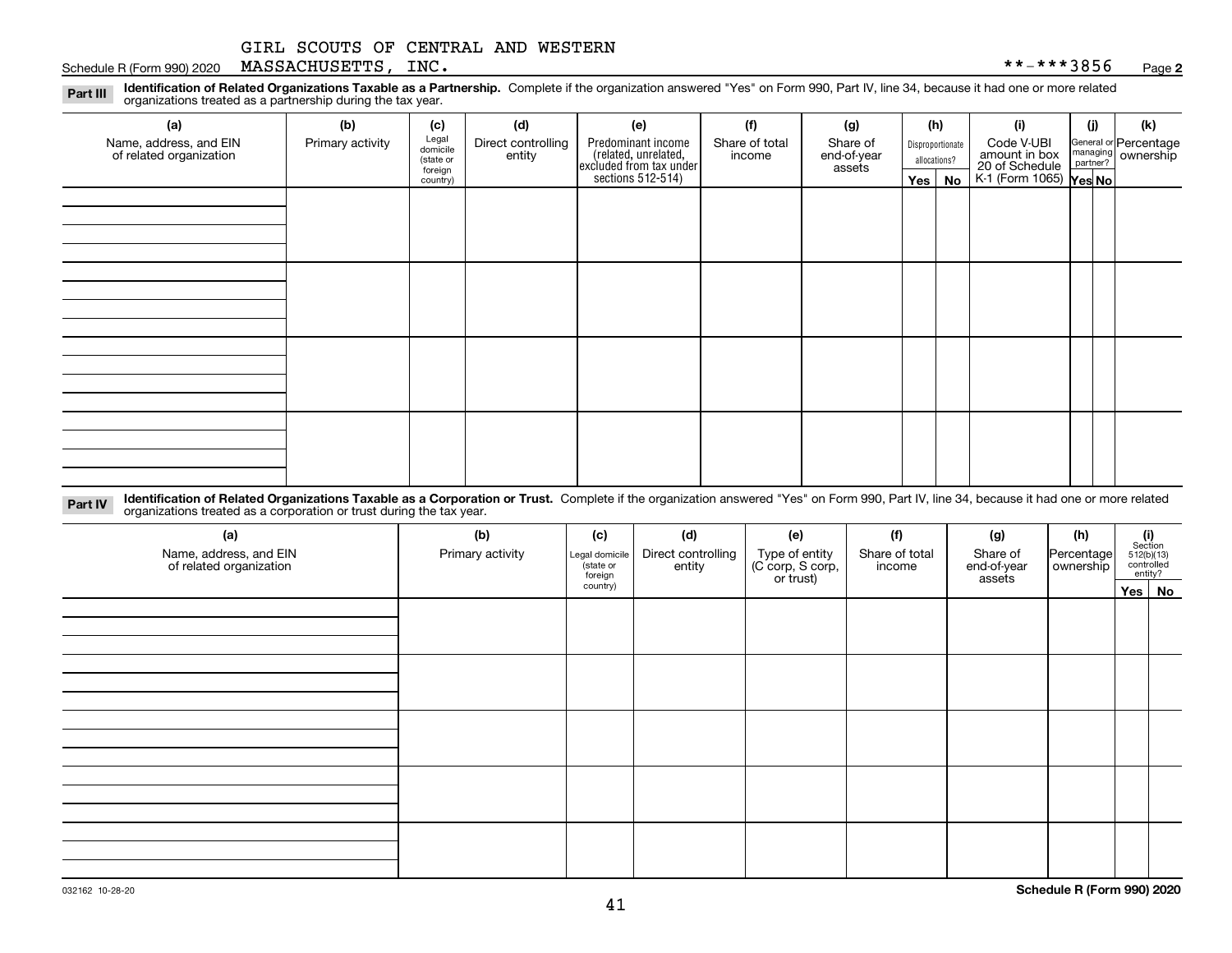GIRL SCOUTS OF CENTRAL AND WESTERN MASSACHUSETTS, INC. **-***3856

Schedule R (Form 990) 2020

**Part III** **Identification of Related Organizations Taxable as a Partnership.** Complete if the organization answered "Yes" on Form 990, Part IV, line 34, because it had one or more related organizations treated as a partnership during the tax year.

| (a) Name, address, and EIN of related organization | (b) Primary activity | (c) Legal domicile (state or foreign country) | (d) Direct controlling entity | (e) Predominant income (related, unrelated, excluded from tax under sections 512-514) | (f) Share of total income | (g) Share of end-of-year assets | (h) Disproportionate allocations? Yes | (h) No | (i) Code V-UBI amount in box 20 of Schedule K-1 (Form 1065) | (j) General or managing partner? Yes | (j) No | (k) Percentage ownership |
|---|---|---|---|---|---|---|---|---|---|---|---|---|
| | | | | | | | | | | | | |
| | | | | | | | | | | | | |
| | | | | | | | | | | | | |
| | | | | | | | | | | | | |

**Part IV** **Identification of Related Organizations Taxable as a Corporation or Trust.** Complete if the organization answered "Yes" on Form 990, Part IV, line 34, because it had one or more related organizations treated as a corporation or trust during the tax year.

| (a) Name, address, and EIN of related organization | (b) Primary activity | (c) Legal domicile (state or foreign country) | (d) Direct controlling entity | (e) Type of entity (C corp, S corp, or trust) | (f) Share of total income | (g) Share of end-of-year assets | (h) Percentage ownership | (i) Section 512(b)(13) controlled entity? Yes | (i) No |
|---|---|---|---|---|---|---|---|---|---|
| | | | | | | | | | |
| | | | | | | | | | |
| | | | | | | | | | |
| | | | | | | | | | |
| | | | | | | | | | |

032162 10-28-20

Schedule R (Form 990) 2020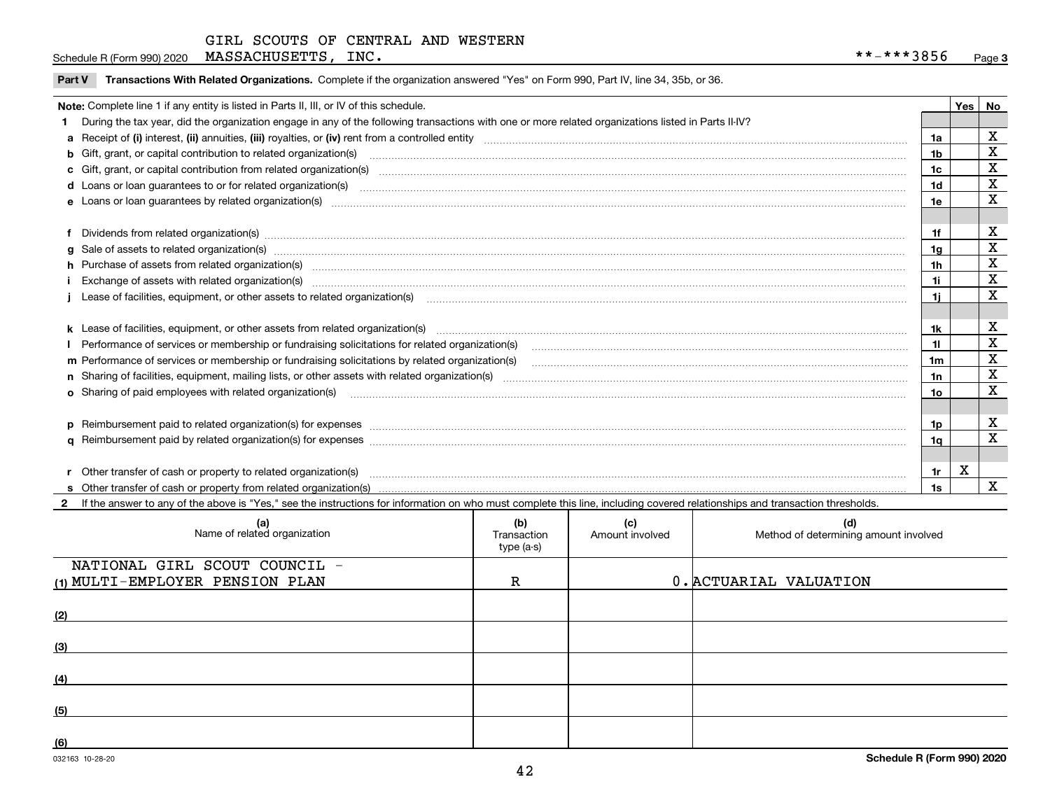GIRL SCOUTS OF CENTRAL AND WESTERN MASSACHUSETTS, INC. **-***3856

Schedule R (Form 990) 2020

## Part V Transactions With Related Organizations.

Complete if the organization answered "Yes" on Form 990, Part IV, line 34, 35b, or 36.

**Note:** Complete line 1 if any entity is listed in Parts II, III, or IV of this schedule.

| | | | Yes | No |
|---|---|---|---|---|
| **1** | During the tax year, did the organization engage in any of the following transactions with one or more related organizations listed in Parts II-IV? | | | |
| **a** | Receipt of **(i)** interest, **(ii)** annuities, **(iii)** royalties, or **(iv)** rent from a controlled entity | 1a | | X |
| **b** | Gift, grant, or capital contribution to related organization(s) | 1b | | X |
| **c** | Gift, grant, or capital contribution from related organization(s) | 1c | | X |
| **d** | Loans or loan guarantees to or for related organization(s) | 1d | | X |
| **e** | Loans or loan guarantees by related organization(s) | 1e | | X |
| **f** | Dividends from related organization(s) | 1f | | X |
| **g** | Sale of assets to related organization(s) | 1g | | X |
| **h** | Purchase of assets from related organization(s) | 1h | | X |
| **i** | Exchange of assets with related organization(s) | 1i | | X |
| **j** | Lease of facilities, equipment, or other assets to related organization(s) | 1j | | X |
| **k** | Lease of facilities, equipment, or other assets from related organization(s) | 1k | | X |
| **l** | Performance of services or membership or fundraising solicitations for related organization(s) | 1l | | X |
| **m** | Performance of services or membership or fundraising solicitations by related organization(s) | 1m | | X |
| **n** | Sharing of facilities, equipment, mailing lists, or other assets with related organization(s) | 1n | | X |
| **o** | Sharing of paid employees with related organization(s) | 1o | | X |
| **p** | Reimbursement paid to related organization(s) for expenses | 1p | | X |
| **q** | Reimbursement paid by related organization(s) for expenses | 1q | | X |
| **r** | Other transfer of cash or property to related organization(s) | 1r | X | |
| **s** | Other transfer of cash or property from related organization(s) | 1s | | X |

**2** If the answer to any of the above is "Yes," see the instructions for information on who must complete this line, including covered relationships and transaction thresholds.

| | (a) Name of related organization | (b) Transaction type (a-s) | (c) Amount involved | (d) Method of determining amount involved |
|---|---|---|---|---|
| (1) | NATIONAL GIRL SCOUT COUNCIL - MULTI-EMPLOYER PENSION PLAN | R | 0. | ACTUARIAL VALUATION |
| (2) | | | | |
| (3) | | | | |
| (4) | | | | |
| (5) | | | | |
| (6) | | | | |

032163 10-28-20

Schedule R (Form 990) 2020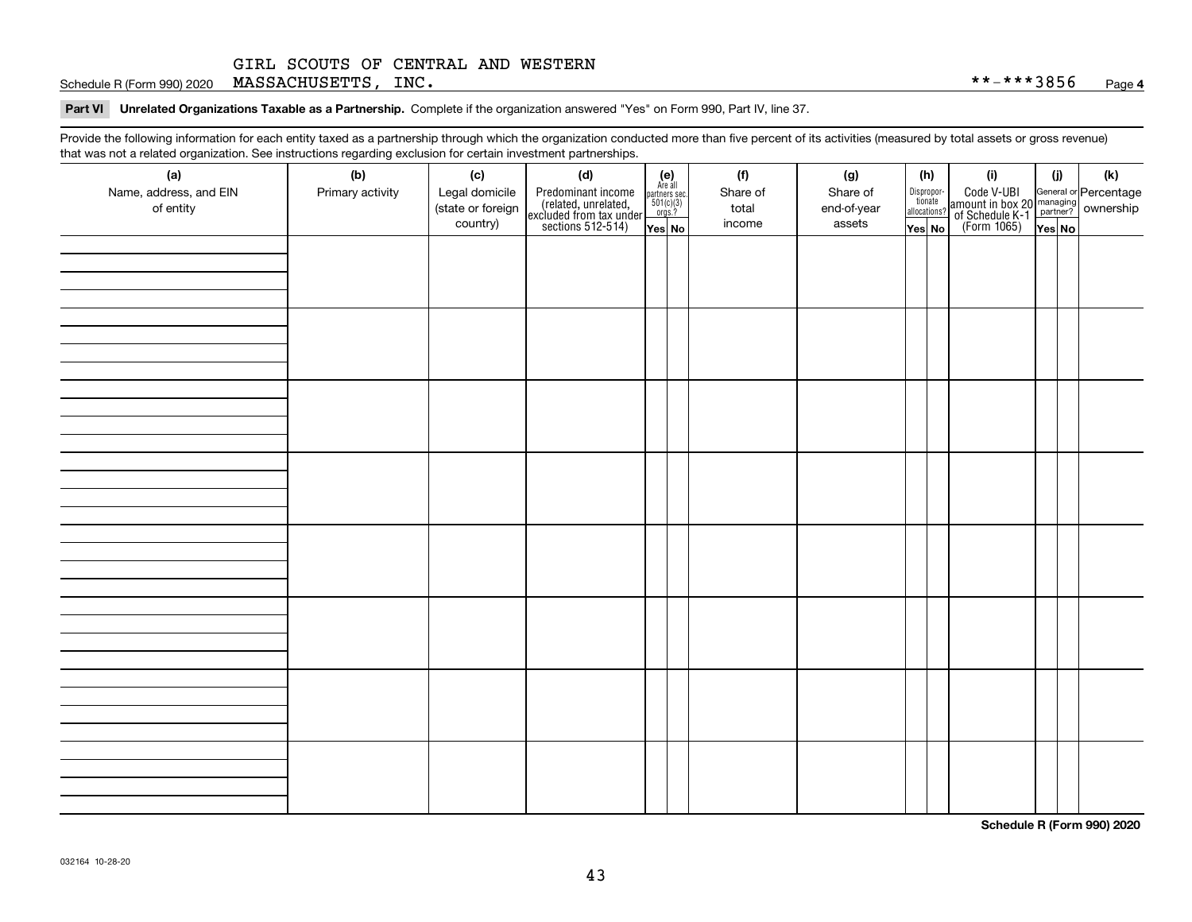GIRL SCOUTS OF CENTRAL AND WESTERN MASSACHUSETTS, INC.

**-***3856

## Part VI Unrelated Organizations Taxable as a Partnership.

Complete if the organization answered "Yes" on Form 990, Part IV, line 37.

Provide the following information for each entity taxed as a partnership through which the organization conducted more than five percent of its activities (measured by total assets or gross revenue) that was not a related organization. See instructions regarding exclusion for certain investment partnerships.

| (a) Name, address, and EIN of entity | (b) Primary activity | (c) Legal domicile (state or foreign country) | (d) Predominant income (related, unrelated, excluded from tax under sections 512-514) | (e) Are all partners sec. 501(c)(3) orgs.? | | (f) Share of total income | (g) Share of end-of-year assets | (h) Disproportionate allocations? | | (i) Code V-UBI amount in box 20 of Schedule K-1 (Form 1065) | (j) General or managing partner? | | (k) Percentage ownership |
|---|---|---|---|---|---|---|---|---|---|---|---|---|---|
| | | | | Yes | No | | | Yes | No | | Yes | No | |
| | | | | | | | | | | | | | |
| | | | | | | | | | | | | | |
| | | | | | | | | | | | | | |
| | | | | | | | | | | | | | |
| | | | | | | | | | | | | | |
| | | | | | | | | | | | | | |
| | | | | | | | | | | | | | |
| | | | | | | | | | | | | | |

Schedule R (Form 990) 2020

032164 10-28-20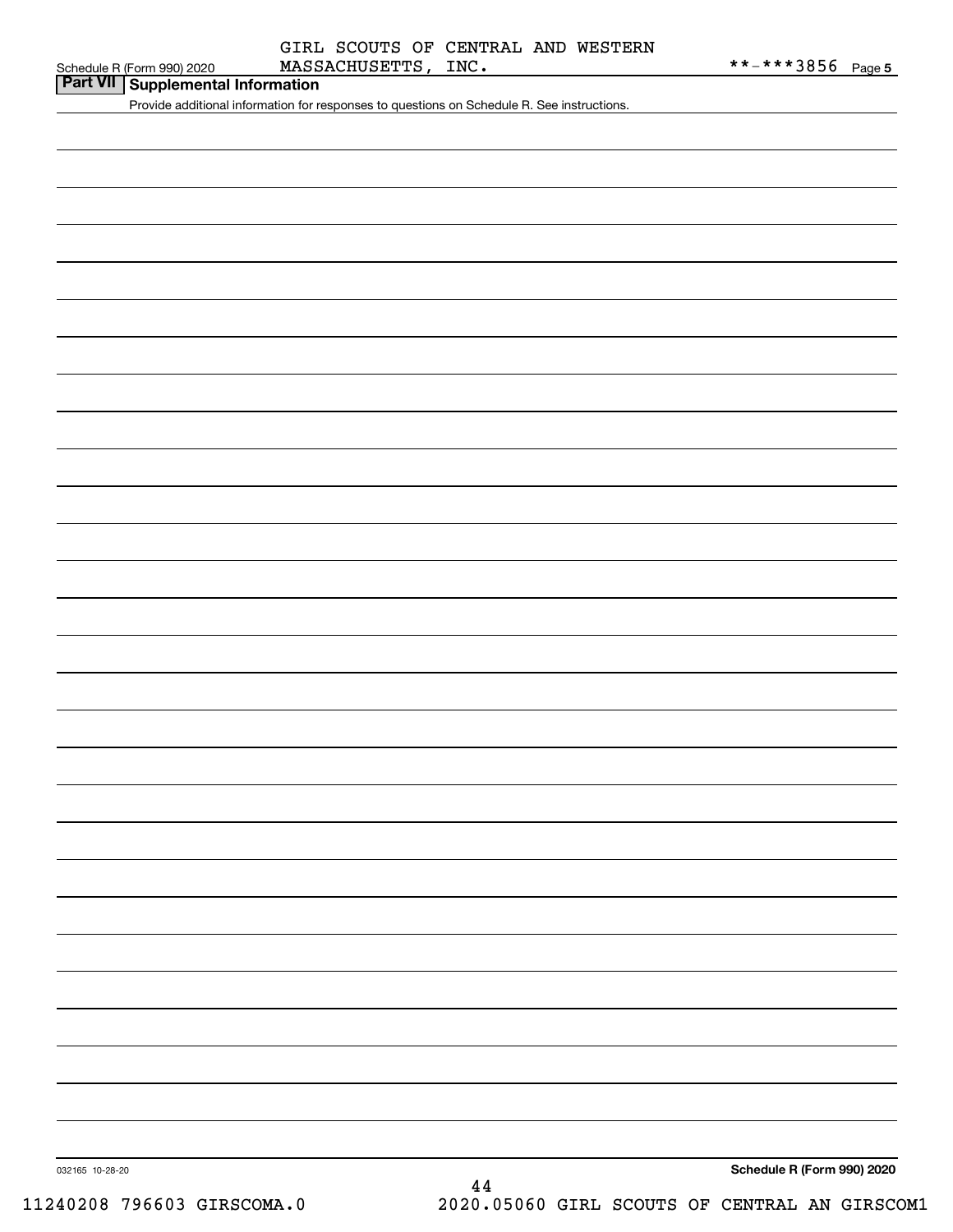GIRL SCOUTS OF CENTRAL AND WESTERN MASSACHUSETTS, INC.

\*\*-\*\*\*3856

## Part VII Supplemental Information

Provide additional information for responses to questions on Schedule R. See instructions.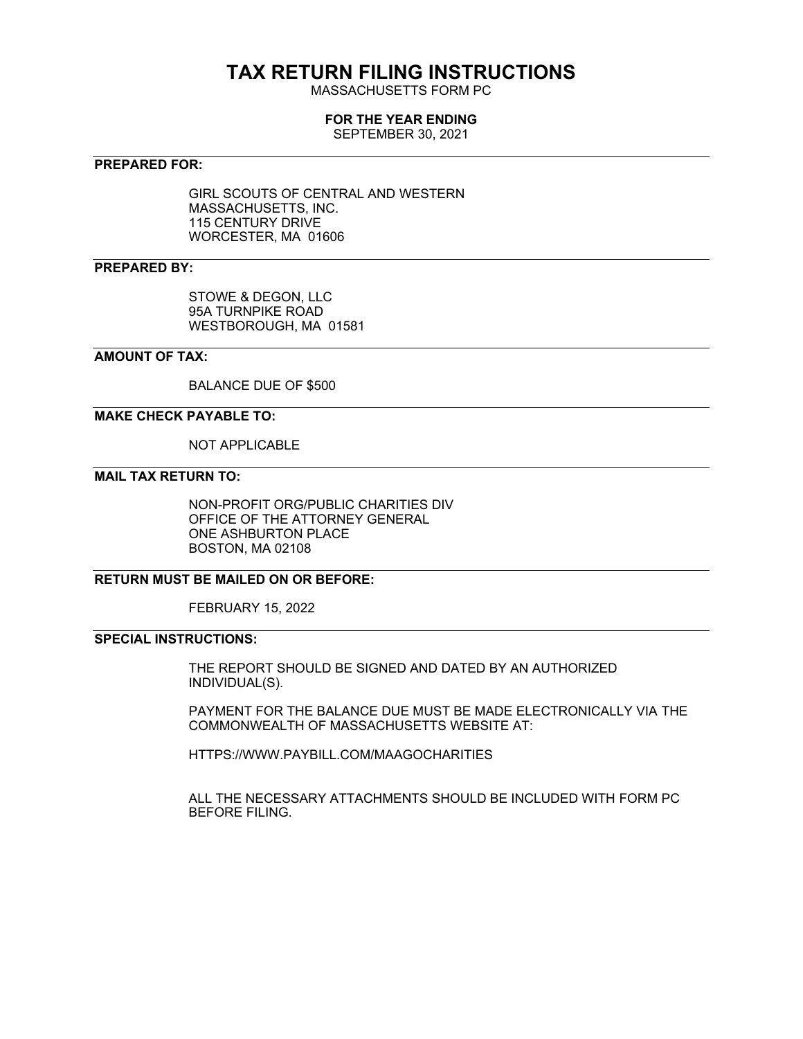# TAX RETURN FILING INSTRUCTIONS

MASSACHUSETTS FORM PC

**FOR THE YEAR ENDING**

SEPTEMBER 30, 2021

---

**PREPARED FOR:**

GIRL SCOUTS OF CENTRAL AND WESTERN MASSACHUSETTS, INC.
115 CENTURY DRIVE
WORCESTER, MA 01606

---

**PREPARED BY:**

STOWE & DEGON, LLC
95A TURNPIKE ROAD
WESTBOROUGH, MA 01581

---

**AMOUNT OF TAX:**

BALANCE DUE OF $500

---

**MAKE CHECK PAYABLE TO:**

NOT APPLICABLE

---

**MAIL TAX RETURN TO:**

NON-PROFIT ORG/PUBLIC CHARITIES DIV
OFFICE OF THE ATTORNEY GENERAL
ONE ASHBURTON PLACE
BOSTON, MA 02108

---

**RETURN MUST BE MAILED ON OR BEFORE:**

FEBRUARY 15, 2022

---

**SPECIAL INSTRUCTIONS:**

THE REPORT SHOULD BE SIGNED AND DATED BY AN AUTHORIZED INDIVIDUAL(S).

PAYMENT FOR THE BALANCE DUE MUST BE MADE ELECTRONICALLY VIA THE COMMONWEALTH OF MASSACHUSETTS WEBSITE AT:

HTTPS://WWW.PAYBILL.COM/MAAGOCHARITIES

ALL THE NECESSARY ATTACHMENTS SHOULD BE INCLUDED WITH FORM PC BEFORE FILING.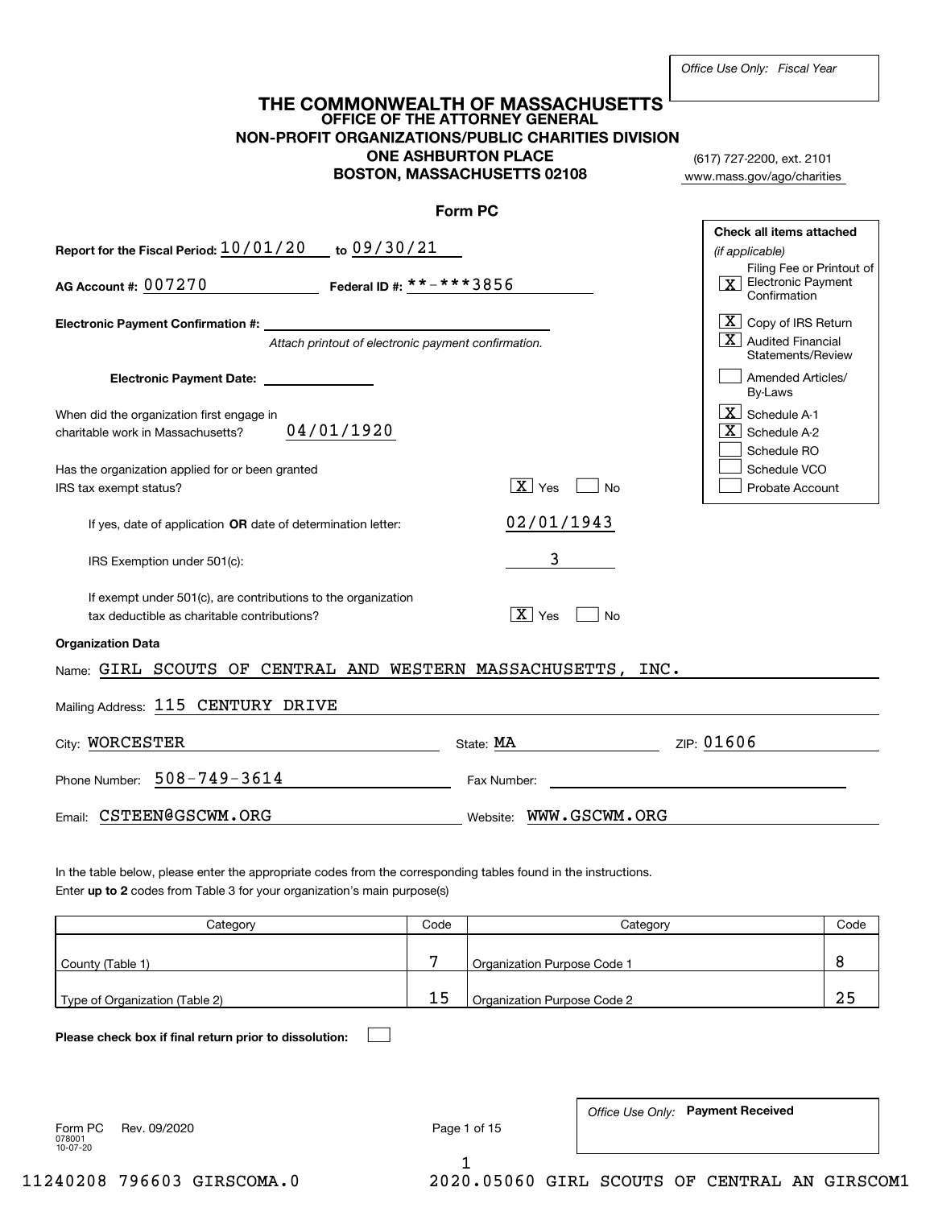*Office Use Only: Fiscal Year*

# THE COMMONWEALTH OF MASSACHUSETTS
## OFFICE OF THE ATTORNEY GENERAL
## NON-PROFIT ORGANIZATIONS/PUBLIC CHARITIES DIVISION
### ONE ASHBURTON PLACE
### BOSTON, MASSACHUSETTS 02108

(617) 727-2200, ext. 2101
www.mass.gov/ago/charities

## Form PC

**Report for the Fiscal Period:** 10/01/20 **to** 09/30/21

**AG Account #:** 007270 **Federal ID #:** **-***3856

**Electronic Payment Confirmation #:**

*Attach printout of electronic payment confirmation.*

**Electronic Payment Date:**

**Check all items attached** *(if applicable)*

- [X] Filing Fee or Printout of Electronic Payment Confirmation
- [X] Copy of IRS Return
- [X] Audited Financial Statements/Review
- [ ] Amended Articles/ By-Laws
- [X] Schedule A-1
- [X] Schedule A-2
- [ ] Schedule RO
- [ ] Schedule VCO
- [ ] Probate Account

When did the organization first engage in charitable work in Massachusetts? 04/01/1920

Has the organization applied for or been granted IRS tax exempt status? [X] Yes [ ] No

If yes, date of application **OR** date of determination letter: 02/01/1943

IRS Exemption under 501(c): 3

If exempt under 501(c), are contributions to the organization tax deductible as charitable contributions? [X] Yes [ ] No

**Organization Data**

Name: GIRL SCOUTS OF CENTRAL AND WESTERN MASSACHUSETTS, INC.

Mailing Address: 115 CENTURY DRIVE

City: WORCESTER State: MA ZIP: 01606

Phone Number: 508-749-3614 Fax Number:

Email: CSTEEN@GSCWM.ORG Website: WWW.GSCWM.ORG

In the table below, please enter the appropriate codes from the corresponding tables found in the instructions.
Enter **up to 2** codes from Table 3 for your organization's main purpose(s)

| Category | Code | Category | Code |
|---|---|---|---|
| County (Table 1) | 7 | Organization Purpose Code 1 | 8 |
| Type of Organization (Table 2) | 15 | Organization Purpose Code 2 | 25 |

**Please check box if final return prior to dissolution:** [ ]

Form PC Rev. 09/2020
078001
10-07-20

*Office Use Only:* **Payment Received**

11240208 796603 GIRSCOMA.0 2020.05060 GIRL SCOUTS OF CENTRAL AN GIRSCOM1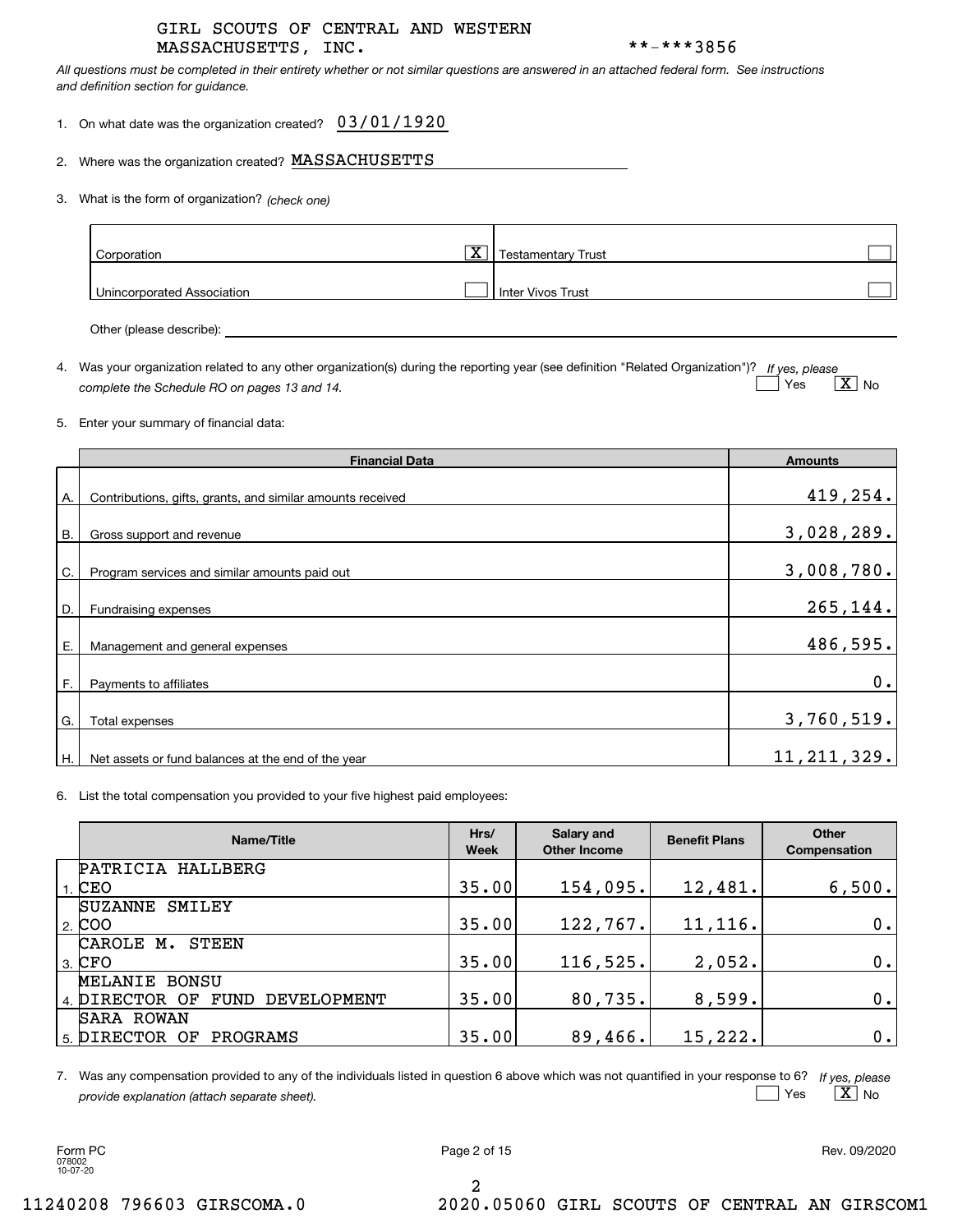GIRL SCOUTS OF CENTRAL AND WESTERN MASSACHUSETTS, INC. **-***3856

*All questions must be completed in their entirety whether or not similar questions are answered in an attached federal form. See instructions and definition section for guidance.*

1. On what date was the organization created? 03/01/1920

2. Where was the organization created? MASSACHUSETTS

3. What is the form of organization? *(check one)*

| | | | |
|---|---|---|---|
| Corporation | [X] | Testamentary Trust | [ ] |
| Unincorporated Association | [ ] | Inter Vivos Trust | [ ] |

Other (please describe):

4. Was your organization related to any other organization(s) during the reporting year (see definition "Related Organization")? *If yes, please complete the Schedule RO on pages 13 and 14.* [ ] Yes [X] No

5. Enter your summary of financial data:

| | Financial Data | Amounts |
|---|---|---|
| A. | Contributions, gifts, grants, and similar amounts received | 419,254. |
| B. | Gross support and revenue | 3,028,289. |
| C. | Program services and similar amounts paid out | 3,008,780. |
| D. | Fundraising expenses | 265,144. |
| E. | Management and general expenses | 486,595. |
| F. | Payments to affiliates | 0. |
| G. | Total expenses | 3,760,519. |
| H. | Net assets or fund balances at the end of the year | 11,211,329. |

6. List the total compensation you provided to your five highest paid employees:

| | Name/Title | Hrs/Week | Salary and Other Income | Benefit Plans | Other Compensation |
|---|---|---|---|---|---|
| 1. | PATRICIA HALLBERG<br>CEO | 35.00 | 154,095. | 12,481. | 6,500. |
| 2. | SUZANNE SMILEY<br>COO | 35.00 | 122,767. | 11,116. | 0. |
| 3. | CAROLE M. STEEN<br>CFO | 35.00 | 116,525. | 2,052. | 0. |
| 4. | MELANIE BONSU<br>DIRECTOR OF FUND DEVELOPMENT | 35.00 | 80,735. | 8,599. | 0. |
| 5. | SARA ROWAN<br>DIRECTOR OF PROGRAMS | 35.00 | 89,466. | 15,222. | 0. |

7. Was any compensation provided to any of the individuals listed in question 6 above which was not quantified in your response to 6? *If yes, please provide explanation (attach separate sheet).* [ ] Yes [X] No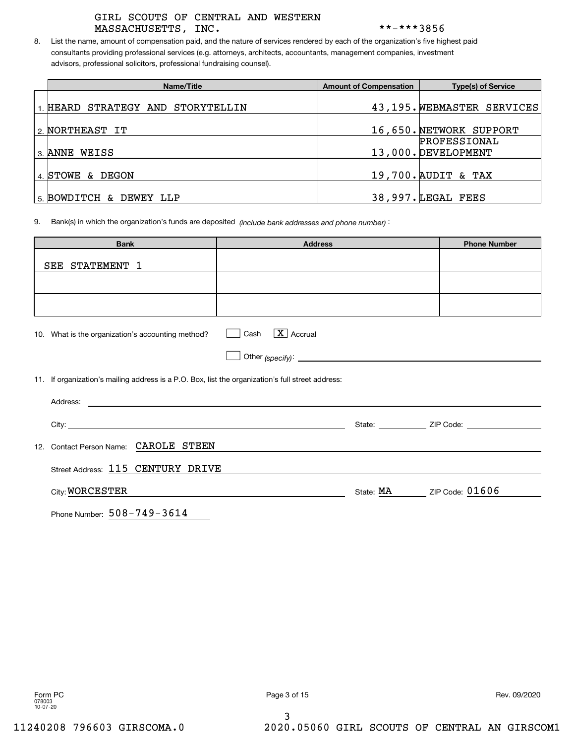GIRL SCOUTS OF CENTRAL AND WESTERN MASSACHUSETTS, INC. **-***3856

8. List the name, amount of compensation paid, and the nature of services rendered by each of the organization's five highest paid consultants providing professional services (e.g. attorneys, architects, accountants, management companies, investment advisors, professional solicitors, professional fundraising counsel).

| Name/Title | Amount of Compensation | Type(s) of Service |
|---|---|---|
| 1. HEARD STRATEGY AND STORYTELLIN | 43,195. | WEBMASTER SERVICES |
| 2. NORTHEAST IT | 16,650. | NETWORK SUPPORT |
| 3. ANNE WEISS | 13,000. | PROFESSIONAL DEVELOPMENT |
| 4. STOWE & DEGON | 19,700. | AUDIT & TAX |
| 5. BOWDITCH & DEWEY LLP | 38,997. | LEGAL FEES |

9. Bank(s) in which the organization's funds are deposited *(include bank addresses and phone number)* :

| Bank | Address | Phone Number |
|---|---|---|
| SEE STATEMENT 1 | | |
| | | |
| | | |

10. What is the organization's accounting method? ☐ Cash ☒ Accrual ☐ Other *(specify)*:

11. If organization's mailing address is a P.O. Box, list the organization's full street address:

Address:

City: State: ZIP Code:

12. Contact Person Name: CAROLE STEEN

Street Address: 115 CENTURY DRIVE

City: WORCESTER State: MA ZIP Code: 01606

Phone Number: 508-749-3614

Form PC 078003 10-07-20 Rev. 09/2020

11240208 796603 GIRSCOMA.0 2020.05060 GIRL SCOUTS OF CENTRAL AN GIRSCOM1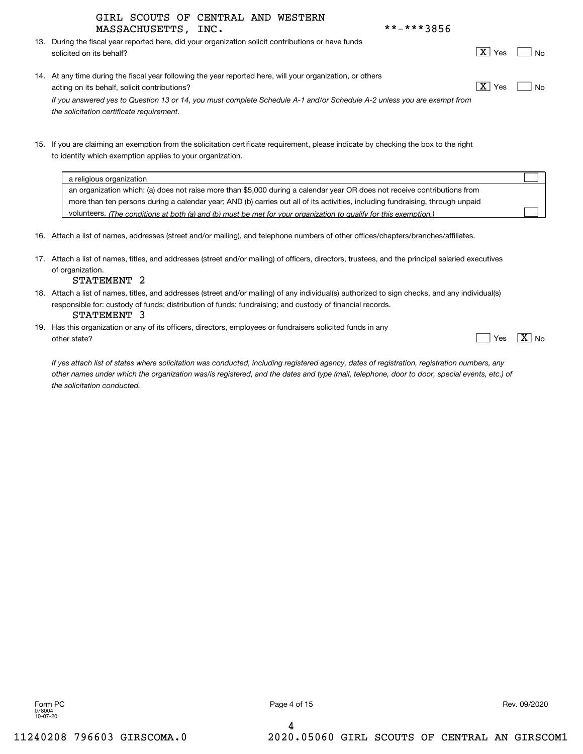GIRL SCOUTS OF CENTRAL AND WESTERN MASSACHUSETTS, INC. **-***3856

13. During the fiscal year reported here, did your organization solicit contributions or have funds solicited on its behalf? [X] Yes [ ] No

14. At any time during the fiscal year following the year reported here, will your organization, or others acting on its behalf, solicit contributions? [X] Yes [ ] No

    *If you answered yes to Question 13 or 14, you must complete Schedule A-1 and/or Schedule A-2 unless you are exempt from the solicitation certificate requirement.*

15. If you are claiming an exemption from the solicitation certificate requirement, please indicate by checking the box to the right to identify which exemption applies to your organization.

| Exemption | |
|---|---|
| a religious organization | [ ] |
| an organization which: (a) does not raise more than $5,000 during a calendar year OR does not receive contributions from more than ten persons during a calendar year; AND (b) carries out all of its activities, including fundraising, through unpaid volunteers. *(The conditions at both (a) and (b) must be met for your organization to qualify for this exemption.)* | [ ] |

16. Attach a list of names, addresses (street and/or mailing), and telephone numbers of other offices/chapters/branches/affiliates.

17. Attach a list of names, titles, and addresses (street and/or mailing) of officers, directors, trustees, and the principal salaried executives of organization.
    STATEMENT 2

18. Attach a list of names, titles, and addresses (street and/or mailing) of any individual(s) authorized to sign checks, and any individual(s) responsible for: custody of funds; distribution of funds; fundraising; and custody of financial records.
    STATEMENT 3

19. Has this organization or any of its officers, directors, employees or fundraisers solicited funds in any other state? [ ] Yes [X] No

    *If yes attach list of states where solicitation was conducted, including registered agency, dates of registration, registration numbers, any other names under which the organization was/is registered, and the dates and type (mail, telephone, door to door, special events, etc.) of the solicitation conducted.*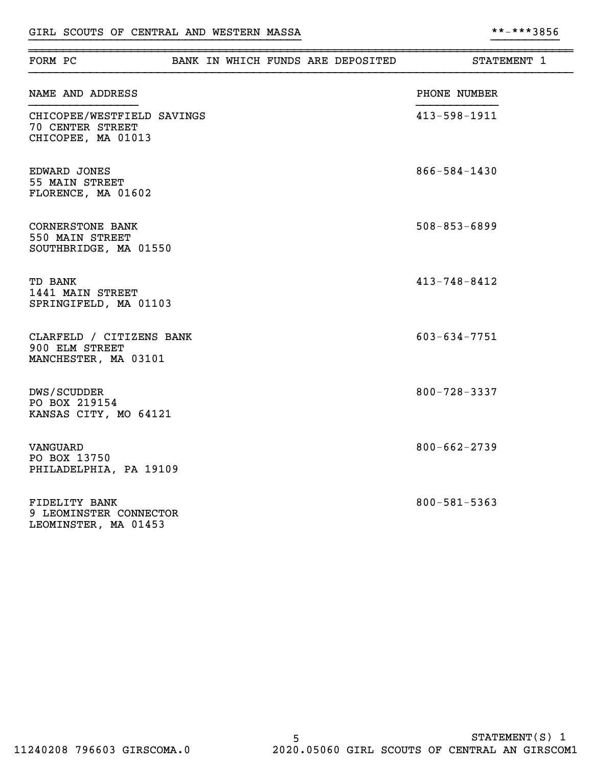GIRL SCOUTS OF CENTRAL AND WESTERN MASSA **-***3856

## FORM PC — BANK IN WHICH FUNDS ARE DEPOSITED — STATEMENT 1

| NAME AND ADDRESS | PHONE NUMBER |
|---|---|
| CHICOPEE/WESTFIELD SAVINGS<br>70 CENTER STREET<br>CHICOPEE, MA 01013 | 413-598-1911 |
| EDWARD JONES<br>55 MAIN STREET<br>FLORENCE, MA 01602 | 866-584-1430 |
| CORNERSTONE BANK<br>550 MAIN STREET<br>SOUTHBRIDGE, MA 01550 | 508-853-6899 |
| TD BANK<br>1441 MAIN STREET<br>SPRINGIFELD, MA 01103 | 413-748-8412 |
| CLARFELD / CITIZENS BANK<br>900 ELM STREET<br>MANCHESTER, MA 03101 | 603-634-7751 |
| DWS/SCUDDER<br>PO BOX 219154<br>KANSAS CITY, MO 64121 | 800-728-3337 |
| VANGUARD<br>PO BOX 13750<br>PHILADELPHIA, PA 19109 | 800-662-2739 |
| FIDELITY BANK<br>9 LEOMINSTER CONNECTOR<br>LEOMINSTER, MA 01453 | 800-581-5363 |

STATEMENT(S) 1

11240208 796603 GIRSCOMA.0 2020.05060 GIRL SCOUTS OF CENTRAL AN GIRSCOM1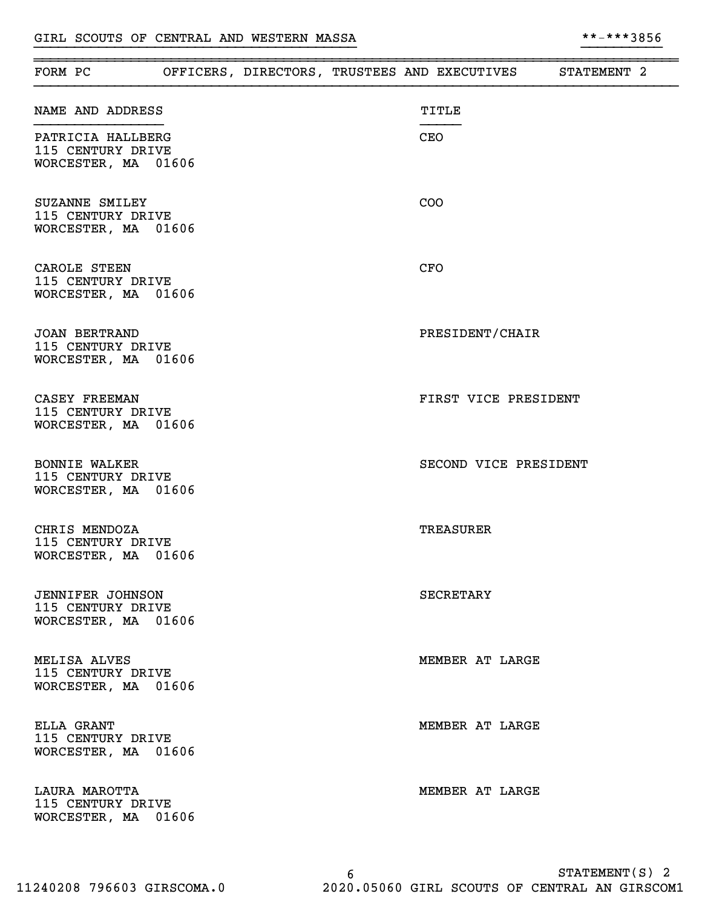GIRL SCOUTS OF CENTRAL AND WESTERN MASSA **-***3856

## FORM PC OFFICERS, DIRECTORS, TRUSTEES AND EXECUTIVES STATEMENT 2

| NAME AND ADDRESS | TITLE |
|---|---|
| PATRICIA HALLBERG<br>115 CENTURY DRIVE<br>WORCESTER, MA 01606 | CEO |
| SUZANNE SMILEY<br>115 CENTURY DRIVE<br>WORCESTER, MA 01606 | COO |
| CAROLE STEEN<br>115 CENTURY DRIVE<br>WORCESTER, MA 01606 | CFO |
| JOAN BERTRAND<br>115 CENTURY DRIVE<br>WORCESTER, MA 01606 | PRESIDENT/CHAIR |
| CASEY FREEMAN<br>115 CENTURY DRIVE<br>WORCESTER, MA 01606 | FIRST VICE PRESIDENT |
| BONNIE WALKER<br>115 CENTURY DRIVE<br>WORCESTER, MA 01606 | SECOND VICE PRESIDENT |
| CHRIS MENDOZA<br>115 CENTURY DRIVE<br>WORCESTER, MA 01606 | TREASURER |
| JENNIFER JOHNSON<br>115 CENTURY DRIVE<br>WORCESTER, MA 01606 | SECRETARY |
| MELISA ALVES<br>115 CENTURY DRIVE<br>WORCESTER, MA 01606 | MEMBER AT LARGE |
| ELLA GRANT<br>115 CENTURY DRIVE<br>WORCESTER, MA 01606 | MEMBER AT LARGE |
| LAURA MAROTTA<br>115 CENTURY DRIVE<br>WORCESTER, MA 01606 | MEMBER AT LARGE |

STATEMENT(S) 2

11240208 796603 GIRSCOMA.0 2020.05060 GIRL SCOUTS OF CENTRAL AN GIRSCOM1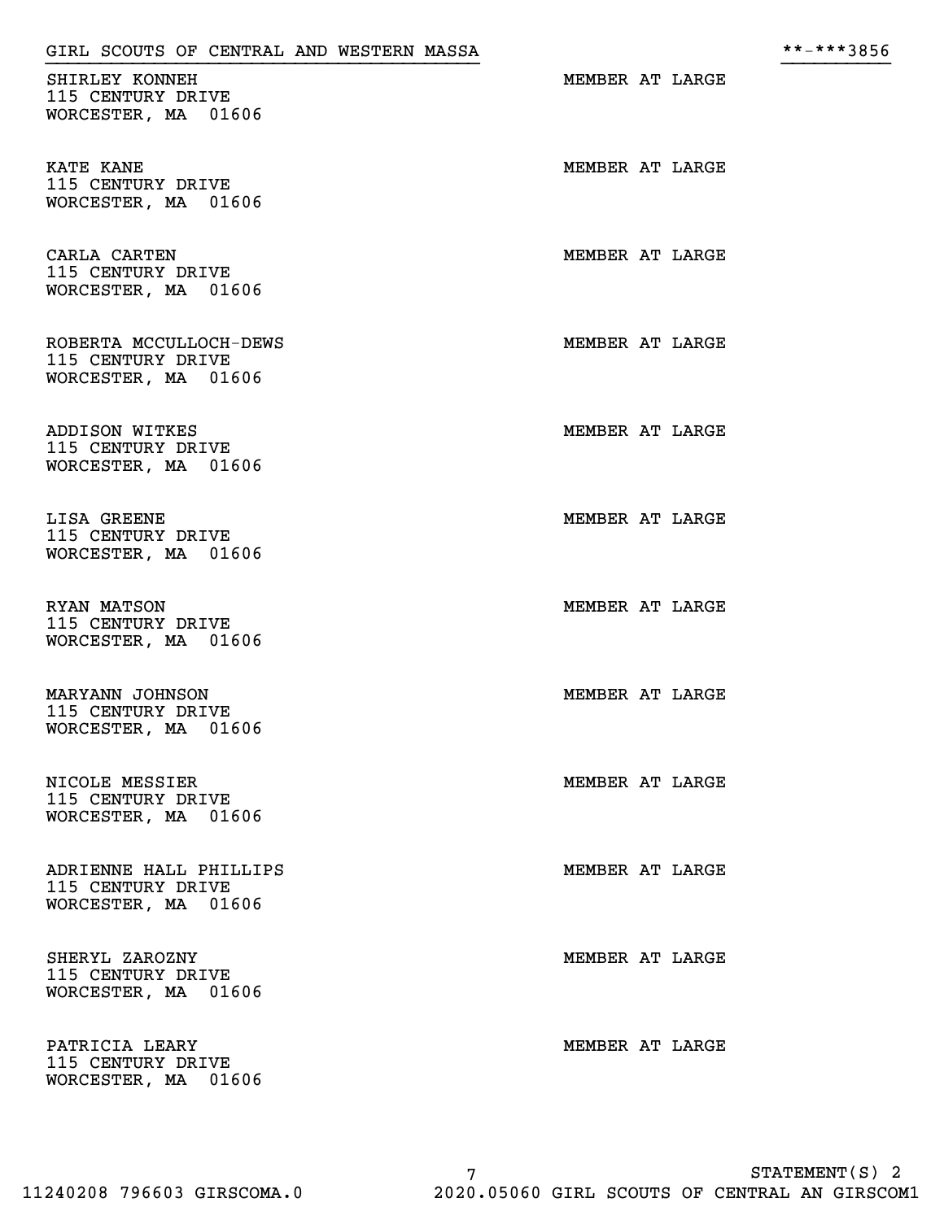SHIRLEY KONNEH
115 CENTURY DRIVE
WORCESTER, MA 01606

MEMBER AT LARGE

KATE KANE
115 CENTURY DRIVE
WORCESTER, MA 01606

MEMBER AT LARGE

CARLA CARTEN
115 CENTURY DRIVE
WORCESTER, MA 01606

MEMBER AT LARGE

ROBERTA MCCULLOCH-DEWS
115 CENTURY DRIVE
WORCESTER, MA 01606

MEMBER AT LARGE

ADDISON WITKES
115 CENTURY DRIVE
WORCESTER, MA 01606

MEMBER AT LARGE

LISA GREENE
115 CENTURY DRIVE
WORCESTER, MA 01606

MEMBER AT LARGE

RYAN MATSON
115 CENTURY DRIVE
WORCESTER, MA 01606

MEMBER AT LARGE

MARYANN JOHNSON
115 CENTURY DRIVE
WORCESTER, MA 01606

MEMBER AT LARGE

NICOLE MESSIER
115 CENTURY DRIVE
WORCESTER, MA 01606

MEMBER AT LARGE

ADRIENNE HALL PHILLIPS
115 CENTURY DRIVE
WORCESTER, MA 01606

MEMBER AT LARGE

SHERYL ZAROZNY
115 CENTURY DRIVE
WORCESTER, MA 01606

MEMBER AT LARGE

PATRICIA LEARY
115 CENTURY DRIVE
WORCESTER, MA 01606

MEMBER AT LARGE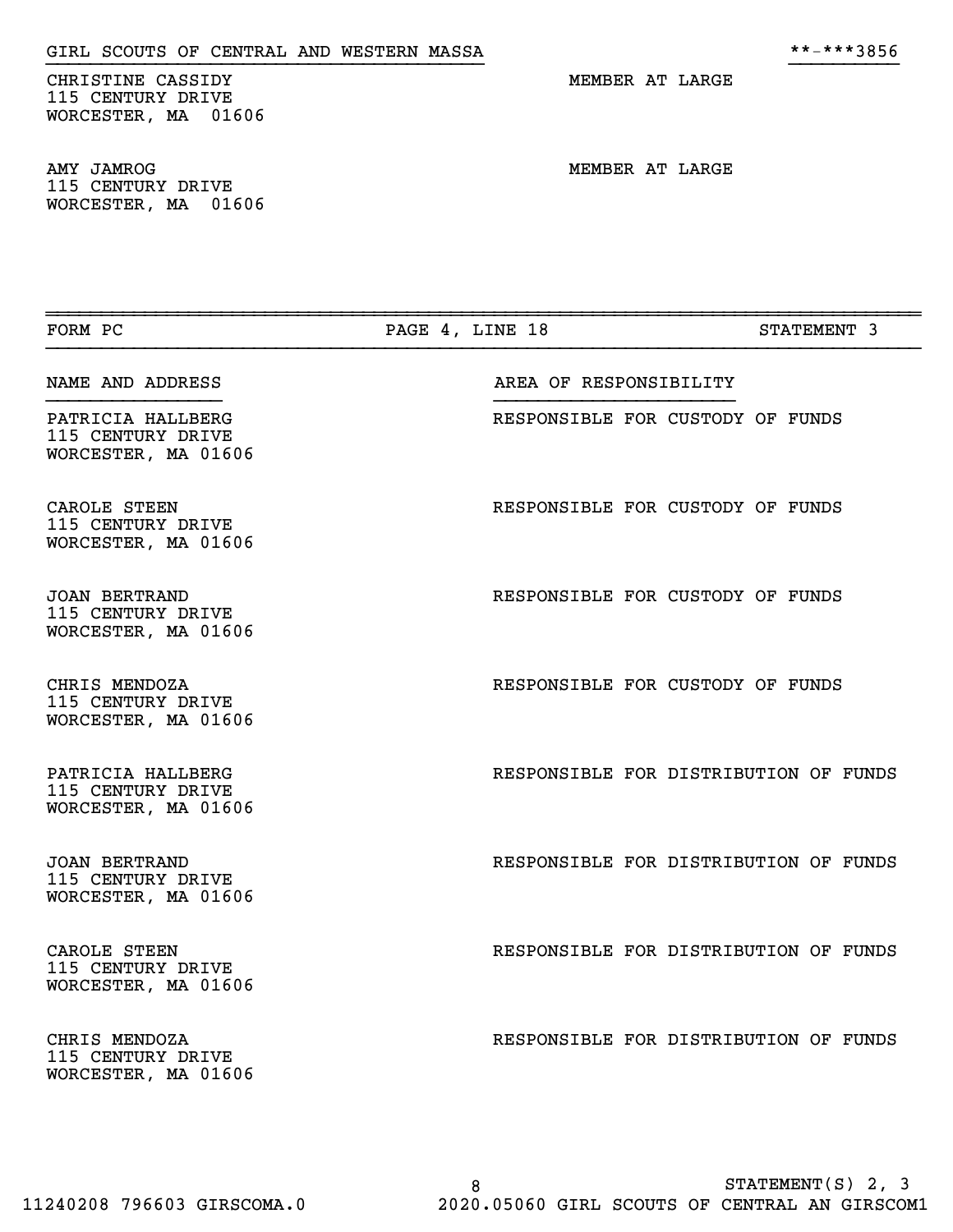CHRISTINE CASSIDY
115 CENTURY DRIVE
WORCESTER, MA 01606

MEMBER AT LARGE

AMY JAMROG
115 CENTURY DRIVE
WORCESTER, MA 01606

MEMBER AT LARGE

| FORM PC | PAGE 4, LINE 18 | STATEMENT 3 |
|---|---|---|

| NAME AND ADDRESS | AREA OF RESPONSIBILITY |
|---|---|
| PATRICIA HALLBERG<br>115 CENTURY DRIVE<br>WORCESTER, MA 01606 | RESPONSIBLE FOR CUSTODY OF FUNDS |
| CAROLE STEEN<br>115 CENTURY DRIVE<br>WORCESTER, MA 01606 | RESPONSIBLE FOR CUSTODY OF FUNDS |
| JOAN BERTRAND<br>115 CENTURY DRIVE<br>WORCESTER, MA 01606 | RESPONSIBLE FOR CUSTODY OF FUNDS |
| CHRIS MENDOZA<br>115 CENTURY DRIVE<br>WORCESTER, MA 01606 | RESPONSIBLE FOR CUSTODY OF FUNDS |
| PATRICIA HALLBERG<br>115 CENTURY DRIVE<br>WORCESTER, MA 01606 | RESPONSIBLE FOR DISTRIBUTION OF FUNDS |
| JOAN BERTRAND<br>115 CENTURY DRIVE<br>WORCESTER, MA 01606 | RESPONSIBLE FOR DISTRIBUTION OF FUNDS |
| CAROLE STEEN<br>115 CENTURY DRIVE<br>WORCESTER, MA 01606 | RESPONSIBLE FOR DISTRIBUTION OF FUNDS |
| CHRIS MENDOZA<br>115 CENTURY DRIVE<br>WORCESTER, MA 01606 | RESPONSIBLE FOR DISTRIBUTION OF FUNDS |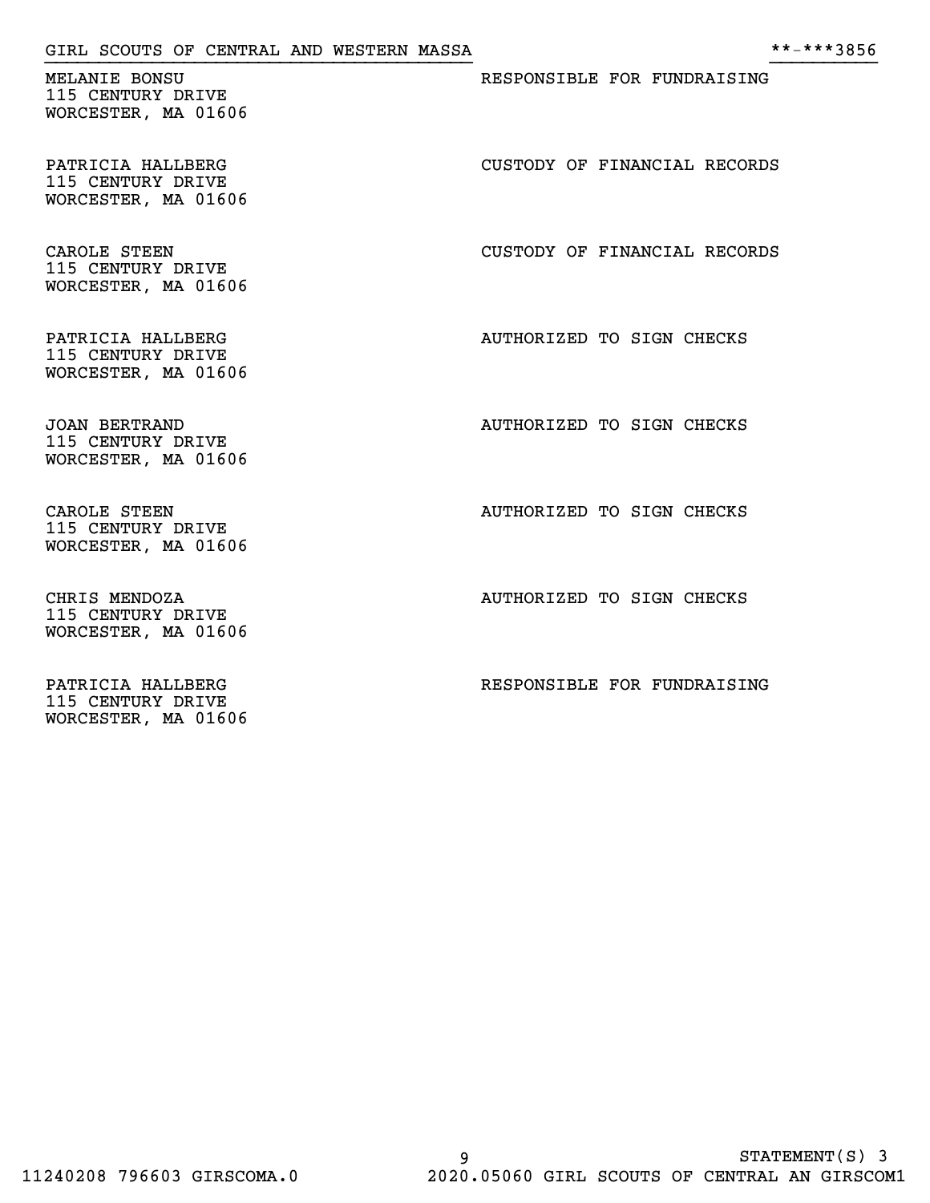GIRL SCOUTS OF CENTRAL AND WESTERN MASSA **-***3856

| Name and Address | Responsibility |
| --- | --- |
| MELANIE BONSU<br>115 CENTURY DRIVE<br>WORCESTER, MA 01606 | RESPONSIBLE FOR FUNDRAISING |
| PATRICIA HALLBERG<br>115 CENTURY DRIVE<br>WORCESTER, MA 01606 | CUSTODY OF FINANCIAL RECORDS |
| CAROLE STEEN<br>115 CENTURY DRIVE<br>WORCESTER, MA 01606 | CUSTODY OF FINANCIAL RECORDS |
| PATRICIA HALLBERG<br>115 CENTURY DRIVE<br>WORCESTER, MA 01606 | AUTHORIZED TO SIGN CHECKS |
| JOAN BERTRAND<br>115 CENTURY DRIVE<br>WORCESTER, MA 01606 | AUTHORIZED TO SIGN CHECKS |
| CAROLE STEEN<br>115 CENTURY DRIVE<br>WORCESTER, MA 01606 | AUTHORIZED TO SIGN CHECKS |
| CHRIS MENDOZA<br>115 CENTURY DRIVE<br>WORCESTER, MA 01606 | AUTHORIZED TO SIGN CHECKS |
| PATRICIA HALLBERG<br>115 CENTURY DRIVE<br>WORCESTER, MA 01606 | RESPONSIBLE FOR FUNDRAISING |

STATEMENT(S) 3

11240208 796603 GIRSCOMA.0 2020.05060 GIRL SCOUTS OF CENTRAL AN GIRSCOM1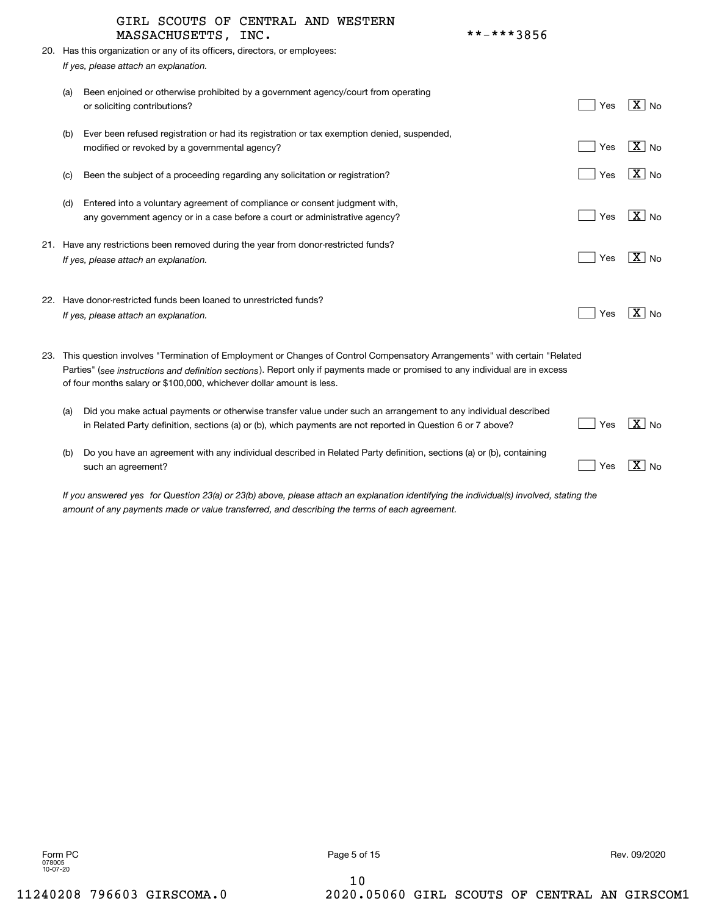GIRL SCOUTS OF CENTRAL AND WESTERN MASSACHUSETTS, INC. **-***3856

20. Has this organization or any of its officers, directors, or employees:
*If yes, please attach an explanation.*

| | | Yes | No |
|---|---|---|---|
| (a) | Been enjoined or otherwise prohibited by a government agency/court from operating or soliciting contributions? | [ ] | [X] |
| (b) | Ever been refused registration or had its registration or tax exemption denied, suspended, modified or revoked by a governmental agency? | [ ] | [X] |
| (c) | Been the subject of a proceeding regarding any solicitation or registration? | [ ] | [X] |
| (d) | Entered into a voluntary agreement of compliance or consent judgment with, any government agency or in a case before a court or administrative agency? | [ ] | [X] |

21. Have any restrictions been removed during the year from donor-restricted funds? [ ] Yes [X] No
*If yes, please attach an explanation.*

22. Have donor-restricted funds been loaned to unrestricted funds? [ ] Yes [X] No
*If yes, please attach an explanation.*

23. This question involves "Termination of Employment or Changes of Control Compensatory Arrangements" with certain "Related Parties" (*see instructions and definition sections*). Report only if payments made or promised to any individual are in excess of four months salary or $100,000, whichever dollar amount is less.

| | | Yes | No |
|---|---|---|---|
| (a) | Did you make actual payments or otherwise transfer value under such an arrangement to any individual described in Related Party definition, sections (a) or (b), which payments are not reported in Question 6 or 7 above? | [ ] | [X] |
| (b) | Do you have an agreement with any individual described in Related Party definition, sections (a) or (b), containing such an agreement? | [ ] | [X] |

*If you answered yes for Question 23(a) or 23(b) above, please attach an explanation identifying the individual(s) involved, stating the amount of any payments made or value transferred, and describing the terms of each agreement.*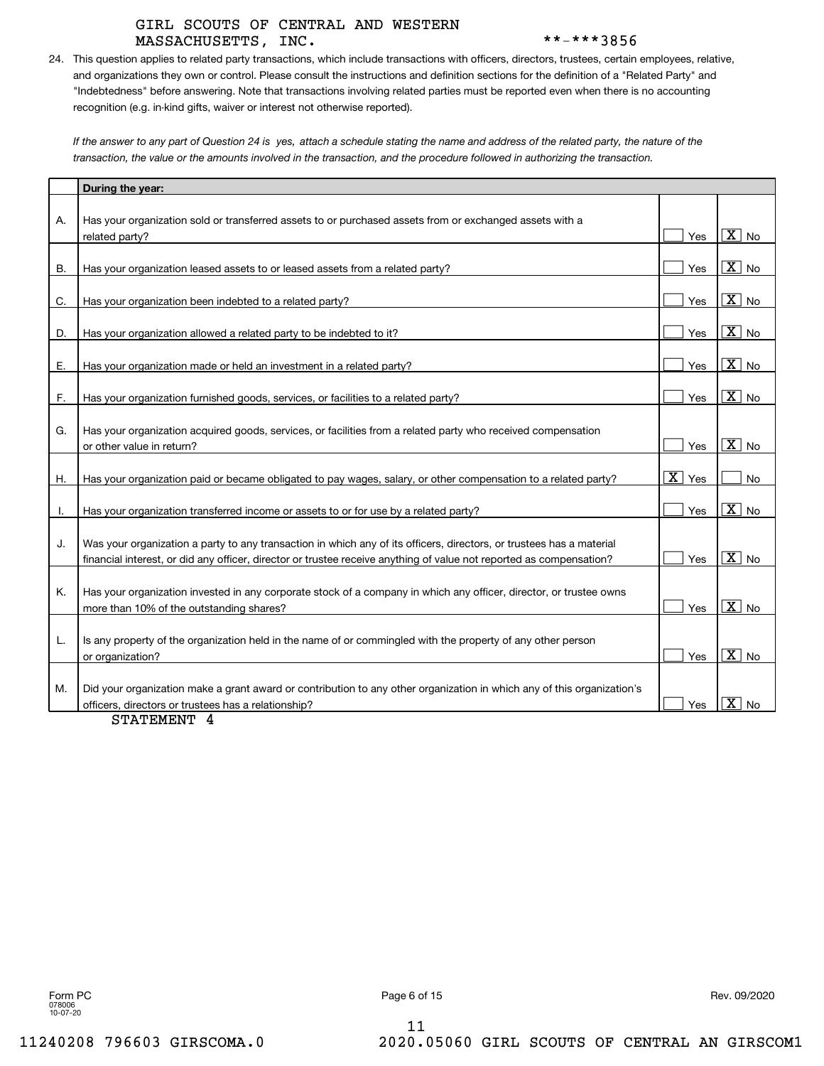GIRL SCOUTS OF CENTRAL AND WESTERN MASSACHUSETTS, INC. **-***3856

24. This question applies to related party transactions, which include transactions with officers, directors, trustees, certain employees, relative, and organizations they own or control. Please consult the instructions and definition sections for the definition of a "Related Party" and "Indebtedness" before answering. Note that transactions involving related parties must be reported even when there is no accounting recognition (e.g. in-kind gifts, waiver or interest not otherwise reported).

*If the answer to any part of Question 24 is yes, attach a schedule stating the name and address of the related party, the nature of the transaction, the value or the amounts involved in the transaction, and the procedure followed in authorizing the transaction.*

| | During the year: | Yes | No |
|---|---|---|---|
| A. | Has your organization sold or transferred assets to or purchased assets from or exchanged assets with a related party? | | X |
| B. | Has your organization leased assets to or leased assets from a related party? | | X |
| C. | Has your organization been indebted to a related party? | | X |
| D. | Has your organization allowed a related party to be indebted to it? | | X |
| E. | Has your organization made or held an investment in a related party? | | X |
| F. | Has your organization furnished goods, services, or facilities to a related party? | | X |
| G. | Has your organization acquired goods, services, or facilities from a related party who received compensation or other value in return? | | X |
| H. | Has your organization paid or became obligated to pay wages, salary, or other compensation to a related party? | X | |
| I. | Has your organization transferred income or assets to or for use by a related party? | | X |
| J. | Was your organization a party to any transaction in which any of its officers, directors, or trustees has a material financial interest, or did any officer, director or trustee receive anything of value not reported as compensation? | | X |
| K. | Has your organization invested in any corporate stock of a company in which any officer, director, or trustee owns more than 10% of the outstanding shares? | | X |
| L. | Is any property of the organization held in the name of or commingled with the property of any other person or organization? | | X |
| M. | Did your organization make a grant award or contribution to any other organization in which any of this organization's officers, directors or trustees has a relationship? | | X |

STATEMENT 4

Form PC
078006
10-07-20

Rev. 09/2020

11240208 796603 GIRSCOMA.0 2020.05060 GIRL SCOUTS OF CENTRAL AN GIRSCOM1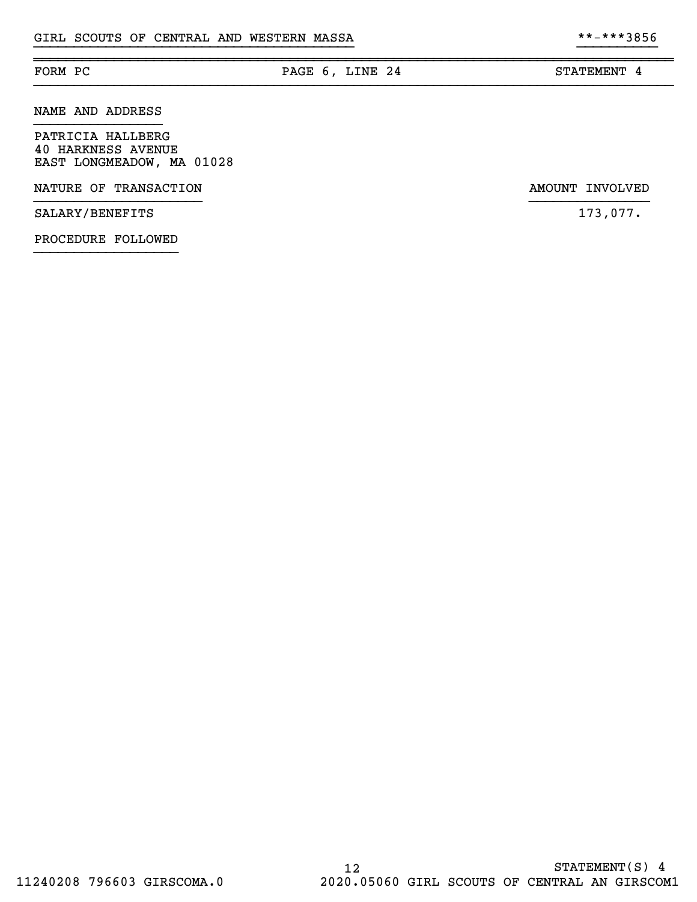GIRL SCOUTS OF CENTRAL AND WESTERN MASSA **-***3856

| FORM PC | PAGE 6, LINE 24 | STATEMENT 4 |
|---|---|---|

NAME AND ADDRESS

PATRICIA HALLBERG
40 HARKNESS AVENUE
EAST LONGMEADOW, MA 01028

| NATURE OF TRANSACTION | AMOUNT INVOLVED |
|---|---|
| SALARY/BENEFITS | 173,077. |

PROCEDURE FOLLOWED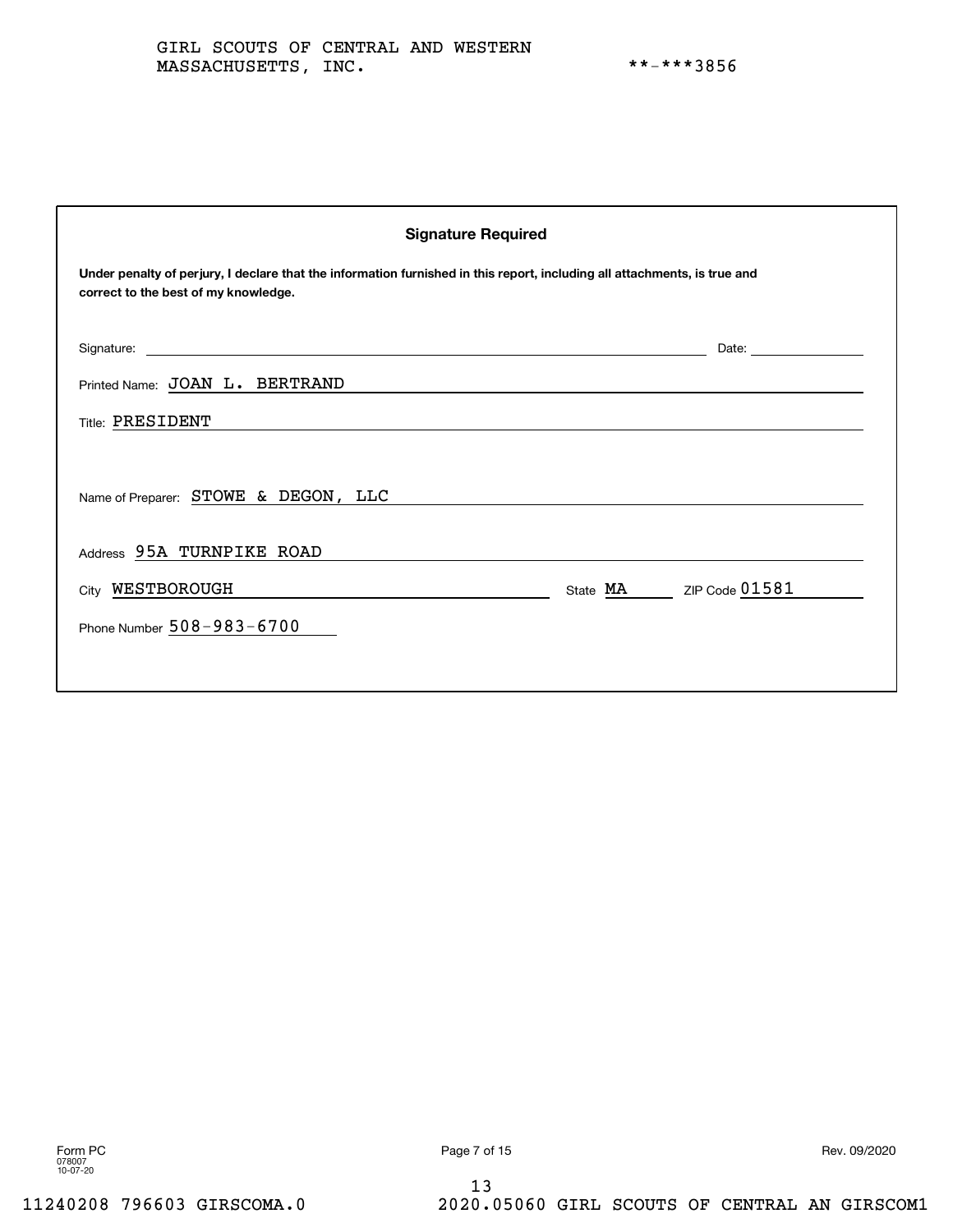GIRL SCOUTS OF CENTRAL AND WESTERN MASSACHUSETTS, INC.

**-***3856

**Signature Required**

**Under penalty of perjury, I declare that the information furnished in this report, including all attachments, is true and correct to the best of my knowledge.**

Signature: ______________________ Date: __________

Printed Name: JOAN L. BERTRAND

Title: PRESIDENT

Name of Preparer: STOWE & DEGON, LLC

Address 95A TURNPIKE ROAD

City WESTBOROUGH State MA ZIP Code 01581

Phone Number 508-983-6700

Form PC
078007
10-07-20

Rev. 09/2020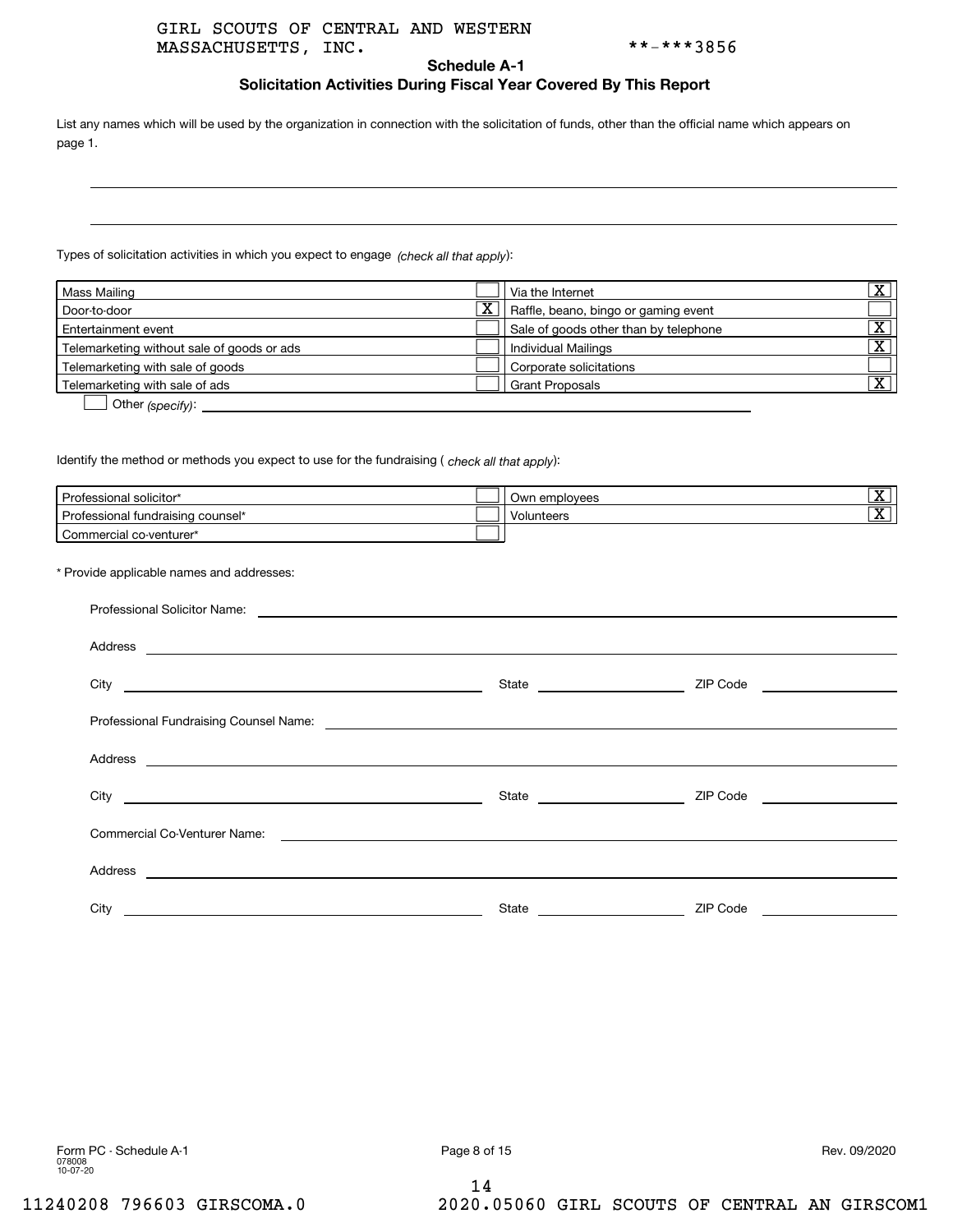GIRL SCOUTS OF CENTRAL AND WESTERN MASSACHUSETTS, INC. **-***3856

## Schedule A-1

### Solicitation Activities During Fiscal Year Covered By This Report

List any names which will be used by the organization in connection with the solicitation of funds, other than the official name which appears on page 1.

Types of solicitation activities in which you expect to engage *(check all that apply)*:

| Activity | | Activity | |
|---|---|---|---|
| Mass Mailing | | Via the Internet | X |
| Door-to-door | X | Raffle, beano, bingo or gaming event | |
| Entertainment event | | Sale of goods other than by telephone | X |
| Telemarketing without sale of goods or ads | | Individual Mailings | X |
| Telemarketing with sale of goods | | Corporate solicitations | |
| Telemarketing with sale of ads | | Grant Proposals | X |

☐ Other *(specify)*:

Identify the method or methods you expect to use for the fundraising ( *check all that apply*):

| Method | | Method | |
|---|---|---|---|
| Professional solicitor* | | Own employees | X |
| Professional fundraising counsel* | | Volunteers | X |
| Commercial co-venturer* | | | |

\* Provide applicable names and addresses:

Professional Solicitor Name:

Address

City State ZIP Code

Professional Fundraising Counsel Name:

Address

City State ZIP Code

Commercial Co-Venturer Name:

Address

City State ZIP Code

Form PC - Schedule A-1
078008
10-07-20

Rev. 09/2020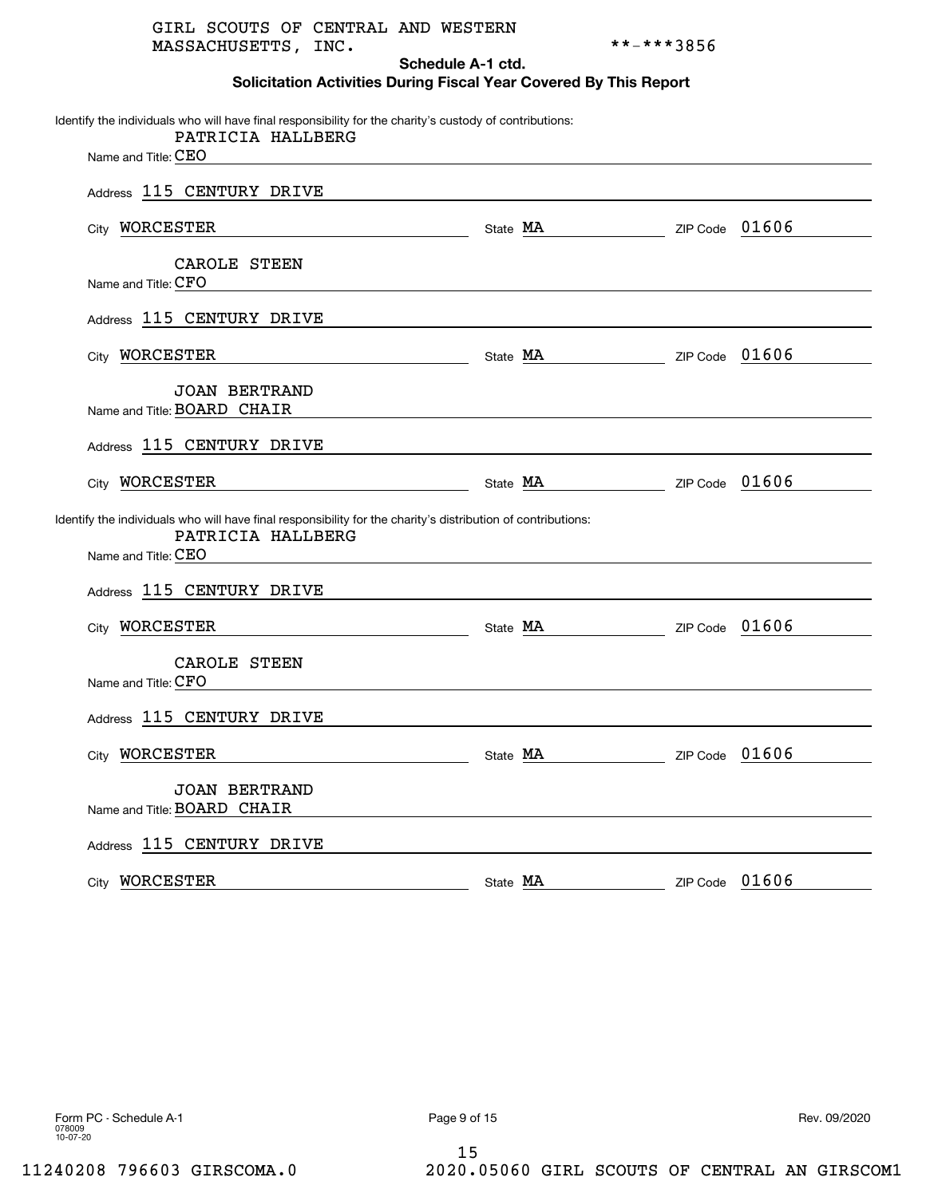GIRL SCOUTS OF CENTRAL AND WESTERN MASSACHUSETTS, INC. **-***3856

## Schedule A-1 ctd.

### Solicitation Activities During Fiscal Year Covered By This Report

Identify the individuals who will have final responsibility for the charity's custody of contributions:

Name and Title: PATRICIA HALLBERG, CEO
Address: 115 CENTURY DRIVE
City: WORCESTER State: MA ZIP Code: 01606

Name and Title: CAROLE STEEN, CFO
Address: 115 CENTURY DRIVE
City: WORCESTER State: MA ZIP Code: 01606

Name and Title: JOAN BERTRAND, BOARD CHAIR
Address: 115 CENTURY DRIVE
City: WORCESTER State: MA ZIP Code: 01606

Identify the individuals who will have final responsibility for the charity's distribution of contributions:

Name and Title: PATRICIA HALLBERG, CEO
Address: 115 CENTURY DRIVE
City: WORCESTER State: MA ZIP Code: 01606

Name and Title: CAROLE STEEN, CFO
Address: 115 CENTURY DRIVE
City: WORCESTER State: MA ZIP Code: 01606

Name and Title: JOAN BERTRAND, BOARD CHAIR
Address: 115 CENTURY DRIVE
City: WORCESTER State: MA ZIP Code: 01606

Form PC - Schedule A-1
078009
10-07-20

Rev. 09/2020

11240208 796603 GIRSCOMA.0 2020.05060 GIRL SCOUTS OF CENTRAL AN GIRSCOM1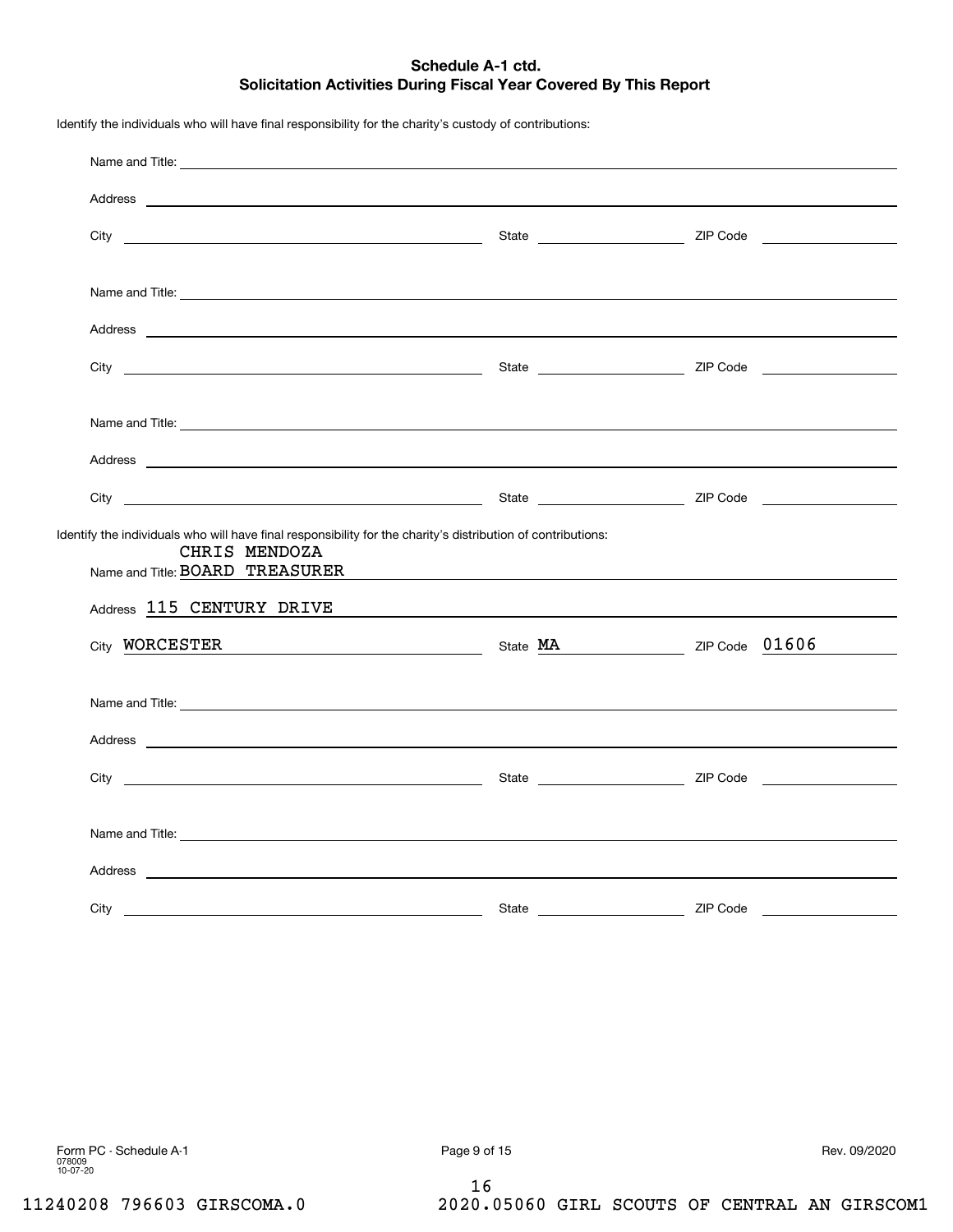## Schedule A-1 ctd.
## Solicitation Activities During Fiscal Year Covered By This Report

Identify the individuals who will have final responsibility for the charity's custody of contributions:

Name and Title:

Address

City　　State　　ZIP Code

Name and Title:

Address

City　　State　　ZIP Code

Name and Title:

Address

City　　State　　ZIP Code

Identify the individuals who will have final responsibility for the charity's distribution of contributions:

Name and Title: CHRIS MENDOZA BOARD TREASURER

Address 115 CENTURY DRIVE

City WORCESTER　　State MA　　ZIP Code 01606

Name and Title:

Address

City　　State　　ZIP Code

Name and Title:

Address

City　　State　　ZIP Code

Form PC - Schedule A-1　　Rev. 09/2020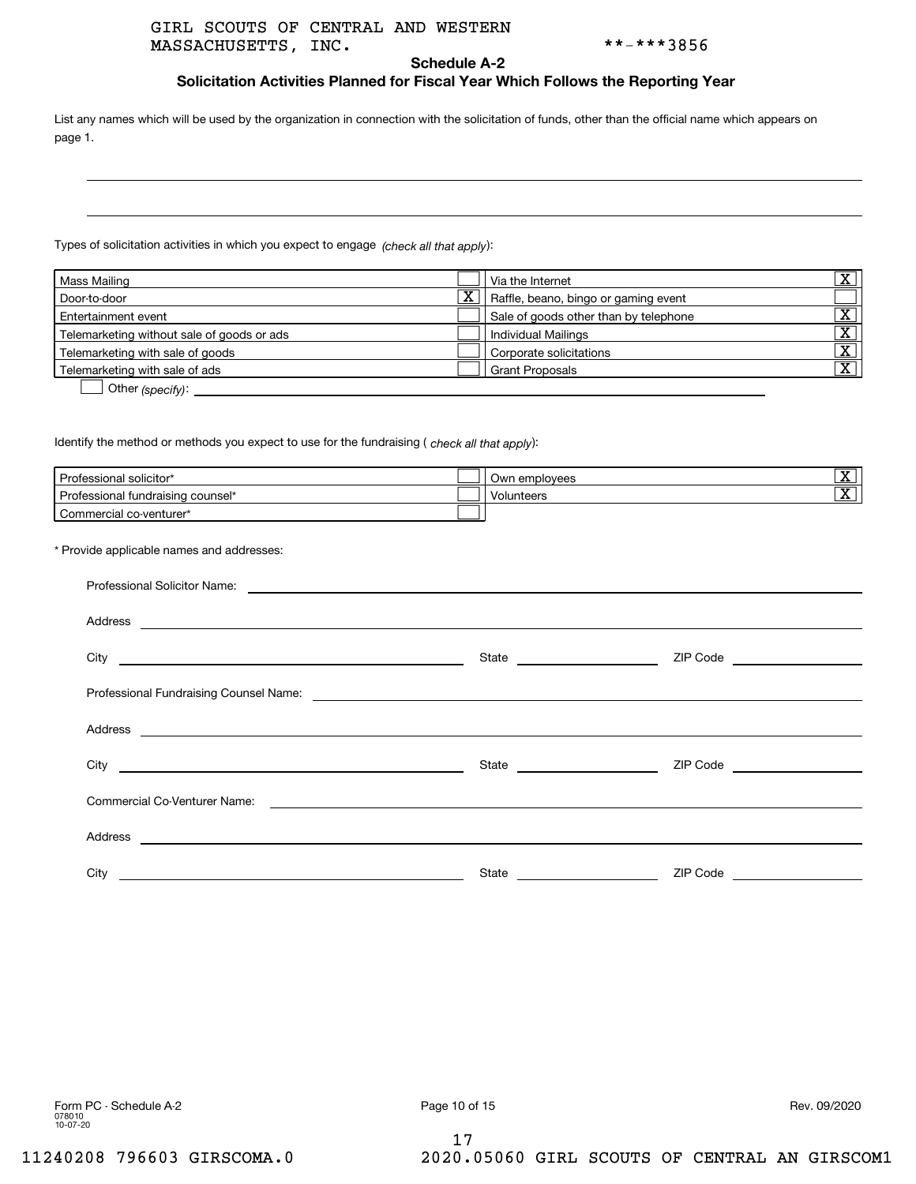GIRL SCOUTS OF CENTRAL AND WESTERN MASSACHUSETTS, INC. **-***3856

## Schedule A-2

### Solicitation Activities Planned for Fiscal Year Which Follows the Reporting Year

List any names which will be used by the organization in connection with the solicitation of funds, other than the official name which appears on page 1.

Types of solicitation activities in which you expect to engage *(check all that apply)*:

| Activity | | Activity | |
|---|---|---|---|
| Mass Mailing | | Via the Internet | X |
| Door-to-door | X | Raffle, beano, bingo or gaming event | |
| Entertainment event | | Sale of goods other than by telephone | X |
| Telemarketing without sale of goods or ads | | Individual Mailings | X |
| Telemarketing with sale of goods | | Corporate solicitations | X |
| Telemarketing with sale of ads | | Grant Proposals | X |

☐ Other *(specify)*:

Identify the method or methods you expect to use for the fundraising ( *check all that apply*):

| Method | | Method | |
|---|---|---|---|
| Professional solicitor* | | Own employees | X |
| Professional fundraising counsel* | | Volunteers | X |
| Commercial co-venturer* | | | |

\* Provide applicable names and addresses:

Professional Solicitor Name:

Address

City State ZIP Code

Professional Fundraising Counsel Name:

Address

City State ZIP Code

Commercial Co-Venturer Name:

Address

City State ZIP Code

Form PC - Schedule A-2 078010 10-07-20 Rev. 09/2020

11240208 796603 GIRSCOMA.0 2020.05060 GIRL SCOUTS OF CENTRAL AN GIRSCOM1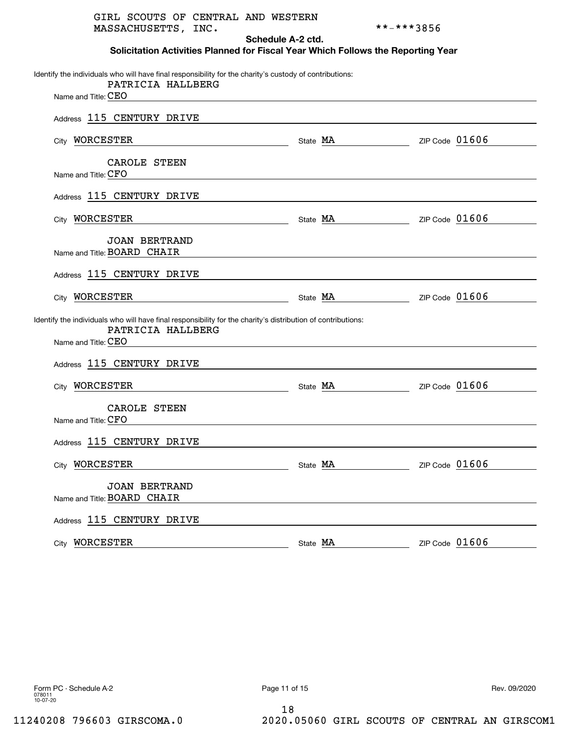GIRL SCOUTS OF CENTRAL AND WESTERN MASSACHUSETTS, INC.

**-***3856

## Schedule A-2 ctd.

### Solicitation Activities Planned for Fiscal Year Which Follows the Reporting Year

Identify the individuals who will have final responsibility for the charity's custody of contributions:

Name and Title: PATRICIA HALLBERG, CEO
Address: 115 CENTURY DRIVE
City: WORCESTER State: MA ZIP Code: 01606

Name and Title: CAROLE STEEN, CFO
Address: 115 CENTURY DRIVE
City: WORCESTER State: MA ZIP Code: 01606

Name and Title: JOAN BERTRAND, BOARD CHAIR
Address: 115 CENTURY DRIVE
City: WORCESTER State: MA ZIP Code: 01606

Identify the individuals who will have final responsibility for the charity's distribution of contributions:

Name and Title: PATRICIA HALLBERG, CEO
Address: 115 CENTURY DRIVE
City: WORCESTER State: MA ZIP Code: 01606

Name and Title: CAROLE STEEN, CFO
Address: 115 CENTURY DRIVE
City: WORCESTER State: MA ZIP Code: 01606

Name and Title: JOAN BERTRAND, BOARD CHAIR
Address: 115 CENTURY DRIVE
City: WORCESTER State: MA ZIP Code: 01606

Form PC - Schedule A-2
078011
10-07-20

Rev. 09/2020

11240208 796603 GIRSCOMA.0 2020.05060 GIRL SCOUTS OF CENTRAL AN GIRSCOM1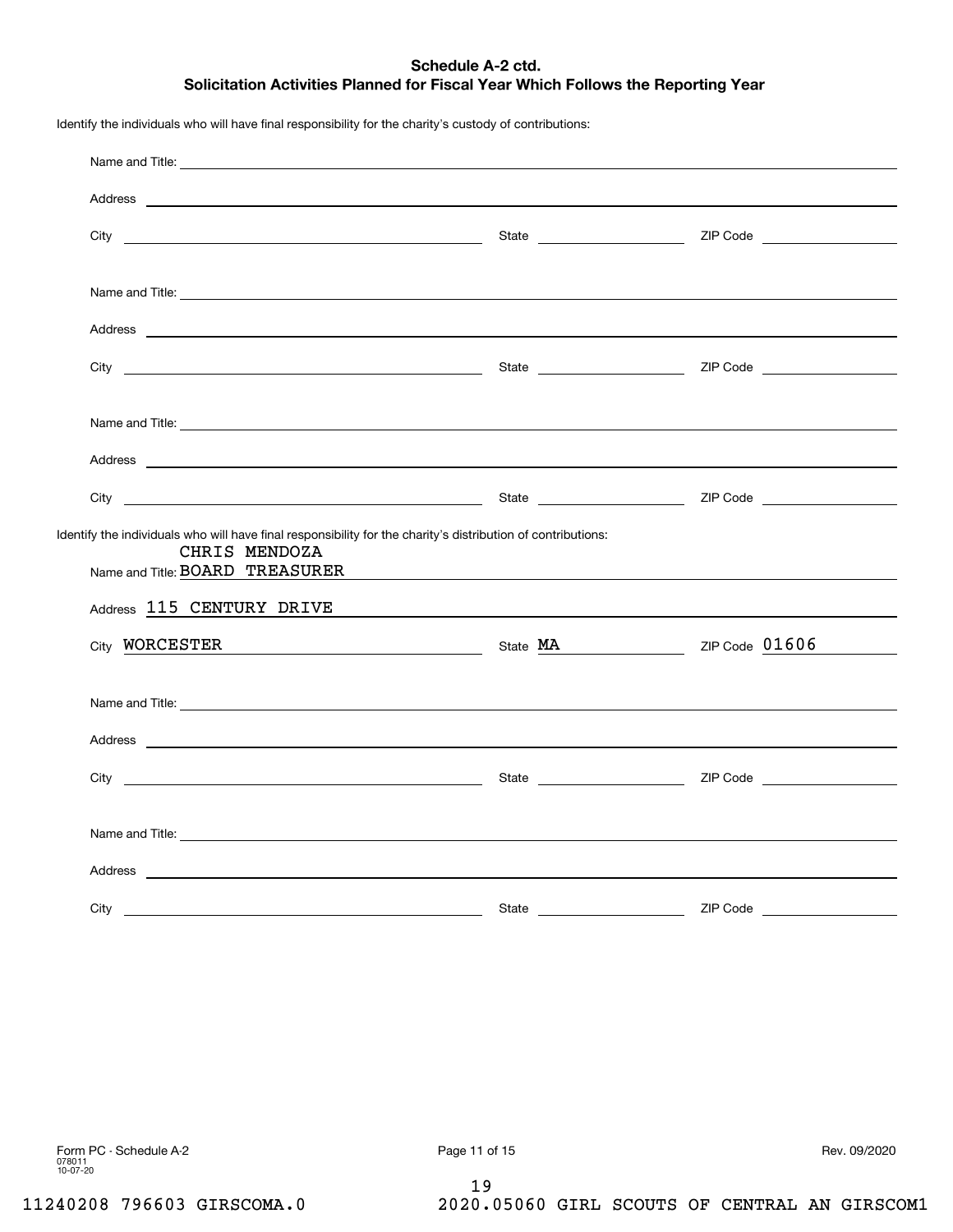**Schedule A-2 ctd.**

**Solicitation Activities Planned for Fiscal Year Which Follows the Reporting Year**

Identify the individuals who will have final responsibility for the charity's custody of contributions:

Name and Title:

Address

City State ZIP Code

Name and Title:

Address

City State ZIP Code

Name and Title:

Address

City State ZIP Code

Identify the individuals who will have final responsibility for the charity's distribution of contributions:

Name and Title: CHRIS MENDOZA BOARD TREASURER

Address 115 CENTURY DRIVE

City WORCESTER State MA ZIP Code 01606

Name and Title:

Address

City State ZIP Code

Name and Title:

Address

City State ZIP Code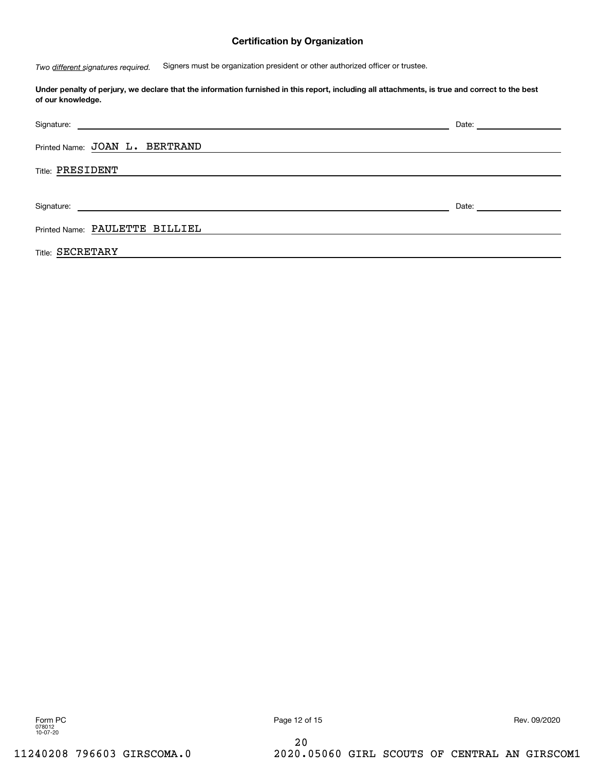## Certification by Organization

*Two different signatures required.* Signers must be organization president or other authorized officer or trustee.

**Under penalty of perjury, we declare that the information furnished in this report, including all attachments, is true and correct to the best of our knowledge.**

Signature: ______________________________ Date: ______________

Printed Name: JOAN L. BERTRAND

Title: PRESIDENT

Signature: ______________________________ Date: ______________

Printed Name: PAULETTE BILLIEL

Title: SECRETARY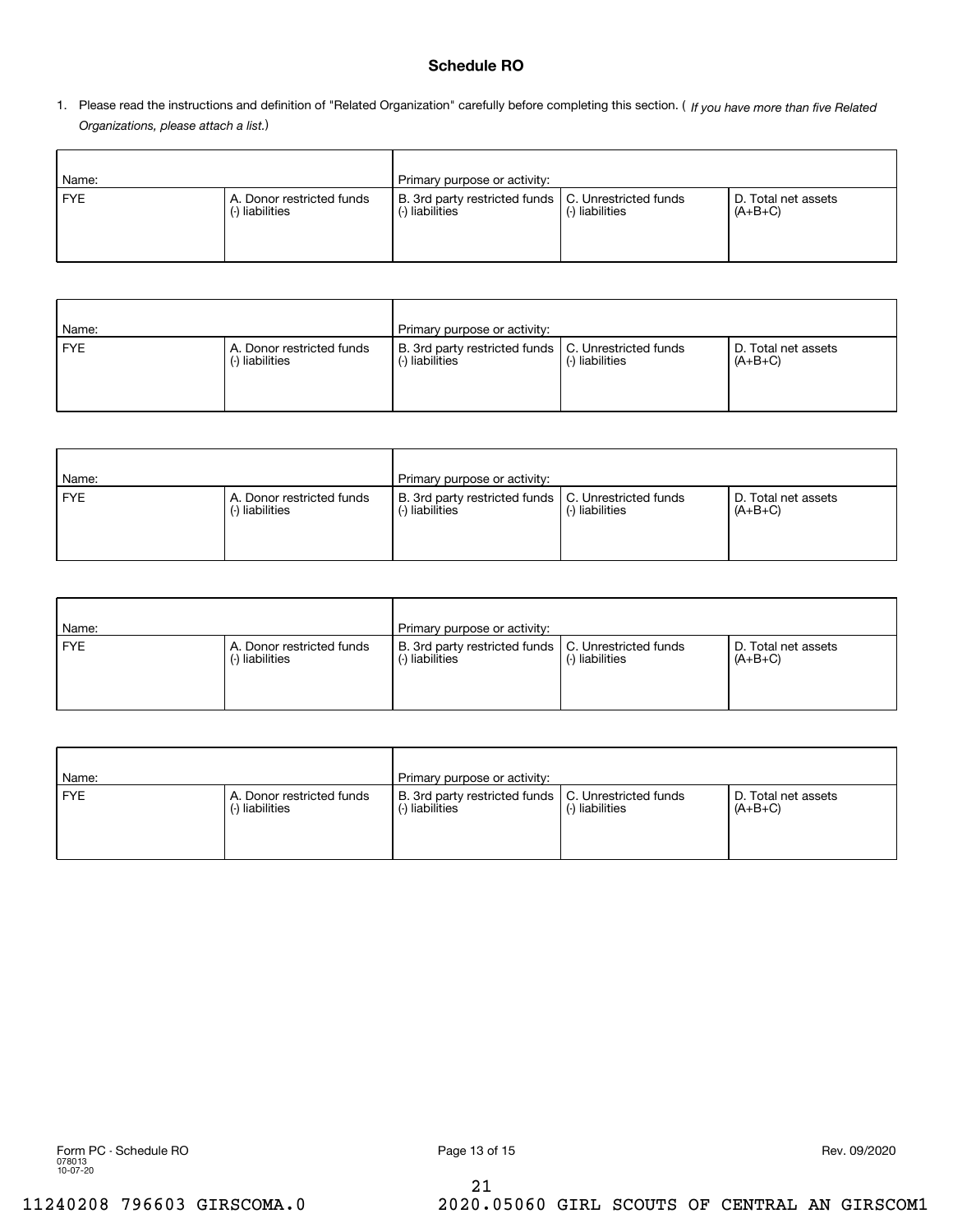# Schedule RO

1. Please read the instructions and definition of "Related Organization" carefully before completing this section. ( *If you have more than five Related Organizations, please attach a list.*)

| Name: | | Primary purpose or activity: | | |
|---|---|---|---|---|
| FYE | A. Donor restricted funds (-) liabilities | B. 3rd party restricted funds (-) liabilities | C. Unrestricted funds (-) liabilities | D. Total net assets (A+B+C) |
| | | | | |

| Name: | | Primary purpose or activity: | | |
|---|---|---|---|---|
| FYE | A. Donor restricted funds (-) liabilities | B. 3rd party restricted funds (-) liabilities | C. Unrestricted funds (-) liabilities | D. Total net assets (A+B+C) |
| | | | | |

| Name: | | Primary purpose or activity: | | |
|---|---|---|---|---|
| FYE | A. Donor restricted funds (-) liabilities | B. 3rd party restricted funds (-) liabilities | C. Unrestricted funds (-) liabilities | D. Total net assets (A+B+C) |
| | | | | |

| Name: | | Primary purpose or activity: | | |
|---|---|---|---|---|
| FYE | A. Donor restricted funds (-) liabilities | B. 3rd party restricted funds (-) liabilities | C. Unrestricted funds (-) liabilities | D. Total net assets (A+B+C) |
| | | | | |

| Name: | | Primary purpose or activity: | | |
|---|---|---|---|---|
| FYE | A. Donor restricted funds (-) liabilities | B. 3rd party restricted funds (-) liabilities | C. Unrestricted funds (-) liabilities | D. Total net assets (A+B+C) |
| | | | | |

Form PC - Schedule RO
078013
10-07-20

Rev. 09/2020

11240208 796603 GIRSCOMA.0 2020.05060 GIRL SCOUTS OF CENTRAL AN GIRSCOM1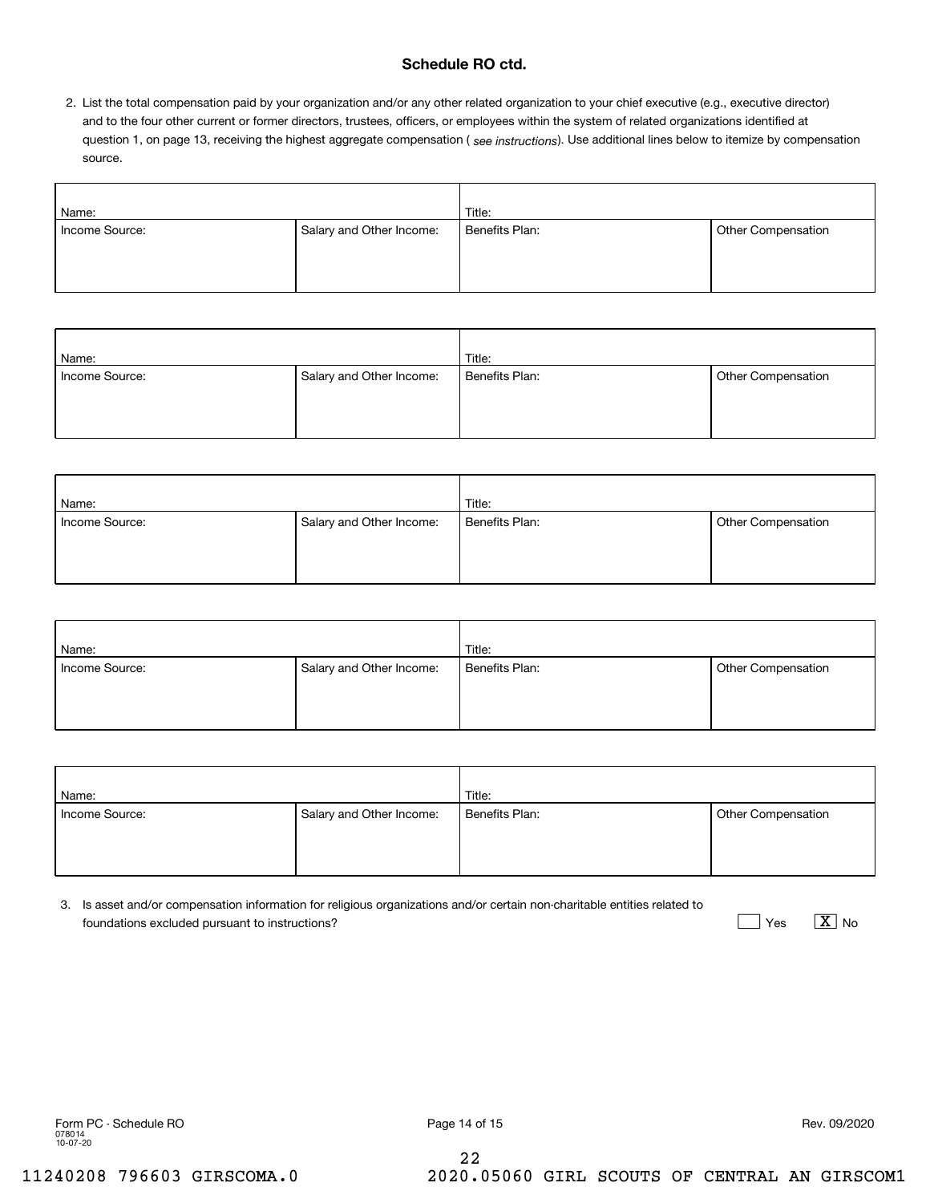## Schedule RO ctd.

2. List the total compensation paid by your organization and/or any other related organization to your chief executive (e.g., executive director) and to the four other current or former directors, trustees, officers, or employees within the system of related organizations identified at question 1, on page 13, receiving the highest aggregate compensation ( *see instructions*). Use additional lines below to itemize by compensation source.

| Name: | | Title: | |
|---|---|---|---|
| Income Source: | Salary and Other Income: | Benefits Plan: | Other Compensation |
| | | | |

| Name: | | Title: | |
|---|---|---|---|
| Income Source: | Salary and Other Income: | Benefits Plan: | Other Compensation |
| | | | |

| Name: | | Title: | |
|---|---|---|---|
| Income Source: | Salary and Other Income: | Benefits Plan: | Other Compensation |
| | | | |

| Name: | | Title: | |
|---|---|---|---|
| Income Source: | Salary and Other Income: | Benefits Plan: | Other Compensation |
| | | | |

| Name: | | Title: | |
|---|---|---|---|
| Income Source: | Salary and Other Income: | Benefits Plan: | Other Compensation |
| | | | |

3. Is asset and/or compensation information for religious organizations and/or certain non-charitable entities related to foundations excluded pursuant to instructions? ☐ Yes [X] No

Form PC - Schedule RO
078014
10-07-20

Rev. 09/2020

22

11240208 796603 GIRSCOMA.0 2020.05060 GIRL SCOUTS OF CENTRAL AN GIRSCOM1